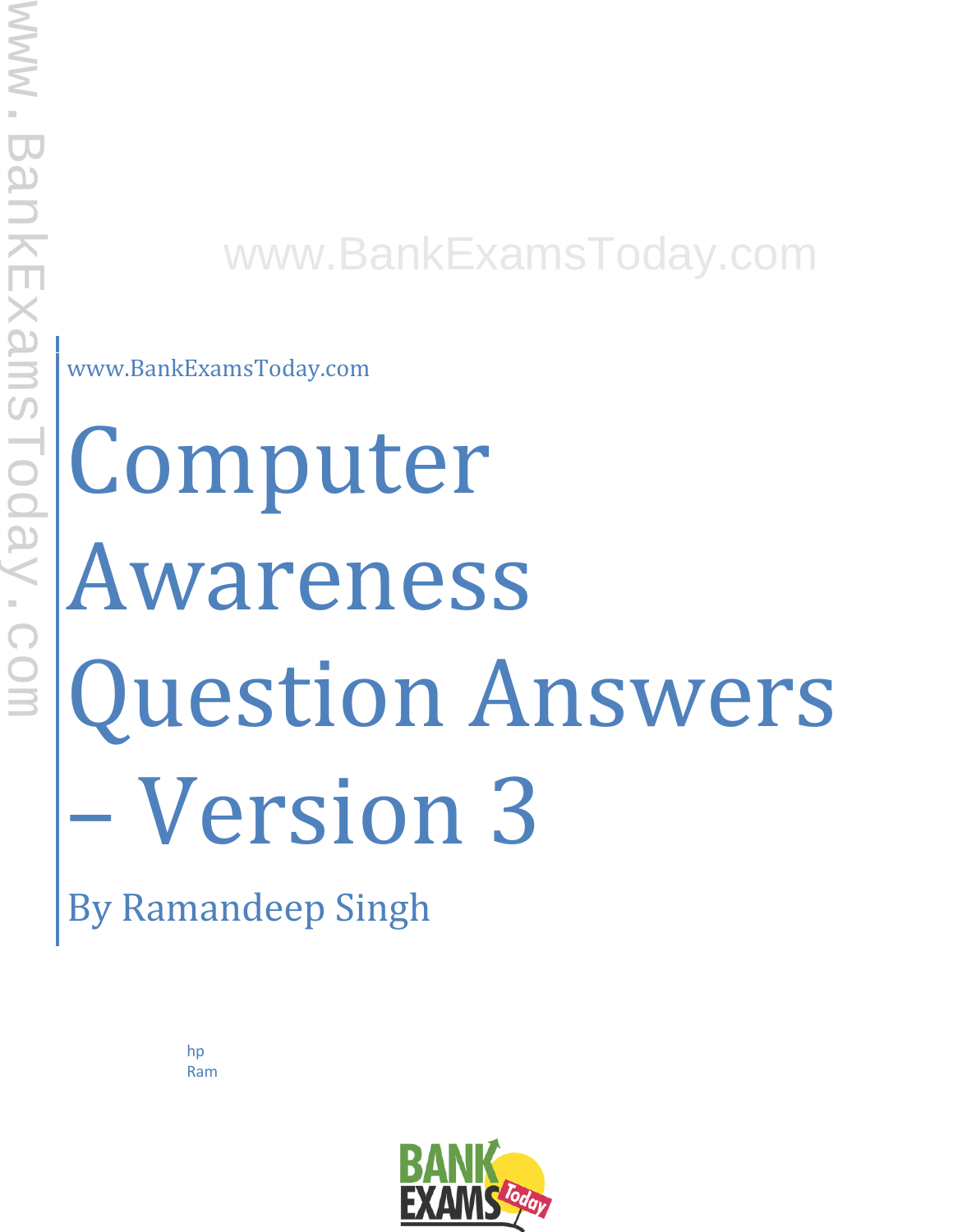www.BankExamsToday.com

www.BankExamsToday.com

# Computer Awareness Question Answers – Version 3

By Ramandeep Singh

hp
Ram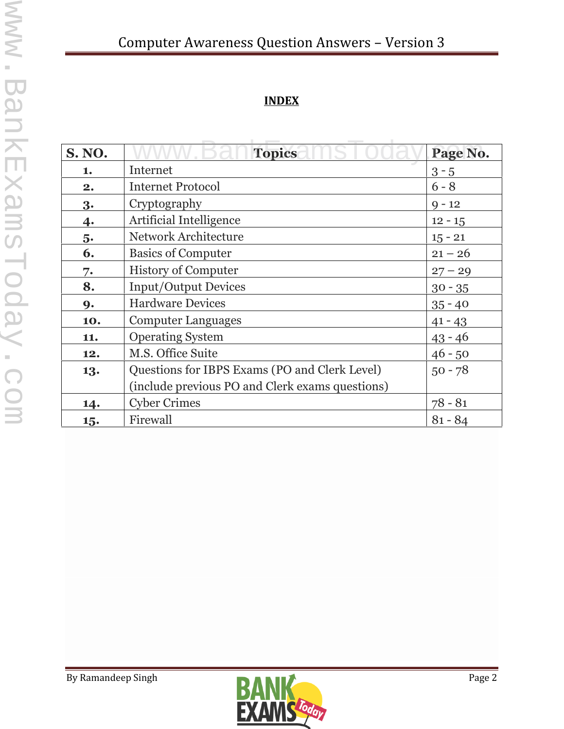# INDEX

| S. NO. | Topics | Page No. |
|---|---|---|
| 1. | Internet | 3 - 5 |
| 2. | Internet Protocol | 6 - 8 |
| 3. | Cryptography | 9 - 12 |
| 4. | Artificial Intelligence | 12 - 15 |
| 5. | Network Architecture | 15 - 21 |
| 6. | Basics of Computer | 21 – 26 |
| 7. | History of Computer | 27 – 29 |
| 8. | Input/Output Devices | 30 - 35 |
| 9. | Hardware Devices | 35 - 40 |
| 10. | Computer Languages | 41 - 43 |
| 11. | Operating System | 43 - 46 |
| 12. | M.S. Office Suite | 46 - 50 |
| 13. | Questions for IBPS Exams (PO and Clerk Level) (include previous PO and Clerk exams questions) | 50 - 78 |
| 14. | Cyber Crimes | 78 - 81 |
| 15. | Firewall | 81 - 84 |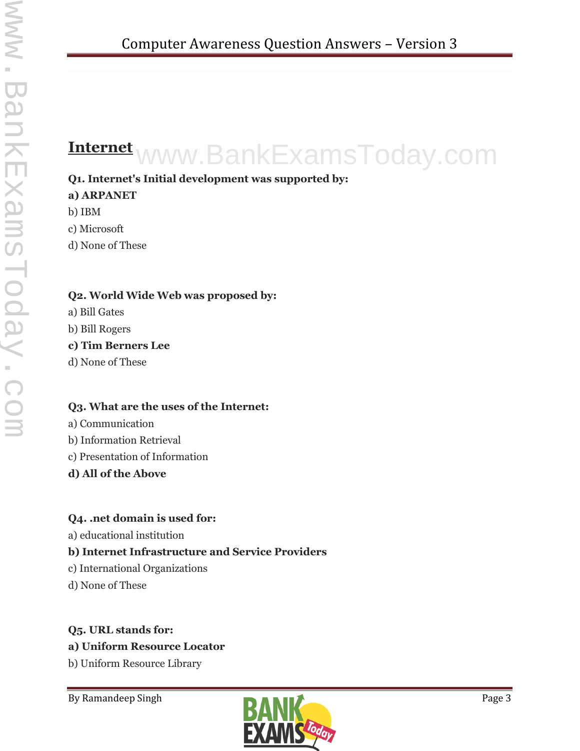## Internet

**Q1. Internet's Initial development was supported by:**

**a) ARPANET**

b) IBM

c) Microsoft

d) None of These

**Q2. World Wide Web was proposed by:**

a) Bill Gates

b) Bill Rogers

**c) Tim Berners Lee**

d) None of These

**Q3. What are the uses of the Internet:**

a) Communication

b) Information Retrieval

c) Presentation of Information

**d) All of the Above**

**Q4. .net domain is used for:**

a) educational institution

**b) Internet Infrastructure and Service Providers**

c) International Organizations

d) None of These

**Q5. URL stands for:**

**a) Uniform Resource Locator**

b) Uniform Resource Library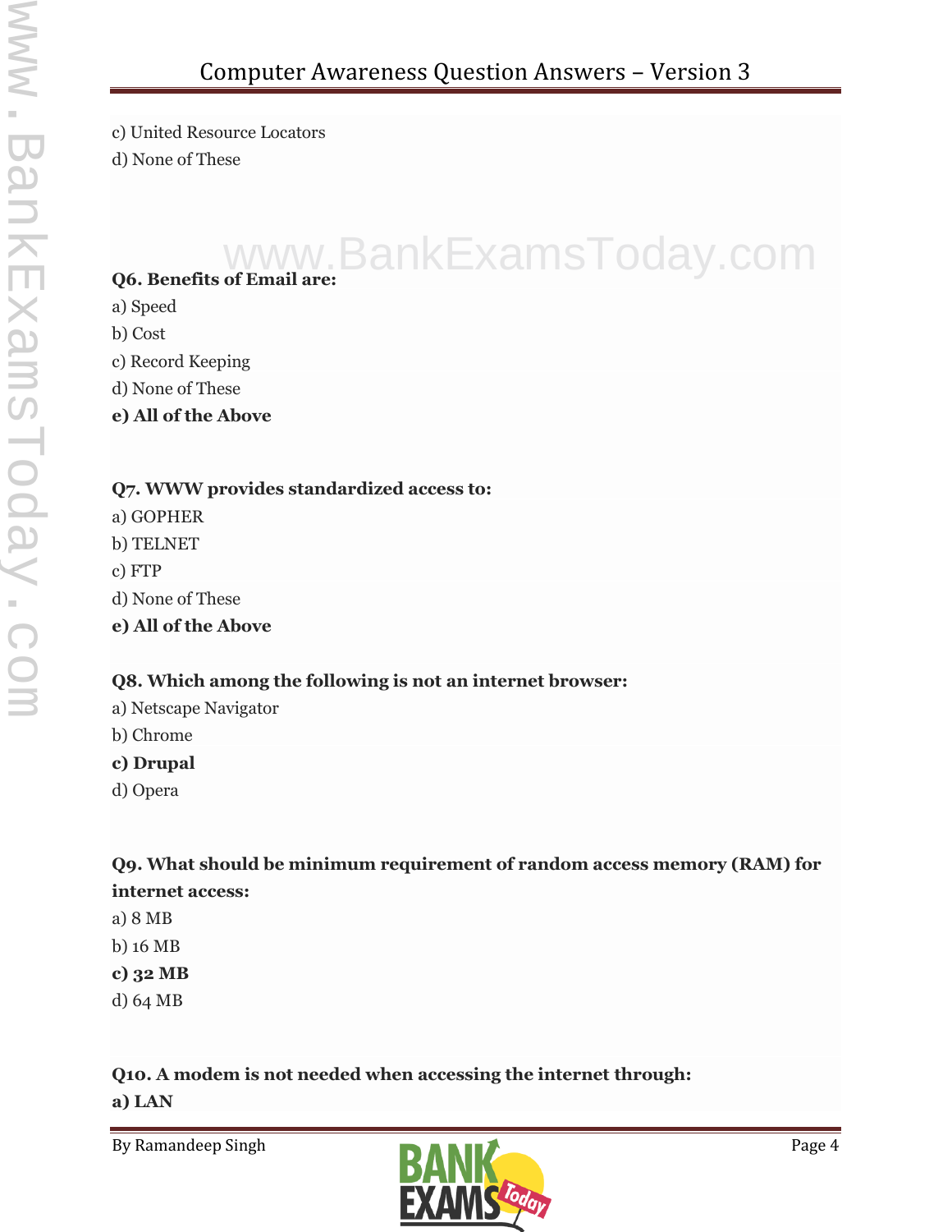c) United Resource Locators

d) None of These

**Q6. Benefits of Email are:**

a) Speed

b) Cost

c) Record Keeping

d) None of These

**e) All of the Above**

**Q7. WWW provides standardized access to:**

a) GOPHER

b) TELNET

c) FTP

d) None of These

**e) All of the Above**

**Q8. Which among the following is not an internet browser:**

a) Netscape Navigator

b) Chrome

**c) Drupal**

d) Opera

**Q9. What should be minimum requirement of random access memory (RAM) for internet access:**

a) 8 MB

b) 16 MB

**c) 32 MB**

d) 64 MB

**Q10. A modem is not needed when accessing the internet through:**

**a) LAN**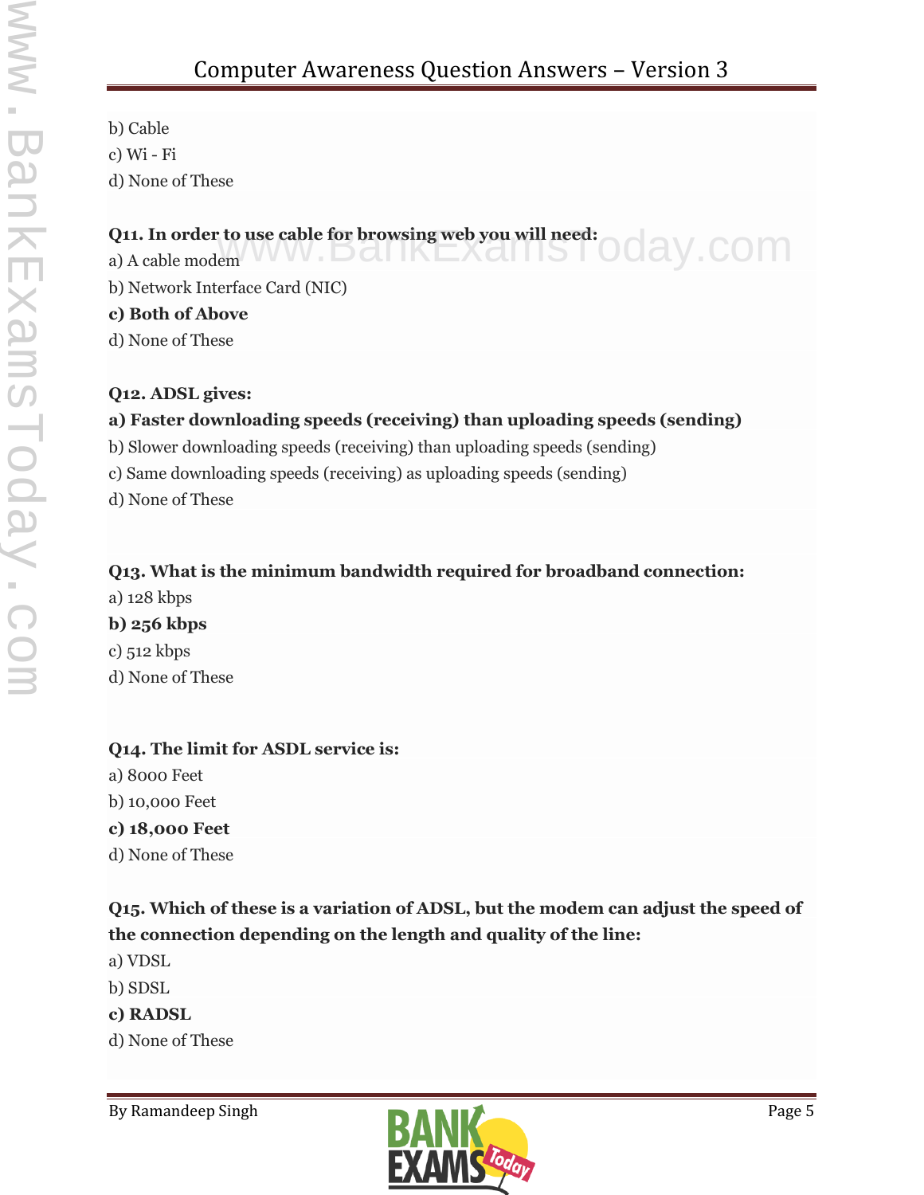b) Cable

c) Wi - Fi

d) None of These

**Q11. In order to use cable for browsing web you will need:**

a) A cable modem

b) Network Interface Card (NIC)

**c) Both of Above**

d) None of These

**Q12. ADSL gives:**

**a) Faster downloading speeds (receiving) than uploading speeds (sending)**

b) Slower downloading speeds (receiving) than uploading speeds (sending)

c) Same downloading speeds (receiving) as uploading speeds (sending)

d) None of These

**Q13. What is the minimum bandwidth required for broadband connection:**

a) 128 kbps

**b) 256 kbps**

c) 512 kbps

d) None of These

**Q14. The limit for ASDL service is:**

a) 8000 Feet

b) 10,000 Feet

**c) 18,000 Feet**

d) None of These

**Q15. Which of these is a variation of ADSL, but the modem can adjust the speed of the connection depending on the length and quality of the line:**

a) VDSL

b) SDSL

**c) RADSL**

d) None of These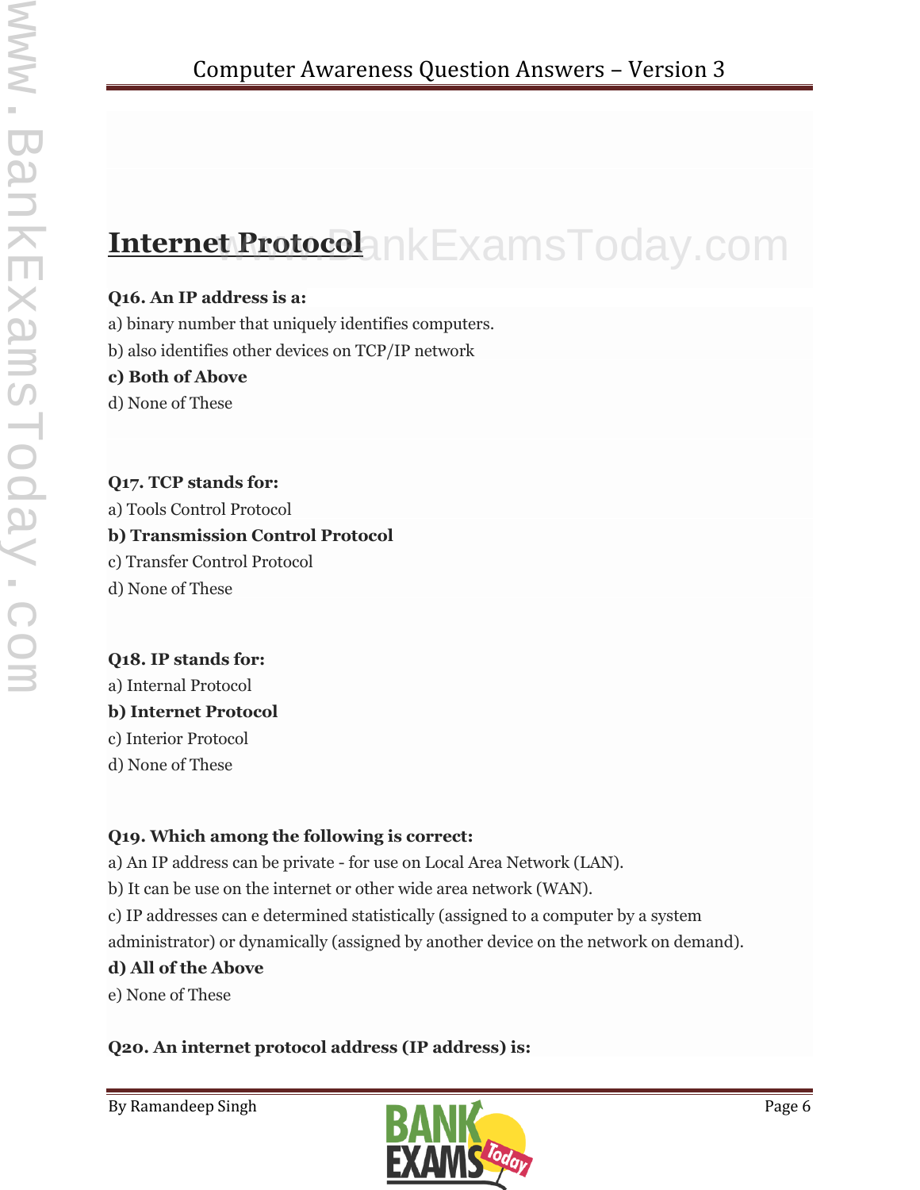## Internet Protocol

**Q16. An IP address is a:**

a) binary number that uniquely identifies computers.

b) also identifies other devices on TCP/IP network

**c) Both of Above**

d) None of These

**Q17. TCP stands for:**

a) Tools Control Protocol

**b) Transmission Control Protocol**

c) Transfer Control Protocol

d) None of These

**Q18. IP stands for:**

a) Internal Protocol

**b) Internet Protocol**

c) Interior Protocol

d) None of These

**Q19. Which among the following is correct:**

a) An IP address can be private - for use on Local Area Network (LAN).

b) It can be use on the internet or other wide area network (WAN).

c) IP addresses can e determined statistically (assigned to a computer by a system administrator) or dynamically (assigned by another device on the network on demand).

**d) All of the Above**

e) None of These

**Q20. An internet protocol address (IP address) is:**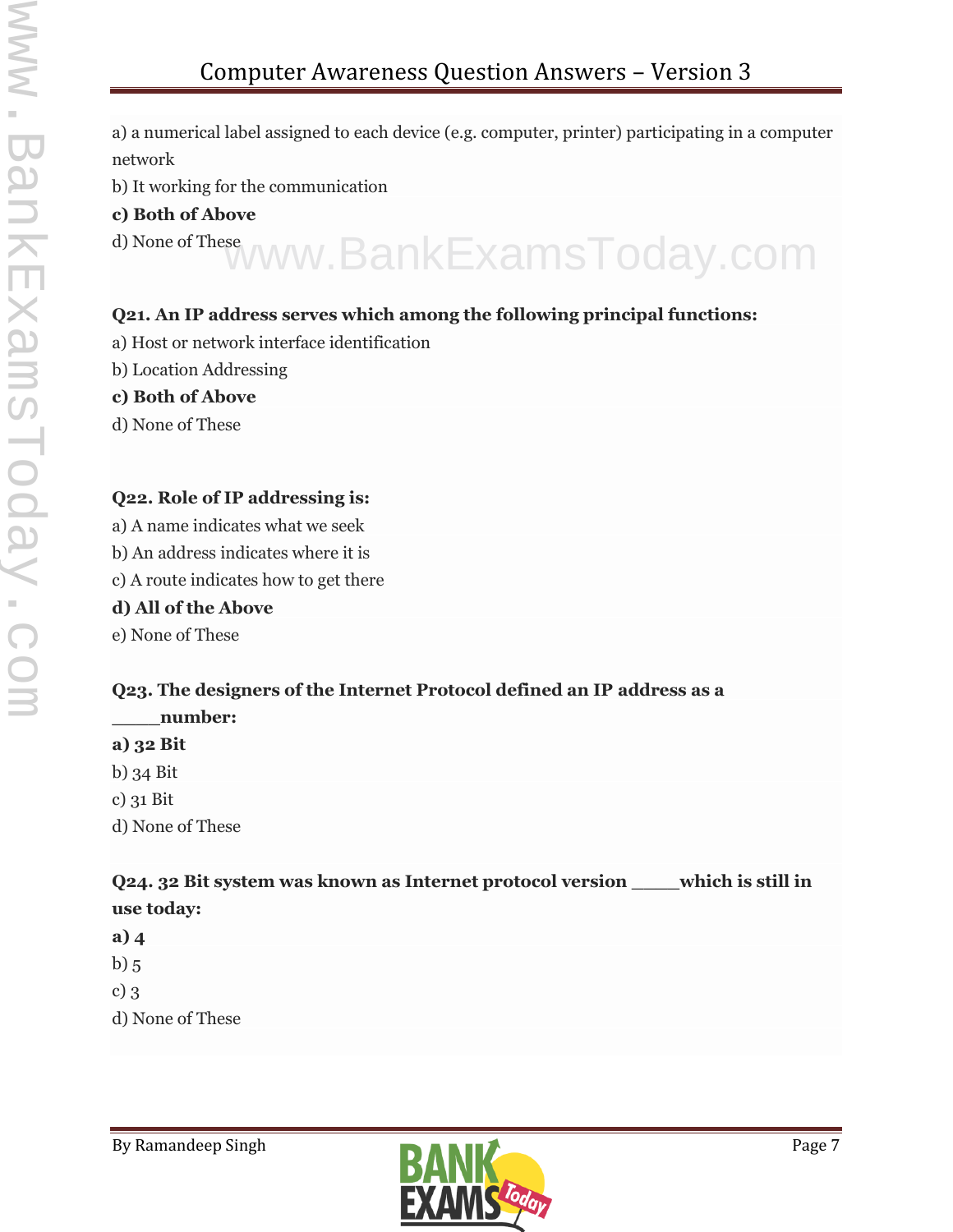a) a numerical label assigned to each device (e.g. computer, printer) participating in a computer network

b) It working for the communication

**c) Both of Above**

d) None of These

**Q21. An IP address serves which among the following principal functions:**

a) Host or network interface identification

b) Location Addressing

**c) Both of Above**

d) None of These

**Q22. Role of IP addressing is:**

a) A name indicates what we seek

b) An address indicates where it is

c) A route indicates how to get there

**d) All of the Above**

e) None of These

**Q23. The designers of the Internet Protocol defined an IP address as a _____number:**

**a) 32 Bit**

b) 34 Bit

c) 31 Bit

d) None of These

**Q24. 32 Bit system was known as Internet protocol version _____which is still in use today:**

**a) 4**

b) 5

c) 3

d) None of These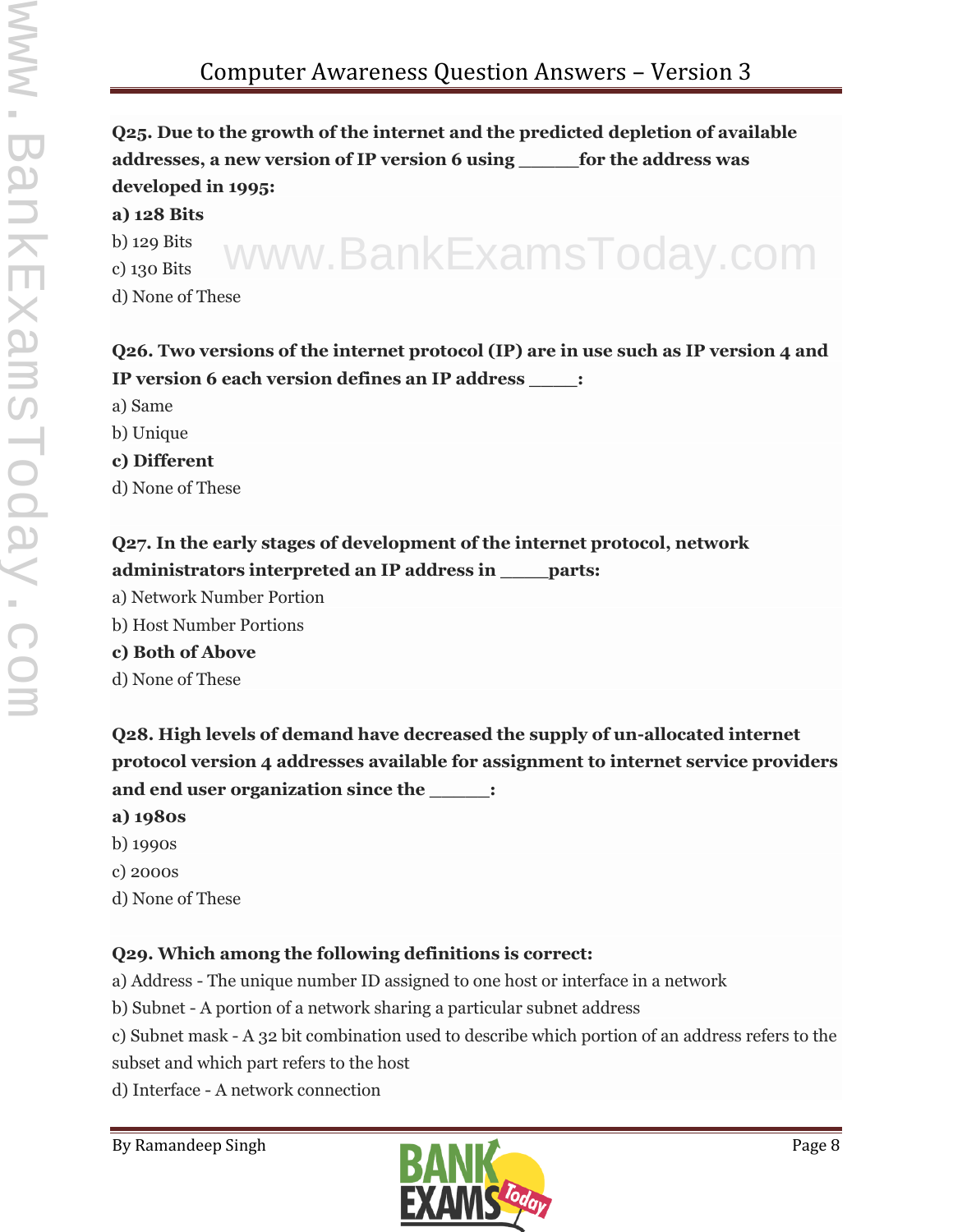**Q25. Due to the growth of the internet and the predicted depletion of available addresses, a new version of IP version 6 using _____for the address was developed in 1995:**

**a) 128 Bits**

b) 129 Bits

c) 130 Bits

d) None of These

**Q26. Two versions of the internet protocol (IP) are in use such as IP version 4 and IP version 6 each version defines an IP address ____:**

a) Same

b) Unique

**c) Different**

d) None of These

**Q27. In the early stages of development of the internet protocol, network administrators interpreted an IP address in ____parts:**

a) Network Number Portion

b) Host Number Portions

**c) Both of Above**

d) None of These

**Q28. High levels of demand have decreased the supply of un-allocated internet protocol version 4 addresses available for assignment to internet service providers and end user organization since the _____:**

**a) 1980s**

b) 1990s

c) 2000s

d) None of These

**Q29. Which among the following definitions is correct:**

a) Address - The unique number ID assigned to one host or interface in a network

b) Subnet - A portion of a network sharing a particular subnet address

c) Subnet mask - A 32 bit combination used to describe which portion of an address refers to the subset and which part refers to the host

d) Interface - A network connection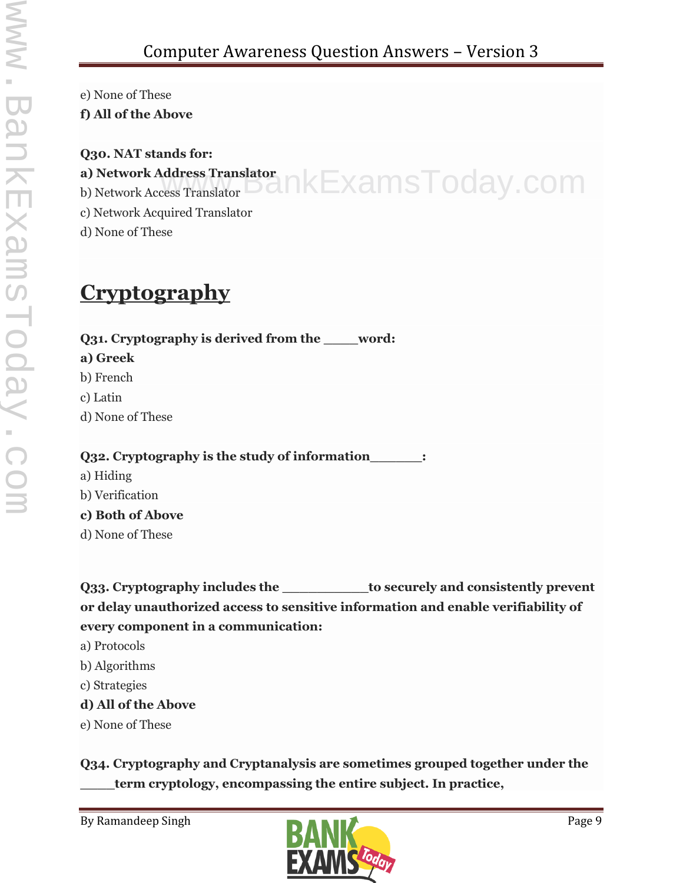e) None of These

**f) All of the Above**

**Q30. NAT stands for:**

**a) Network Address Translator**

b) Network Access Translator

c) Network Acquired Translator

d) None of These

## Cryptography

**Q31. Cryptography is derived from the _____word:**

**a) Greek**

b) French

c) Latin

d) None of These

**Q32. Cryptography is the study of information_______:**

a) Hiding

b) Verification

**c) Both of Above**

d) None of These

**Q33. Cryptography includes the ___________to securely and consistently prevent or delay unauthorized access to sensitive information and enable verifiability of every component in a communication:**

a) Protocols

b) Algorithms

c) Strategies

**d) All of the Above**

e) None of These

**Q34. Cryptography and Cryptanalysis are sometimes grouped together under the _____term cryptology, encompassing the entire subject. In practice,**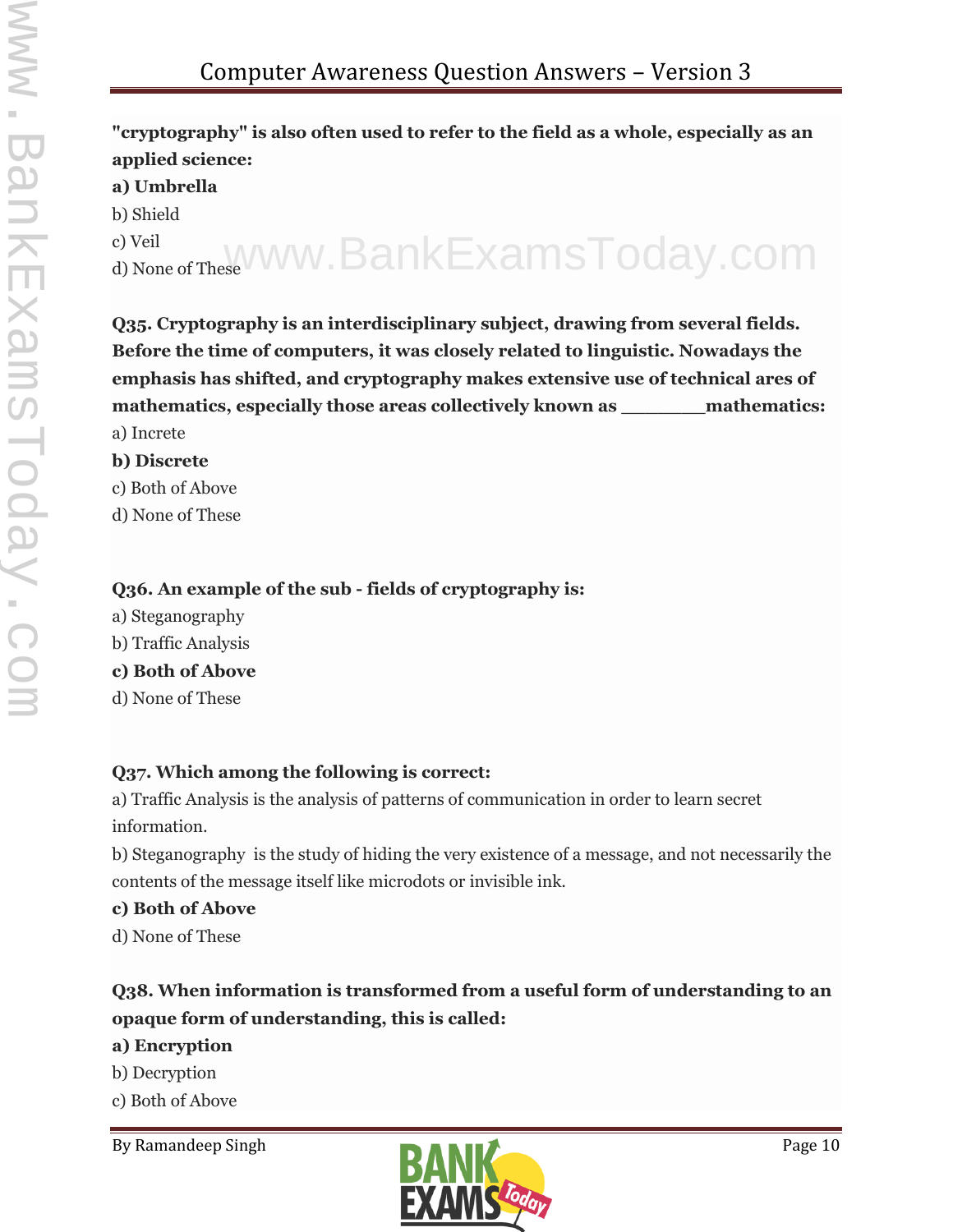**"cryptography" is also often used to refer to the field as a whole, especially as an applied science:**

**a) Umbrella**

b) Shield

c) Veil

d) None of These

**Q35. Cryptography is an interdisciplinary subject, drawing from several fields. Before the time of computers, it was closely related to linguistic. Nowadays the emphasis has shifted, and cryptography makes extensive use of technical ares of mathematics, especially those areas collectively known as _______mathematics:**

a) Increte

**b) Discrete**

c) Both of Above

d) None of These

**Q36. An example of the sub - fields of cryptography is:**

a) Steganography

b) Traffic Analysis

**c) Both of Above**

d) None of These

**Q37. Which among the following is correct:**

a) Traffic Analysis is the analysis of patterns of communication in order to learn secret information.

b) Steganography is the study of hiding the very existence of a message, and not necessarily the contents of the message itself like microdots or invisible ink.

**c) Both of Above**

d) None of These

**Q38. When information is transformed from a useful form of understanding to an opaque form of understanding, this is called:**

**a) Encryption**

b) Decryption

c) Both of Above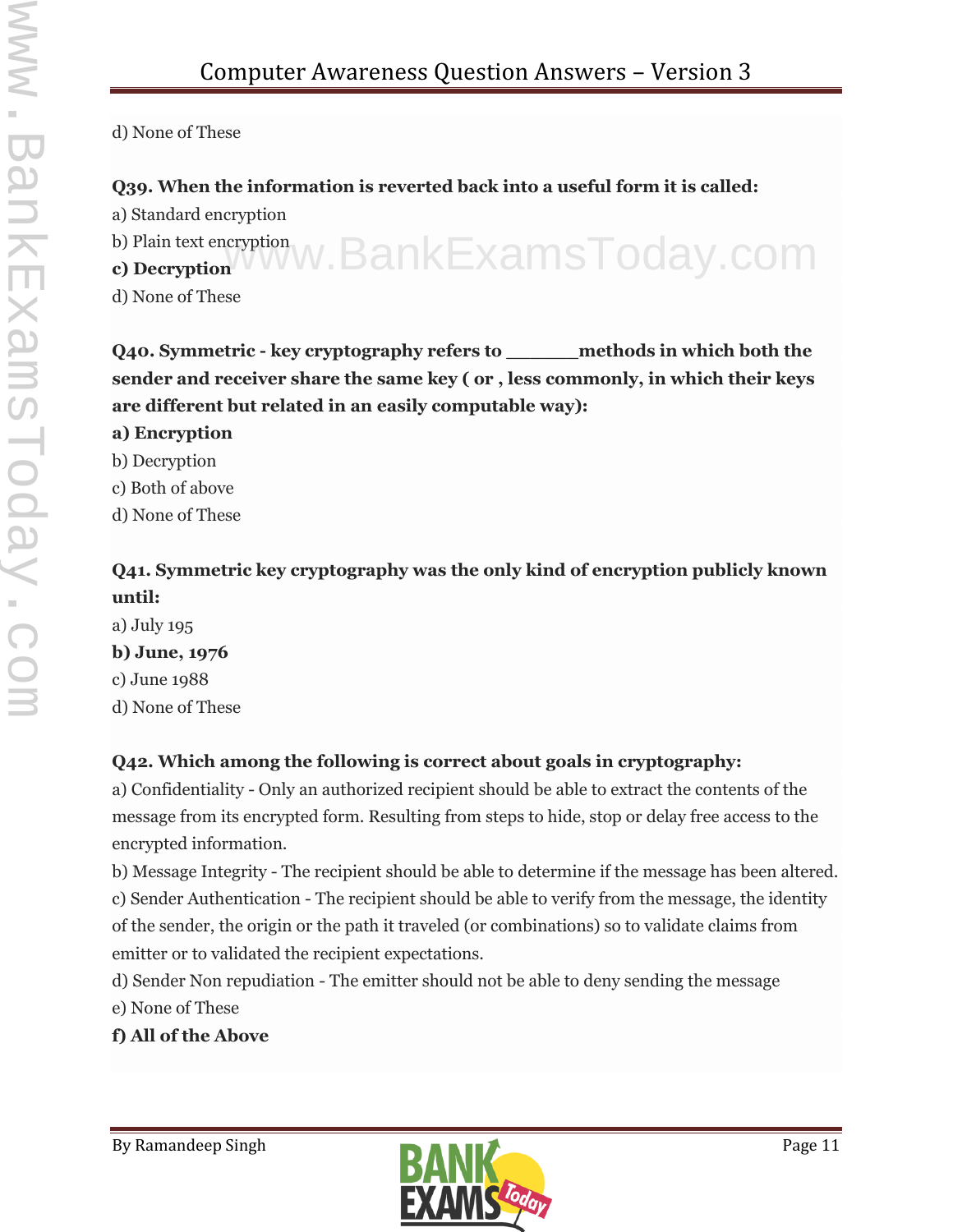d) None of These

**Q39. When the information is reverted back into a useful form it is called:**

a) Standard encryption

b) Plain text encryption

**c) Decryption**

d) None of These

**Q40. Symmetric - key cryptography refers to ______methods in which both the sender and receiver share the same key ( or , less commonly, in which their keys are different but related in an easily computable way):**

**a) Encryption**

b) Decryption

c) Both of above

d) None of These

**Q41. Symmetric key cryptography was the only kind of encryption publicly known until:**

a) July 195

**b) June, 1976**

c) June 1988

d) None of These

**Q42. Which among the following is correct about goals in cryptography:**

a) Confidentiality - Only an authorized recipient should be able to extract the contents of the message from its encrypted form. Resulting from steps to hide, stop or delay free access to the encrypted information.

b) Message Integrity - The recipient should be able to determine if the message has been altered.

c) Sender Authentication - The recipient should be able to verify from the message, the identity of the sender, the origin or the path it traveled (or combinations) so to validate claims from emitter or to validated the recipient expectations.

d) Sender Non repudiation - The emitter should not be able to deny sending the message

e) None of These

**f) All of the Above**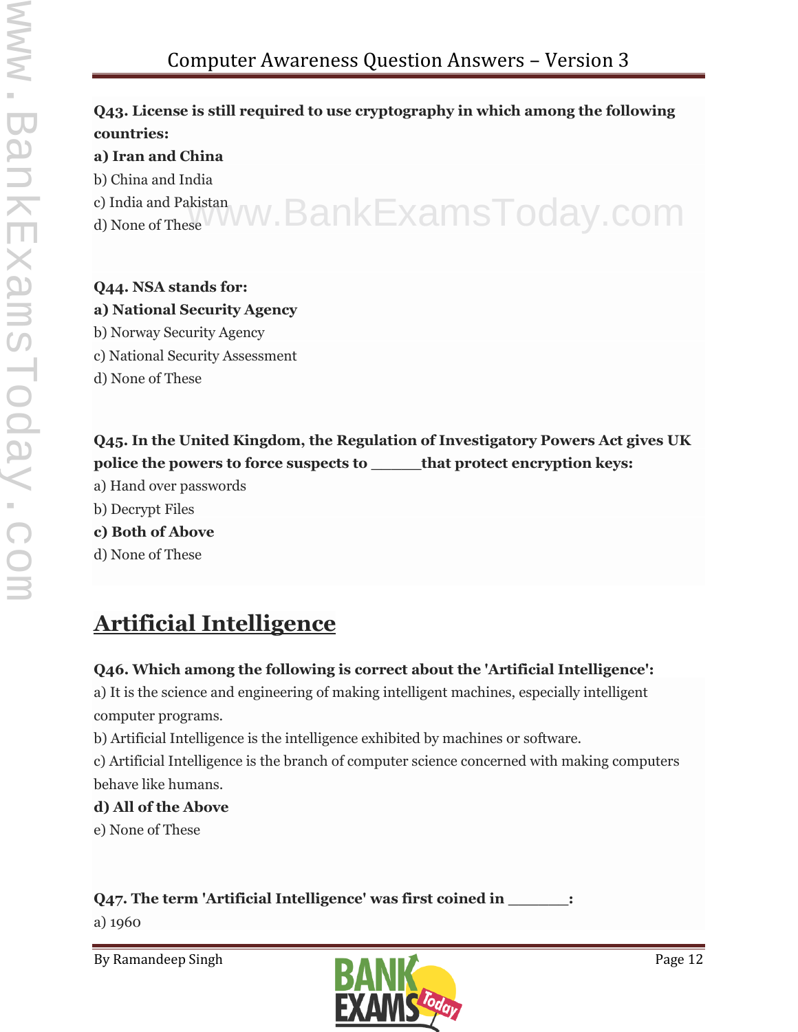**Q43. License is still required to use cryptography in which among the following countries:**

**a) Iran and China**

b) China and India

c) India and Pakistan

d) None of These

**Q44. NSA stands for:**

**a) National Security Agency**

b) Norway Security Agency

c) National Security Assessment

d) None of These

**Q45. In the United Kingdom, the Regulation of Investigatory Powers Act gives UK police the powers to force suspects to _____that protect encryption keys:**

a) Hand over passwords

b) Decrypt Files

**c) Both of Above**

d) None of These

## Artificial Intelligence

**Q46. Which among the following is correct about the 'Artificial Intelligence':**

a) It is the science and engineering of making intelligent machines, especially intelligent computer programs.

b) Artificial Intelligence is the intelligence exhibited by machines or software.

c) Artificial Intelligence is the branch of computer science concerned with making computers behave like humans.

**d) All of the Above**

e) None of These

**Q47. The term 'Artificial Intelligence' was first coined in _______:**

a) 1960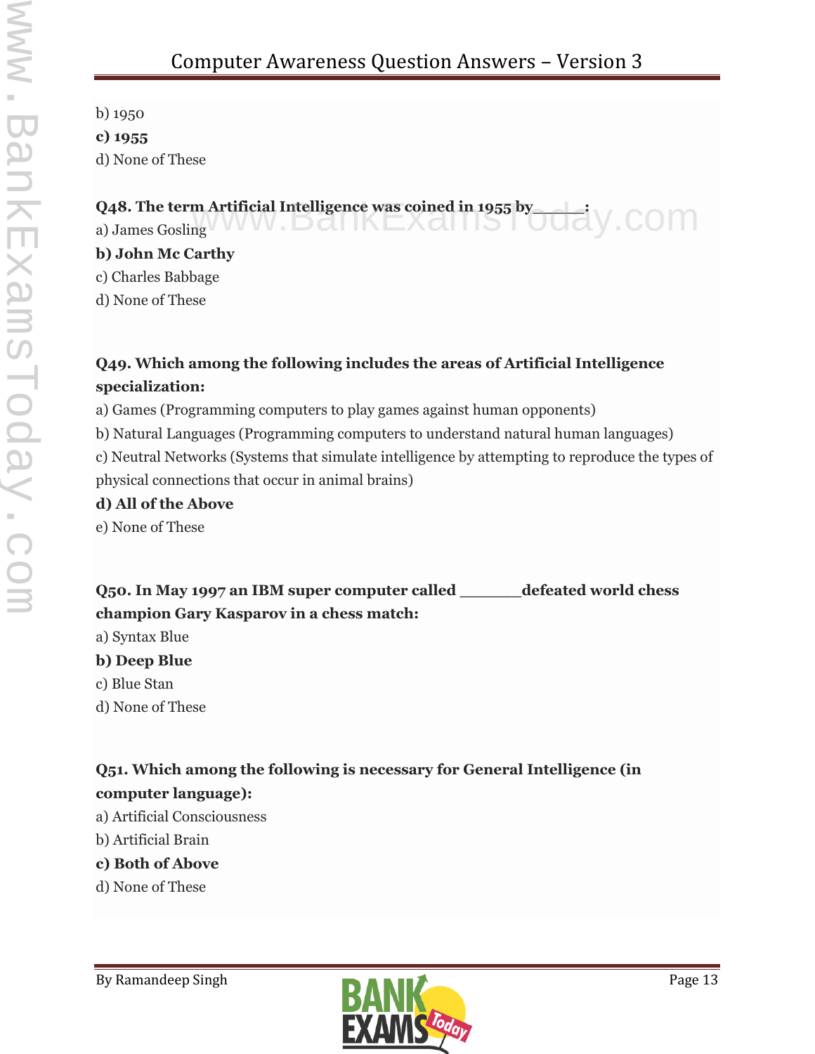b) 1950

**c) 1955**

d) None of These

**Q48. The term Artificial Intelligence was coined in 1955 by______:**

a) James Gosling

**b) John Mc Carthy**

c) Charles Babbage

d) None of These

**Q49. Which among the following includes the areas of Artificial Intelligence specialization:**

a) Games (Programming computers to play games against human opponents)

b) Natural Languages (Programming computers to understand natural human languages)

c) Neutral Networks (Systems that simulate intelligence by attempting to reproduce the types of physical connections that occur in animal brains)

**d) All of the Above**

e) None of These

**Q50. In May 1997 an IBM super computer called _______defeated world chess champion Gary Kasparov in a chess match:**

a) Syntax Blue

**b) Deep Blue**

c) Blue Stan

d) None of These

**Q51. Which among the following is necessary for General Intelligence (in computer language):**

a) Artificial Consciousness

b) Artificial Brain

**c) Both of Above**

d) None of These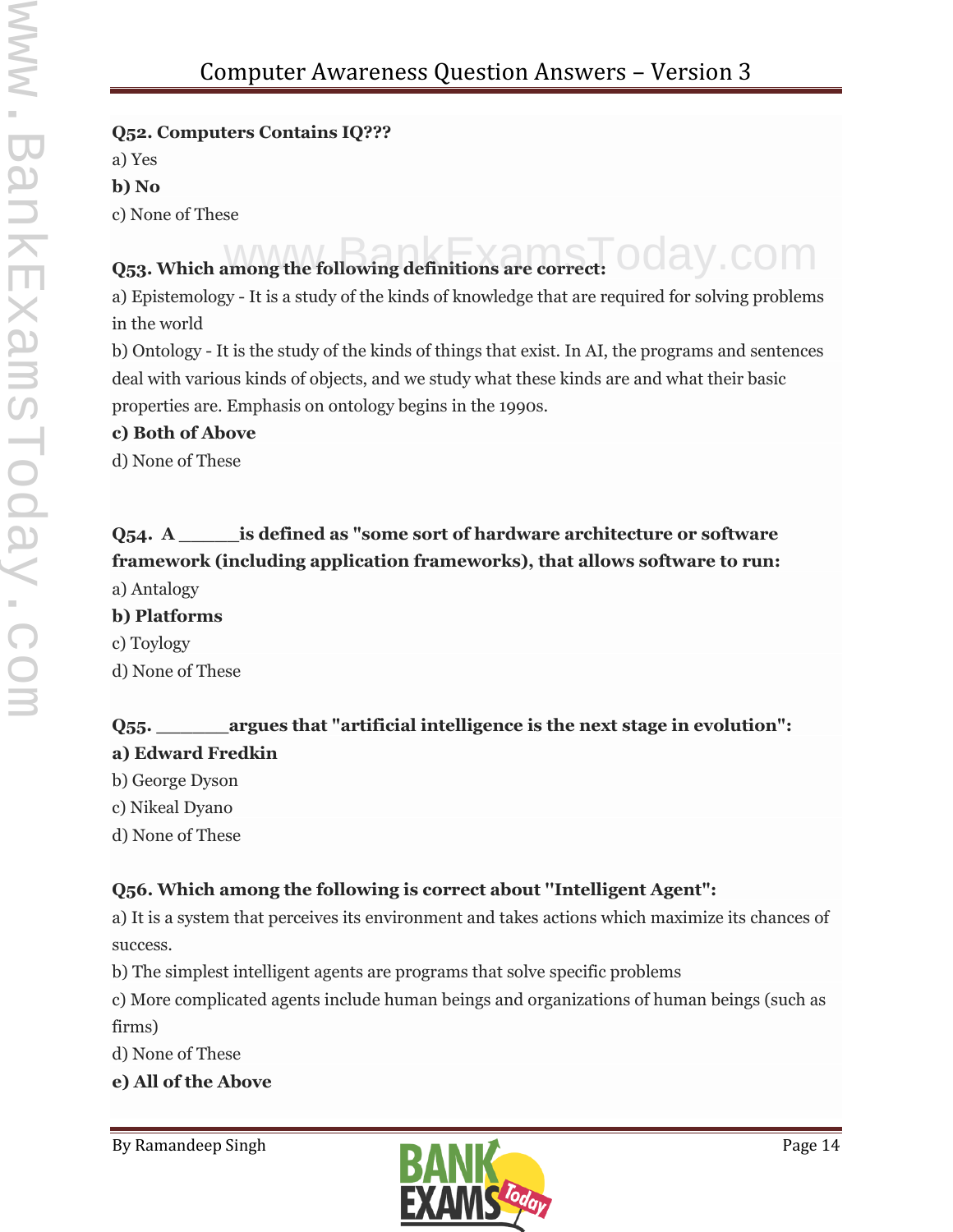**Q52. Computers Contains IQ???**

a) Yes

**b) No**

c) None of These

**Q53. Which among the following definitions are correct:**

a) Epistemology - It is a study of the kinds of knowledge that are required for solving problems in the world

b) Ontology - It is the study of the kinds of things that exist. In AI, the programs and sentences deal with various kinds of objects, and we study what these kinds are and what their basic properties are. Emphasis on ontology begins in the 1990s.

**c) Both of Above**

d) None of These

**Q54. A \_\_\_\_\_\_is defined as "some sort of hardware architecture or software framework (including application frameworks), that allows software to run:**

a) Antalogy

**b) Platforms**

c) Toylogy

d) None of These

**Q55. \_\_\_\_\_\_\_argues that "artificial intelligence is the next stage in evolution":**

**a) Edward Fredkin**

b) George Dyson

c) Nikeal Dyano

d) None of These

**Q56. Which among the following is correct about "Intelligent Agent":**

a) It is a system that perceives its environment and takes actions which maximize its chances of success.

b) The simplest intelligent agents are programs that solve specific problems

c) More complicated agents include human beings and organizations of human beings (such as firms)

d) None of These

**e) All of the Above**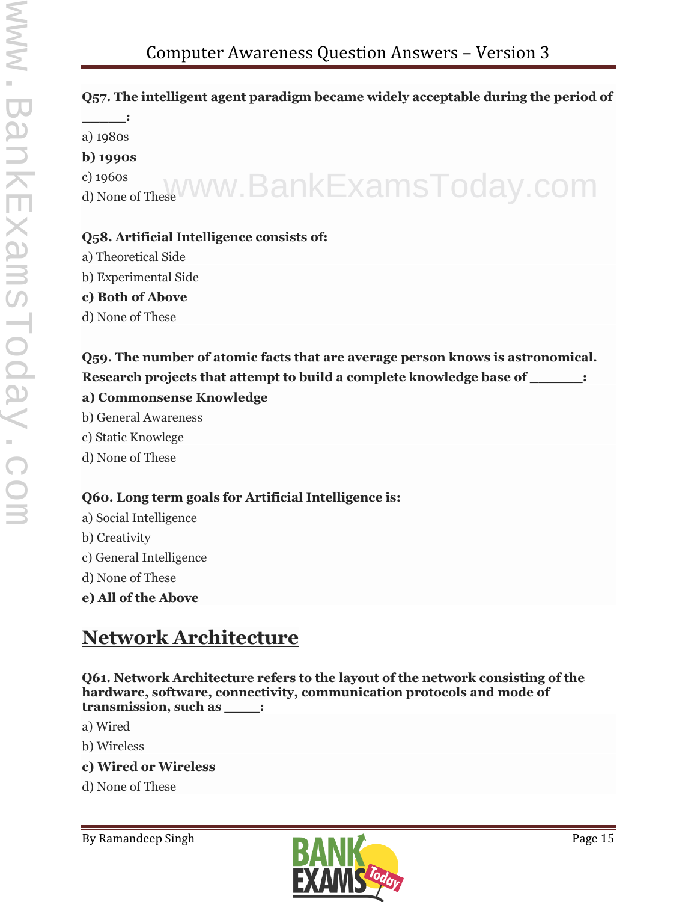**Q57. The intelligent agent paradigm became widely acceptable during the period of _____:**

a) 1980s

**b) 1990s**

c) 1960s

d) None of These

**Q58. Artificial Intelligence consists of:**

a) Theoretical Side

b) Experimental Side

**c) Both of Above**

d) None of These

**Q59. The number of atomic facts that are average person knows is astronomical. Research projects that attempt to build a complete knowledge base of ______:**

**a) Commonsense Knowledge**

b) General Awareness

c) Static Knowlege

d) None of These

**Q60. Long term goals for Artificial Intelligence is:**

a) Social Intelligence

b) Creativity

c) General Intelligence

d) None of These

**e) All of the Above**

## Network Architecture

**Q61. Network Architecture refers to the layout of the network consisting of the hardware, software, connectivity, communication protocols and mode of transmission, such as ____:**

a) Wired

b) Wireless

**c) Wired or Wireless**

d) None of These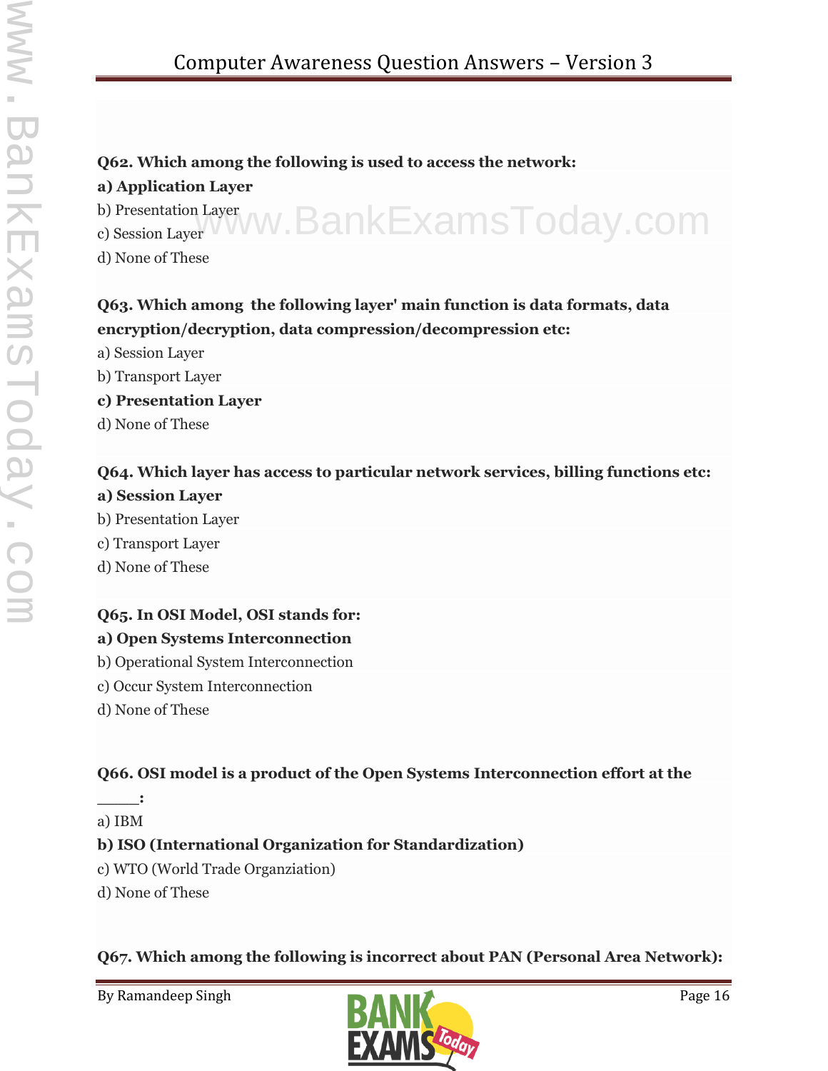**Q62. Which among the following is used to access the network:**

**a) Application Layer**

b) Presentation Layer

c) Session Layer

d) None of These

**Q63. Which among the following layer' main function is data formats, data encryption/decryption, data compression/decompression etc:**

a) Session Layer

b) Transport Layer

**c) Presentation Layer**

d) None of These

**Q64. Which layer has access to particular network services, billing functions etc:**

**a) Session Layer**

b) Presentation Layer

c) Transport Layer

d) None of These

**Q65. In OSI Model, OSI stands for:**

**a) Open Systems Interconnection**

b) Operational System Interconnection

c) Occur System Interconnection

d) None of These

**Q66. OSI model is a product of the Open Systems Interconnection effort at the _____:**

a) IBM

**b) ISO (International Organization for Standardization)**

c) WTO (World Trade Organziation)

d) None of These

**Q67. Which among the following is incorrect about PAN (Personal Area Network):**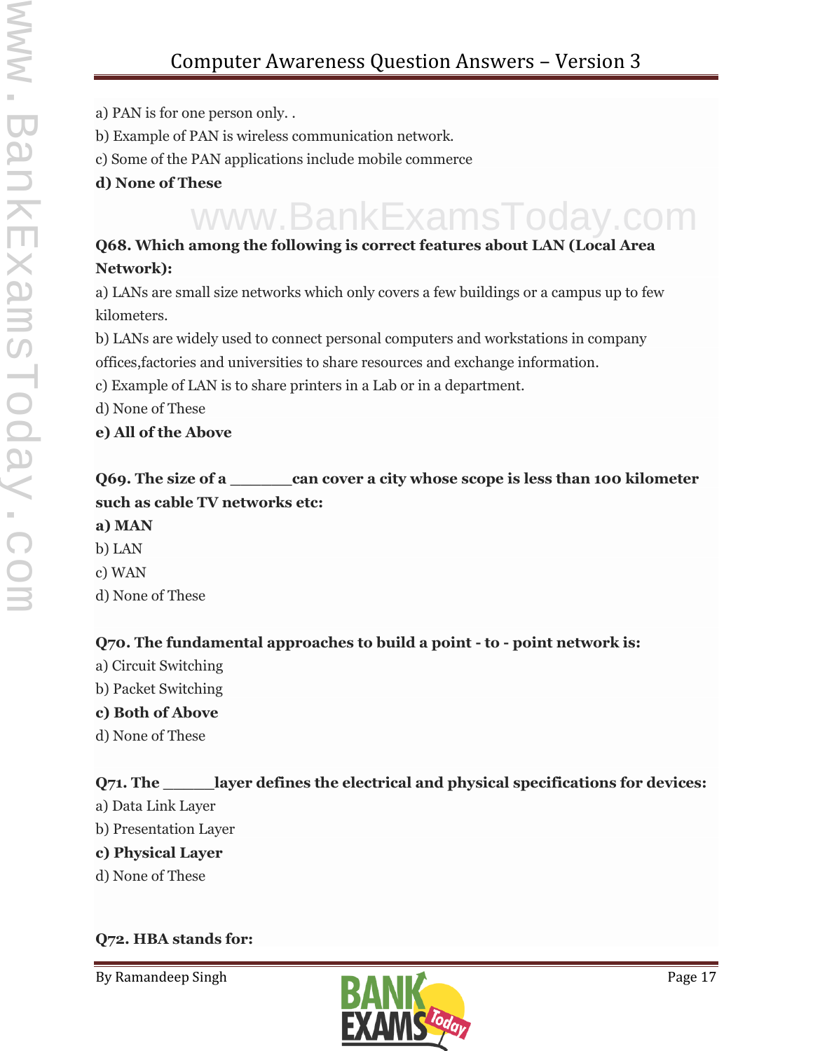a) PAN is for one person only. .

b) Example of PAN is wireless communication network.

c) Some of the PAN applications include mobile commerce

**d) None of These**

**Q68. Which among the following is correct features about LAN (Local Area Network):**

a) LANs are small size networks which only covers a few buildings or a campus up to few kilometers.

b) LANs are widely used to connect personal computers and workstations in company offices,factories and universities to share resources and exchange information.

c) Example of LAN is to share printers in a Lab or in a department.

d) None of These

**e) All of the Above**

**Q69. The size of a _______can cover a city whose scope is less than 100 kilometer such as cable TV networks etc:**

**a) MAN**

b) LAN

c) WAN

d) None of These

**Q70. The fundamental approaches to build a point - to - point network is:**

a) Circuit Switching

b) Packet Switching

**c) Both of Above**

d) None of These

**Q71. The ______layer defines the electrical and physical specifications for devices:**

a) Data Link Layer

b) Presentation Layer

**c) Physical Layer**

d) None of These

**Q72. HBA stands for:**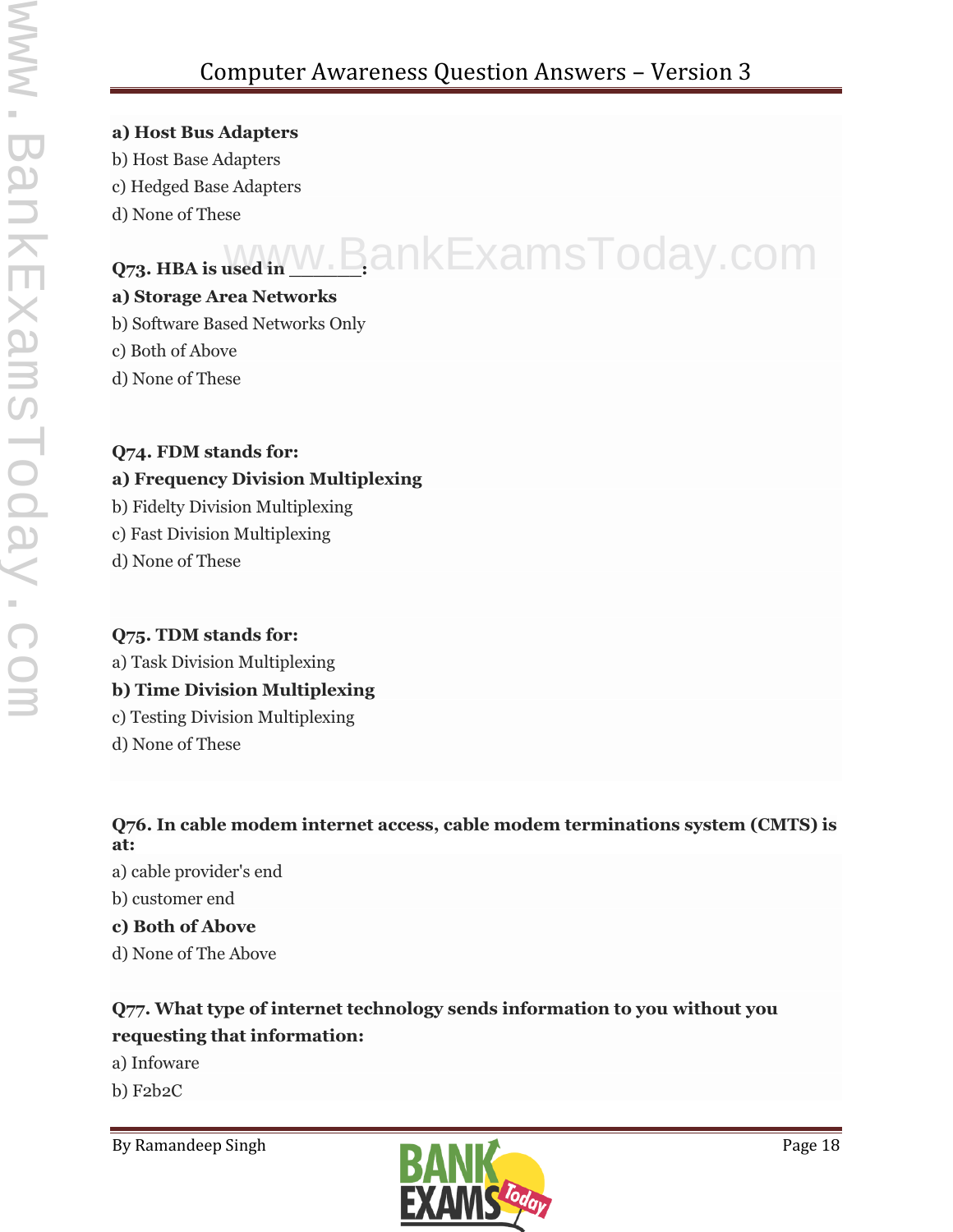**a) Host Bus Adapters**
b) Host Base Adapters
c) Hedged Base Adapters
d) None of These

**Q73. HBA is used in _______:**
**a) Storage Area Networks**
b) Software Based Networks Only
c) Both of Above
d) None of These

**Q74. FDM stands for:**
**a) Frequency Division Multiplexing**
b) Fidelty Division Multiplexing
c) Fast Division Multiplexing
d) None of These

**Q75. TDM stands for:**
a) Task Division Multiplexing
**b) Time Division Multiplexing**
c) Testing Division Multiplexing
d) None of These

**Q76. In cable modem internet access, cable modem terminations system (CMTS) is at:**
a) cable provider's end
b) customer end
**c) Both of Above**
d) None of The Above

**Q77. What type of internet technology sends information to you without you requesting that information:**
a) Infoware
b) F2b2C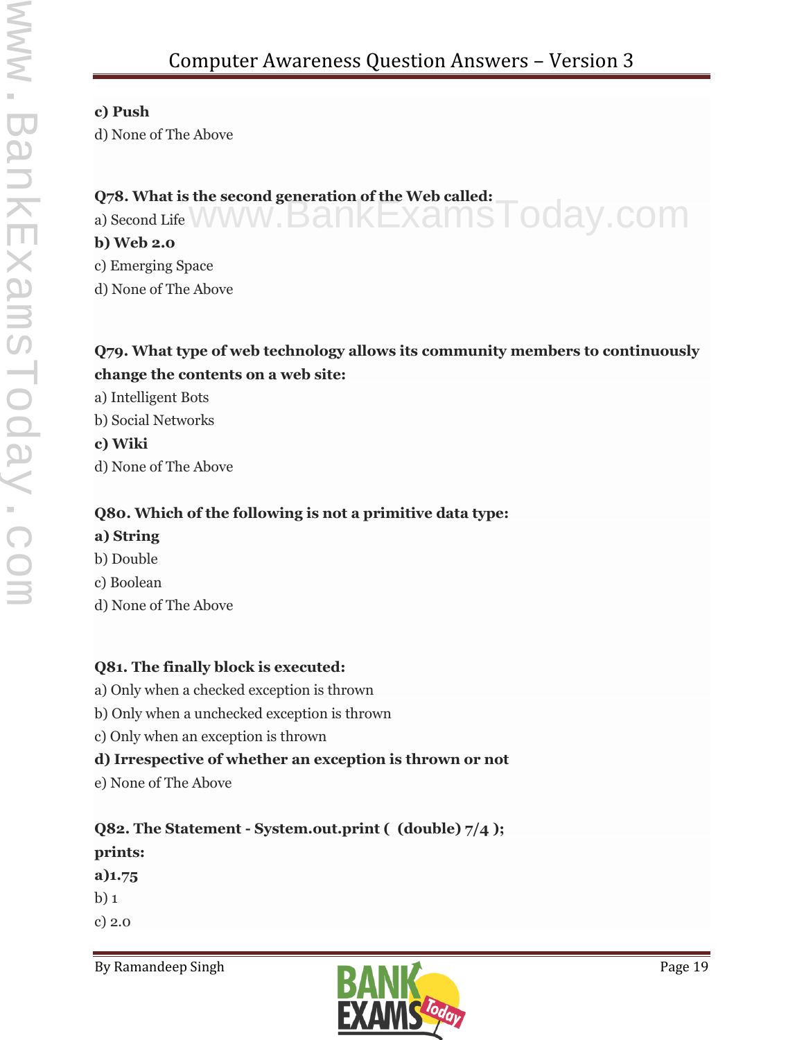**c) Push**

d) None of The Above

**Q78. What is the second generation of the Web called:**

a) Second Life

**b) Web 2.0**

c) Emerging Space

d) None of The Above

**Q79. What type of web technology allows its community members to continuously change the contents on a web site:**

a) Intelligent Bots

b) Social Networks

**c) Wiki**

d) None of The Above

**Q80. Which of the following is not a primitive data type:**

**a) String**

b) Double

c) Boolean

d) None of The Above

**Q81. The finally block is executed:**

a) Only when a checked exception is thrown

b) Only when a unchecked exception is thrown

c) Only when an exception is thrown

**d) Irrespective of whether an exception is thrown or not**

e) None of The Above

**Q82. The Statement - System.out.print ( (double) 7/4 ); prints:**

**a)1.75**

b) 1

c) 2.0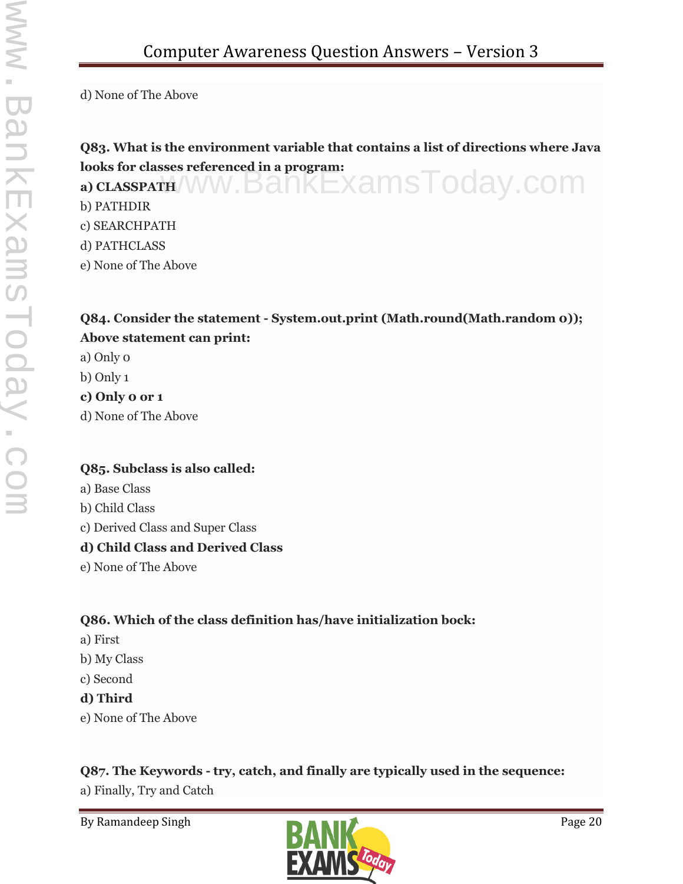d) None of The Above

**Q83. What is the environment variable that contains a list of directions where Java looks for classes referenced in a program:**

**a) CLASSPATH**

b) PATHDIR

c) SEARCHPATH

d) PATHCLASS

e) None of The Above

**Q84. Consider the statement - System.out.print (Math.round(Math.random 0)); Above statement can print:**

a) Only 0

b) Only 1

**c) Only 0 or 1**

d) None of The Above

**Q85. Subclass is also called:**

a) Base Class

b) Child Class

c) Derived Class and Super Class

**d) Child Class and Derived Class**

e) None of The Above

**Q86. Which of the class definition has/have initialization bock:**

a) First

b) My Class

c) Second

**d) Third**

e) None of The Above

**Q87. The Keywords - try, catch, and finally are typically used in the sequence:**

a) Finally, Try and Catch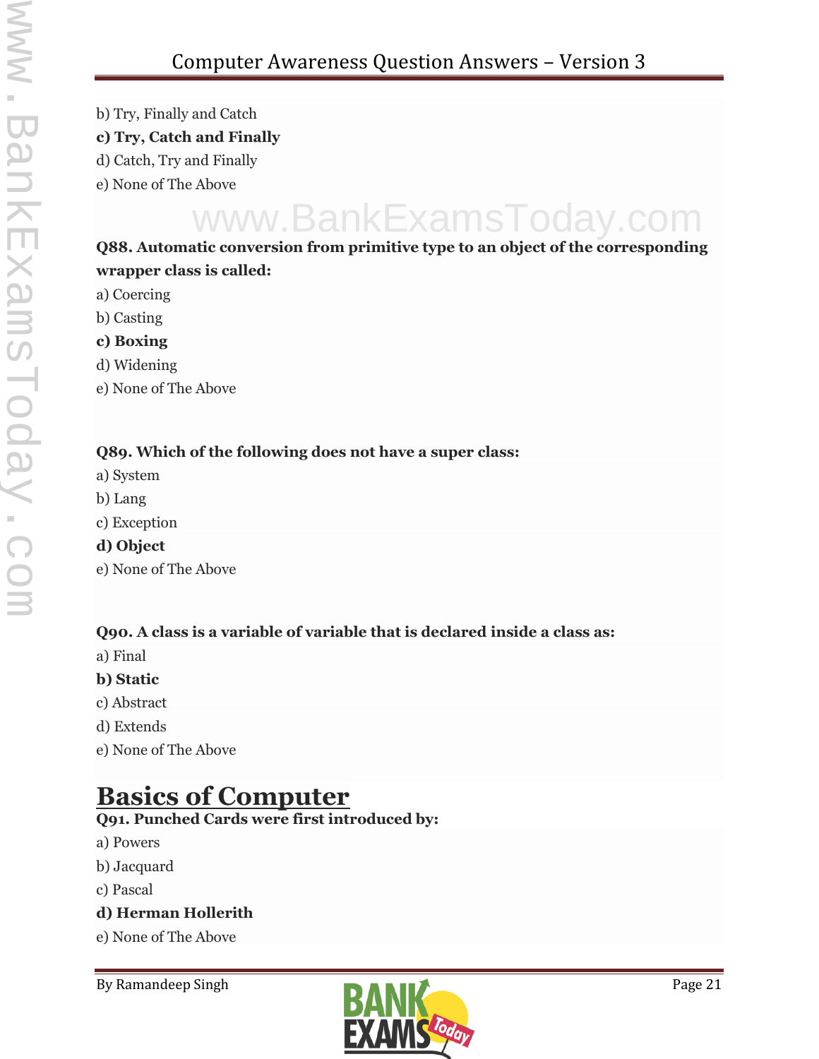b) Try, Finally and Catch

**c) Try, Catch and Finally**

d) Catch, Try and Finally

e) None of The Above

**Q88. Automatic conversion from primitive type to an object of the corresponding wrapper class is called:**

a) Coercing

b) Casting

**c) Boxing**

d) Widening

e) None of The Above

**Q89. Which of the following does not have a super class:**

a) System

b) Lang

c) Exception

**d) Object**

e) None of The Above

**Q90. A class is a variable of variable that is declared inside a class as:**

a) Final

**b) Static**

c) Abstract

d) Extends

e) None of The Above

# Basics of Computer

**Q91. Punched Cards were first introduced by:**

a) Powers

b) Jacquard

c) Pascal

**d) Herman Hollerith**

e) None of The Above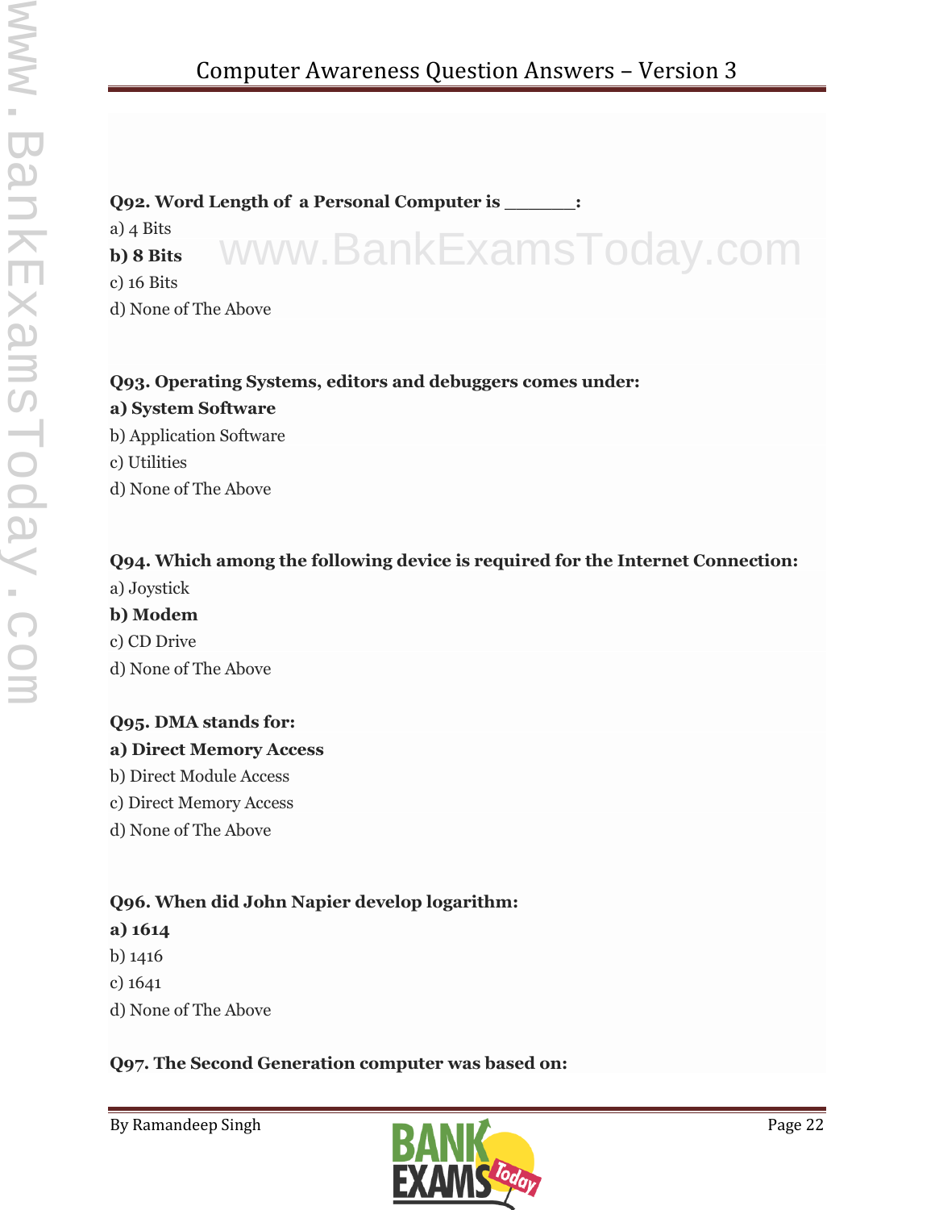**Q92. Word Length of a Personal Computer is _______:**

a) 4 Bits

**b) 8 Bits**

c) 16 Bits

d) None of The Above

**Q93. Operating Systems, editors and debuggers comes under:**

**a) System Software**

b) Application Software

c) Utilities

d) None of The Above

**Q94. Which among the following device is required for the Internet Connection:**

a) Joystick

**b) Modem**

c) CD Drive

d) None of The Above

**Q95. DMA stands for:**

**a) Direct Memory Access**

b) Direct Module Access

c) Direct Memory Access

d) None of The Above

**Q96. When did John Napier develop logarithm:**

**a) 1614**

b) 1416

c) 1641

d) None of The Above

**Q97. The Second Generation computer was based on:**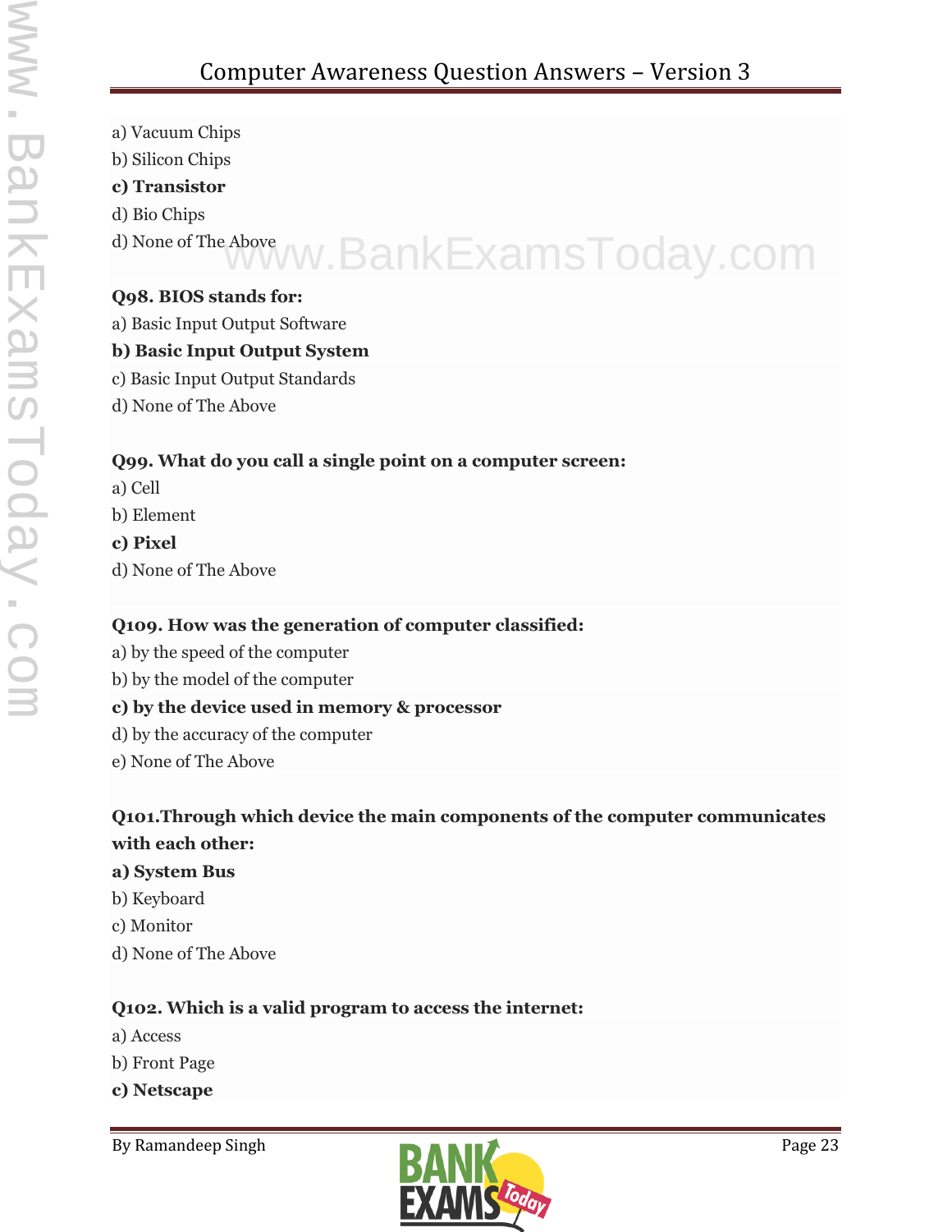a) Vacuum Chips

b) Silicon Chips

**c) Transistor**

d) Bio Chips

d) None of The Above

**Q98. BIOS stands for:**

a) Basic Input Output Software

**b) Basic Input Output System**

c) Basic Input Output Standards

d) None of The Above

**Q99. What do you call a single point on a computer screen:**

a) Cell

b) Element

**c) Pixel**

d) None of The Above

**Q109. How was the generation of computer classified:**

a) by the speed of the computer

b) by the model of the computer

**c) by the device used in memory & processor**

d) by the accuracy of the computer

e) None of The Above

**Q101.Through which device the main components of the computer communicates with each other:**

**a) System Bus**

b) Keyboard

c) Monitor

d) None of The Above

**Q102. Which is a valid program to access the internet:**

a) Access

b) Front Page

**c) Netscape**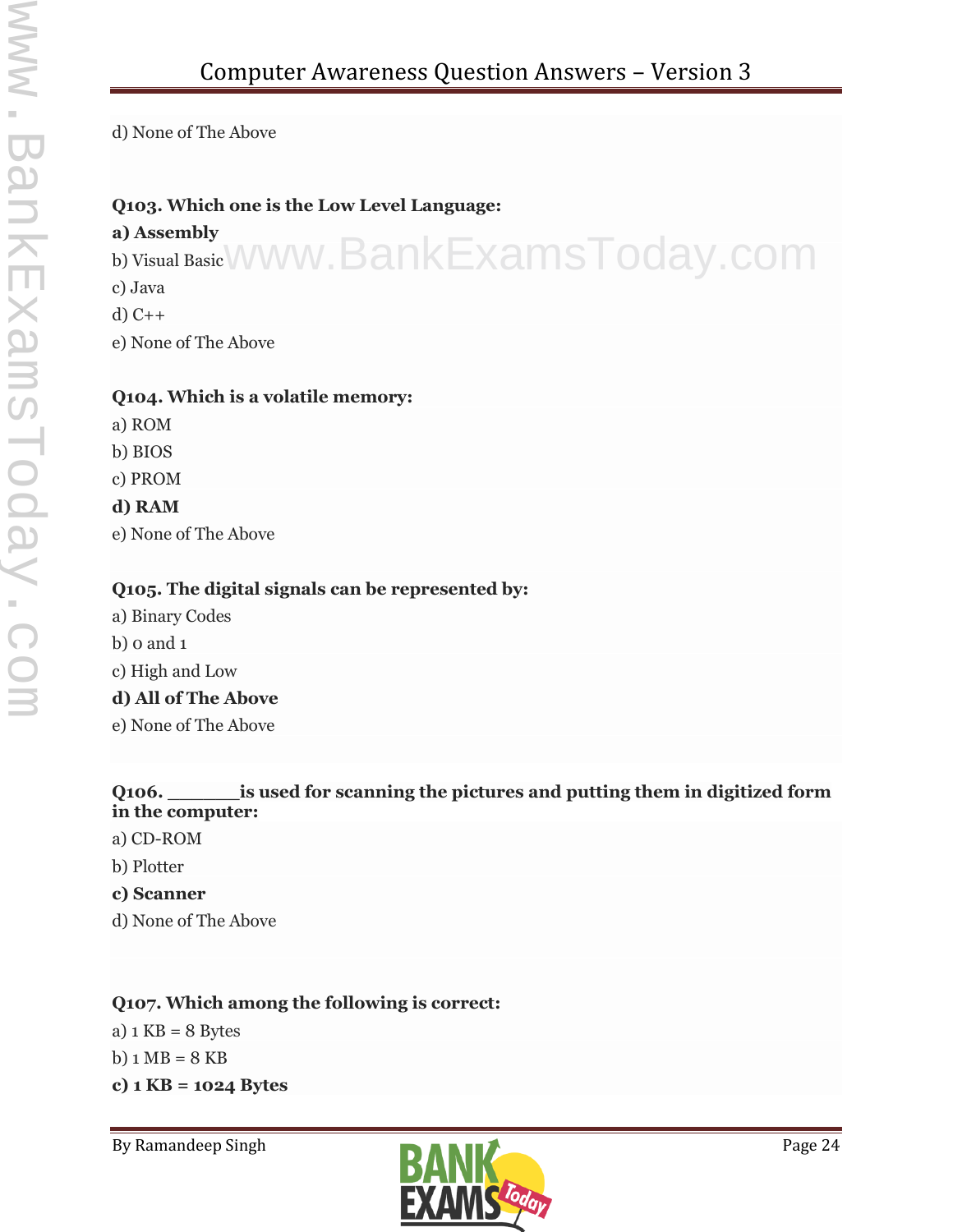d) None of The Above

**Q103. Which one is the Low Level Language:**

**a) Assembly**

b) Visual Basic

c) Java

d) C++

e) None of The Above

**Q104. Which is a volatile memory:**

a) ROM

b) BIOS

c) PROM

**d) RAM**

e) None of The Above

**Q105. The digital signals can be represented by:**

a) Binary Codes

b) 0 and 1

c) High and Low

**d) All of The Above**

e) None of The Above

**Q106. _______is used for scanning the pictures and putting them in digitized form in the computer:**

a) CD-ROM

b) Plotter

**c) Scanner**

d) None of The Above

**Q107. Which among the following is correct:**

a) 1 KB = 8 Bytes

b) 1 MB = 8 KB

**c) 1 KB = 1024 Bytes**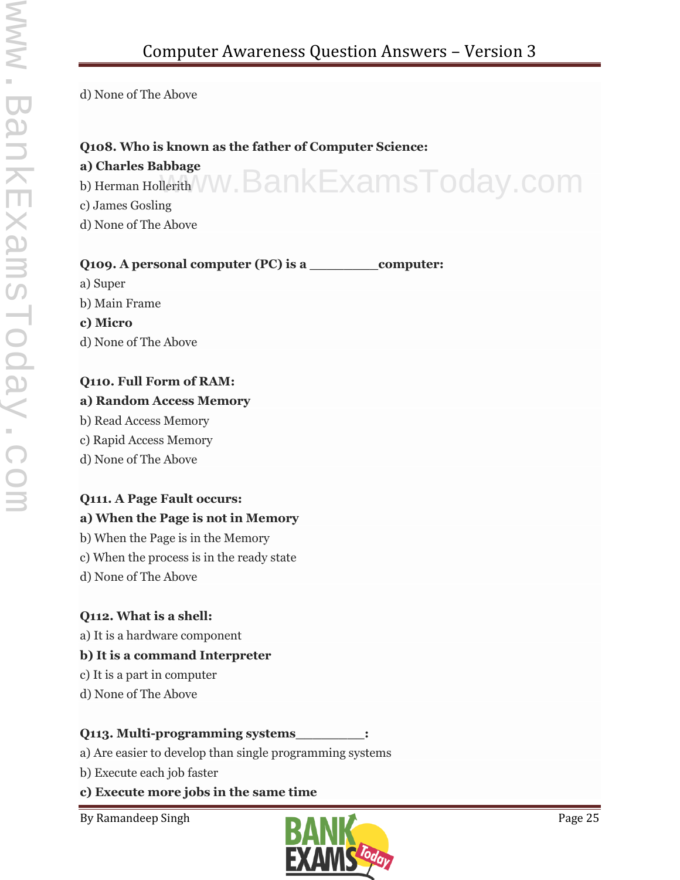d) None of The Above

**Q108. Who is known as the father of Computer Science:**

**a) Charles Babbage**

b) Herman Hollerith

c) James Gosling

d) None of The Above

**Q109. A personal computer (PC) is a _________computer:**

a) Super

b) Main Frame

**c) Micro**

d) None of The Above

**Q110. Full Form of RAM:**

**a) Random Access Memory**

b) Read Access Memory

c) Rapid Access Memory

d) None of The Above

**Q111. A Page Fault occurs:**

**a) When the Page is not in Memory**

b) When the Page is in the Memory

c) When the process is in the ready state

d) None of The Above

**Q112. What is a shell:**

a) It is a hardware component

**b) It is a command Interpreter**

c) It is a part in computer

d) None of The Above

**Q113. Multi-programming systems_________:**

a) Are easier to develop than single programming systems

b) Execute each job faster

**c) Execute more jobs in the same time**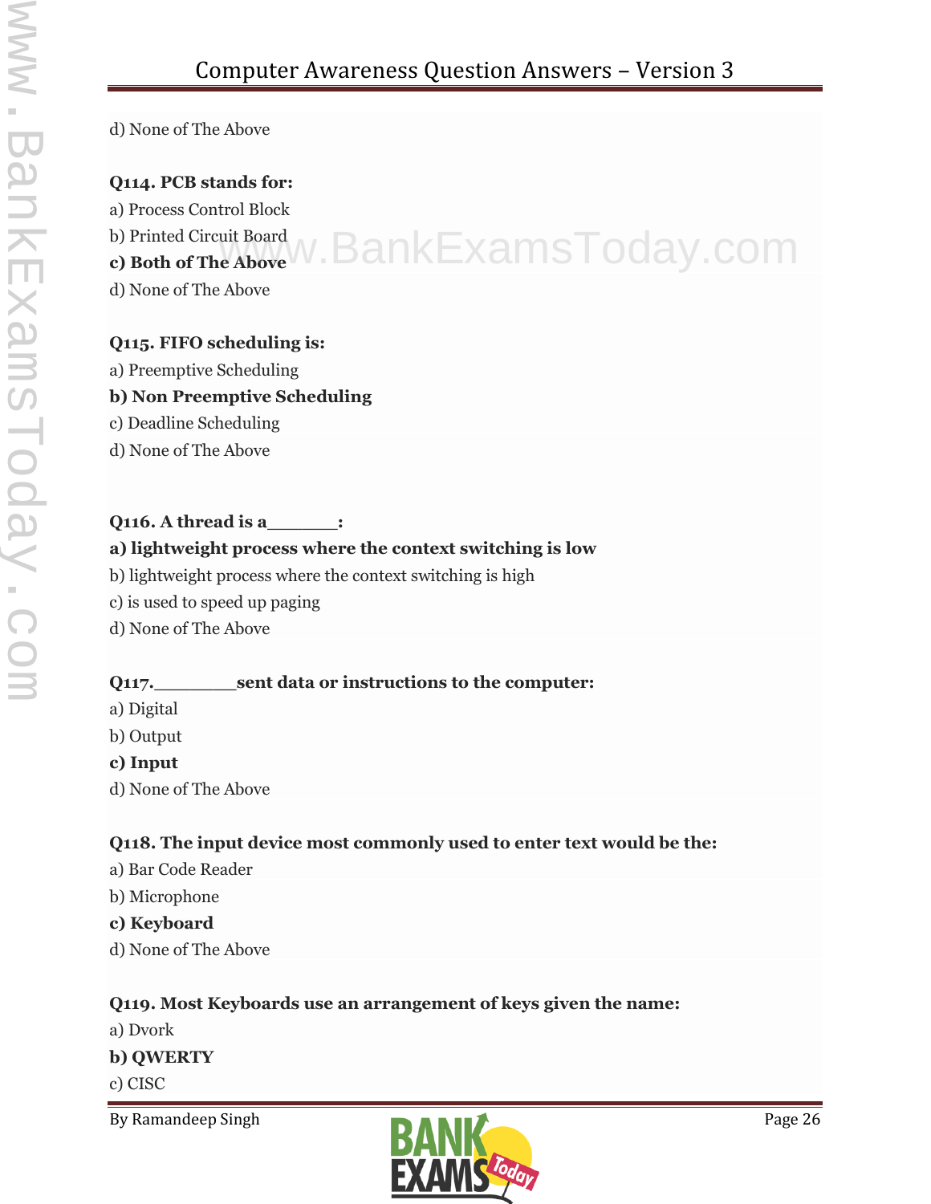d) None of The Above

**Q114. PCB stands for:**

a) Process Control Block

b) Printed Circuit Board

**c) Both of The Above**

d) None of The Above

**Q115. FIFO scheduling is:**

a) Preemptive Scheduling

**b) Non Preemptive Scheduling**

c) Deadline Scheduling

d) None of The Above

**Q116. A thread is a_______:**

**a) lightweight process where the context switching is low**

b) lightweight process where the context switching is high

c) is used to speed up paging

d) None of The Above

**Q117.________sent data or instructions to the computer:**

a) Digital

b) Output

**c) Input**

d) None of The Above

**Q118. The input device most commonly used to enter text would be the:**

a) Bar Code Reader

b) Microphone

**c) Keyboard**

d) None of The Above

**Q119. Most Keyboards use an arrangement of keys given the name:**

a) Dvork

**b) QWERTY**

c) CISC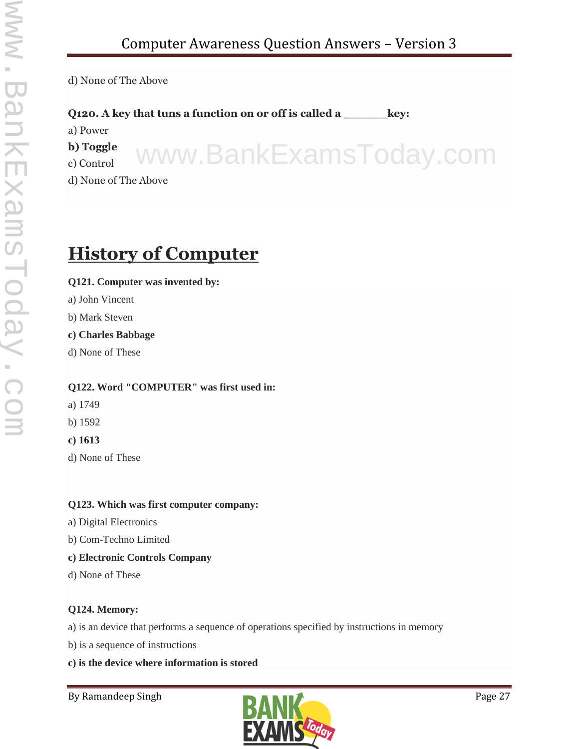d) None of The Above

**Q120. A key that tuns a function on or off is called a _______key:**

a) Power

**b) Toggle**

c) Control

d) None of The Above

# History of Computer

**Q121. Computer was invented by:**

a) John Vincent

b) Mark Steven

**c) Charles Babbage**

d) None of These

**Q122. Word "COMPUTER" was first used in:**

a) 1749

b) 1592

**c) 1613**

d) None of These

**Q123. Which was first computer company:**

a) Digital Electronics

b) Com-Techno Limited

**c) Electronic Controls Company**

d) None of These

**Q124. Memory:**

a) is an device that performs a sequence of operations specified by instructions in memory

b) is a sequence of instructions

**c) is the device where information is stored**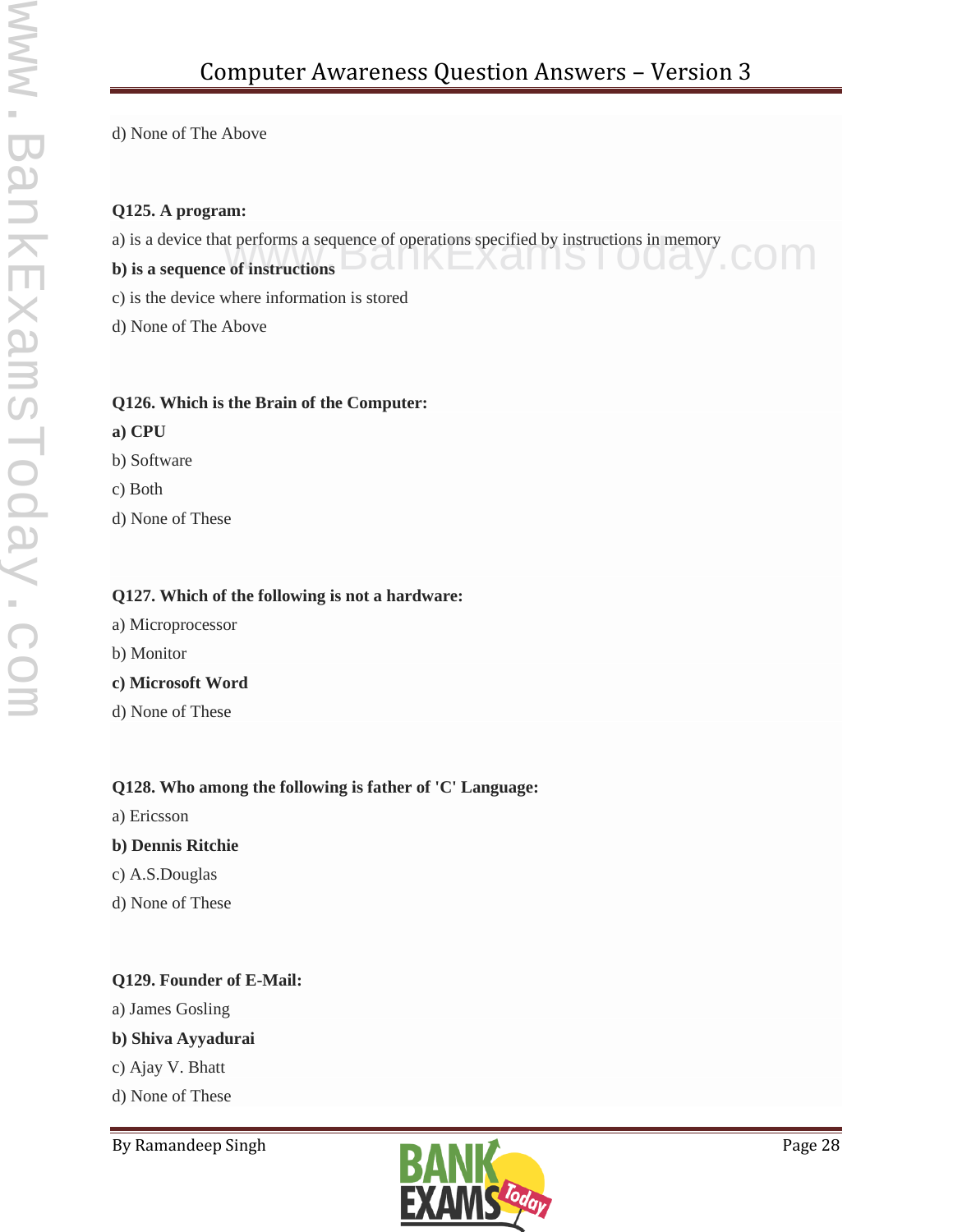d) None of The Above

**Q125. A program:**

a) is a device that performs a sequence of operations specified by instructions in memory

**b) is a sequence of instructions**

c) is the device where information is stored

d) None of The Above

**Q126. Which is the Brain of the Computer:**

**a) CPU**

b) Software

c) Both

d) None of These

**Q127. Which of the following is not a hardware:**

a) Microprocessor

b) Monitor

**c) Microsoft Word**

d) None of These

**Q128. Who among the following is father of 'C' Language:**

a) Ericsson

**b) Dennis Ritchie**

c) A.S.Douglas

d) None of These

**Q129. Founder of E-Mail:**

a) James Gosling

**b) Shiva Ayyadurai**

c) Ajay V. Bhatt

d) None of These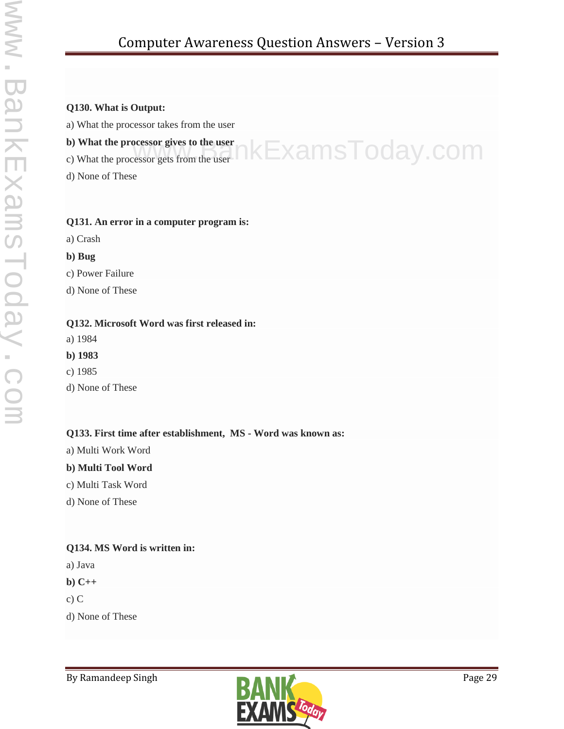**Q130. What is Output:**

a) What the processor takes from the user

**b) What the processor gives to the user**

c) What the processor gets from the user

d) None of These

**Q131. An error in a computer program is:**

a) Crash

**b) Bug**

c) Power Failure

d) None of These

**Q132. Microsoft Word was first released in:**

a) 1984

**b) 1983**

c) 1985

d) None of These

**Q133. First time after establishment, MS - Word was known as:**

a) Multi Work Word

**b) Multi Tool Word**

c) Multi Task Word

d) None of These

**Q134. MS Word is written in:**

a) Java

**b) C++**

c) C

d) None of These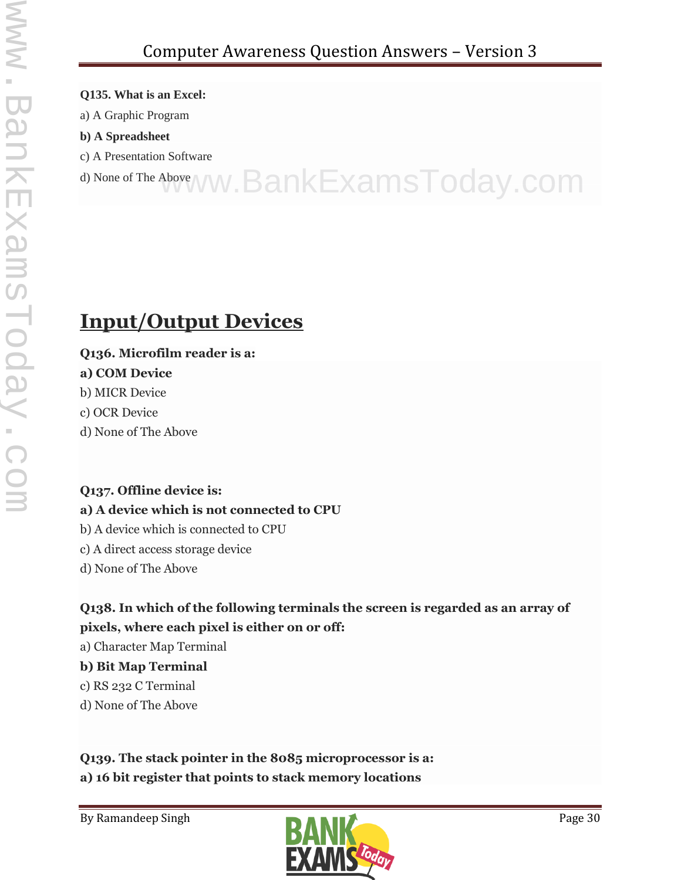**Q135. What is an Excel:**

a) A Graphic Program

**b) A Spreadsheet**

c) A Presentation Software

d) None of The Above

## Input/Output Devices

**Q136. Microfilm reader is a:**

**a) COM Device**

b) MICR Device

c) OCR Device

d) None of The Above

**Q137. Offline device is:**

**a) A device which is not connected to CPU**

b) A device which is connected to CPU

c) A direct access storage device

d) None of The Above

**Q138. In which of the following terminals the screen is regarded as an array of pixels, where each pixel is either on or off:**

a) Character Map Terminal

**b) Bit Map Terminal**

c) RS 232 C Terminal

d) None of The Above

**Q139. The stack pointer in the 8085 microprocessor is a:**

**a) 16 bit register that points to stack memory locations**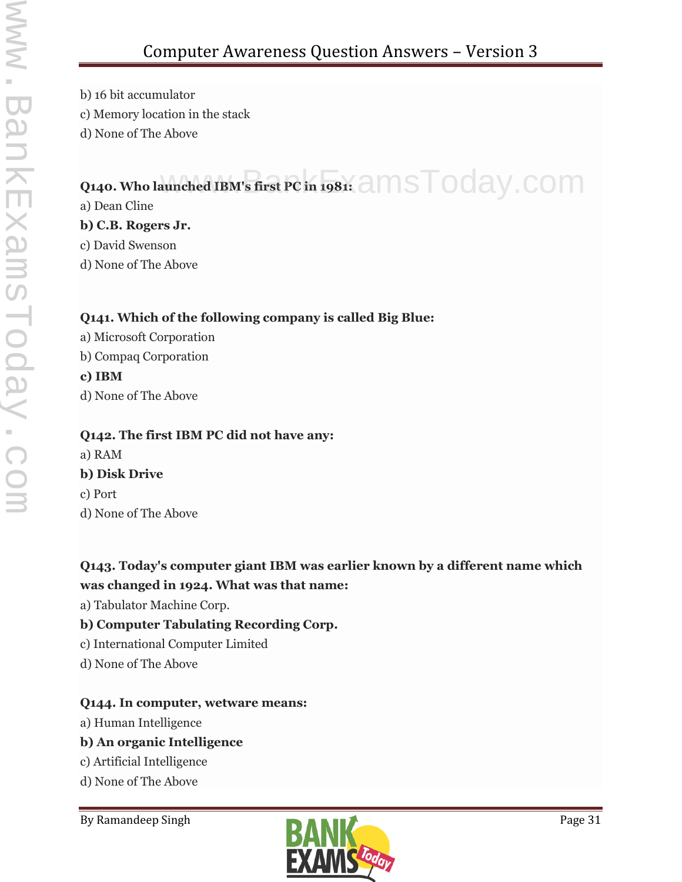b) 16 bit accumulator

c) Memory location in the stack

d) None of The Above

**Q140. Who launched IBM's first PC in 1981:**

a) Dean Cline

**b) C.B. Rogers Jr.**

c) David Swenson

d) None of The Above

**Q141. Which of the following company is called Big Blue:**

a) Microsoft Corporation

b) Compaq Corporation

**c) IBM**

d) None of The Above

**Q142. The first IBM PC did not have any:**

a) RAM

**b) Disk Drive**

c) Port

d) None of The Above

**Q143. Today's computer giant IBM was earlier known by a different name which was changed in 1924. What was that name:**

a) Tabulator Machine Corp.

**b) Computer Tabulating Recording Corp.**

c) International Computer Limited

d) None of The Above

**Q144. In computer, wetware means:**

a) Human Intelligence

**b) An organic Intelligence**

c) Artificial Intelligence

d) None of The Above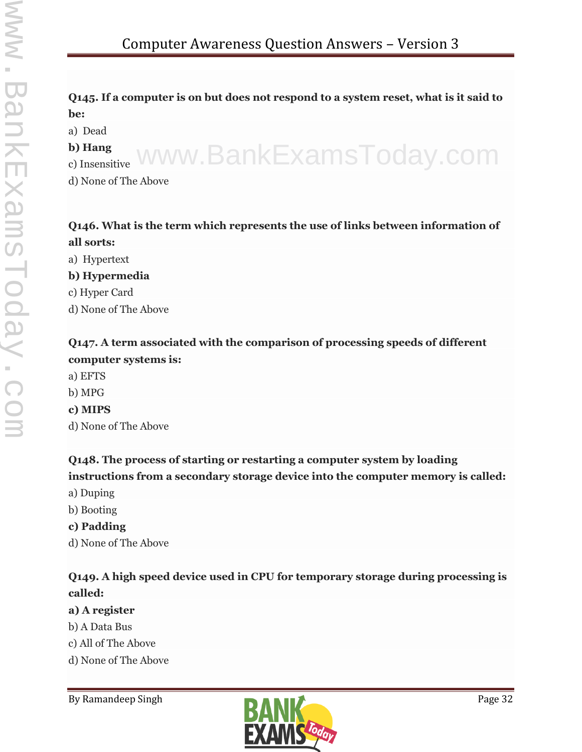**Q145. If a computer is on but does not respond to a system reset, what is it said to be:**

a) Dead

**b) Hang**

c) Insensitive

d) None of The Above

**Q146. What is the term which represents the use of links between information of all sorts:**

a) Hypertext

**b) Hypermedia**

c) Hyper Card

d) None of The Above

**Q147. A term associated with the comparison of processing speeds of different computer systems is:**

a) EFTS

b) MPG

**c) MIPS**

d) None of The Above

**Q148. The process of starting or restarting a computer system by loading instructions from a secondary storage device into the computer memory is called:**

a) Duping

b) Booting

**c) Padding**

d) None of The Above

**Q149. A high speed device used in CPU for temporary storage during processing is called:**

**a) A register**

b) A Data Bus

c) All of The Above

d) None of The Above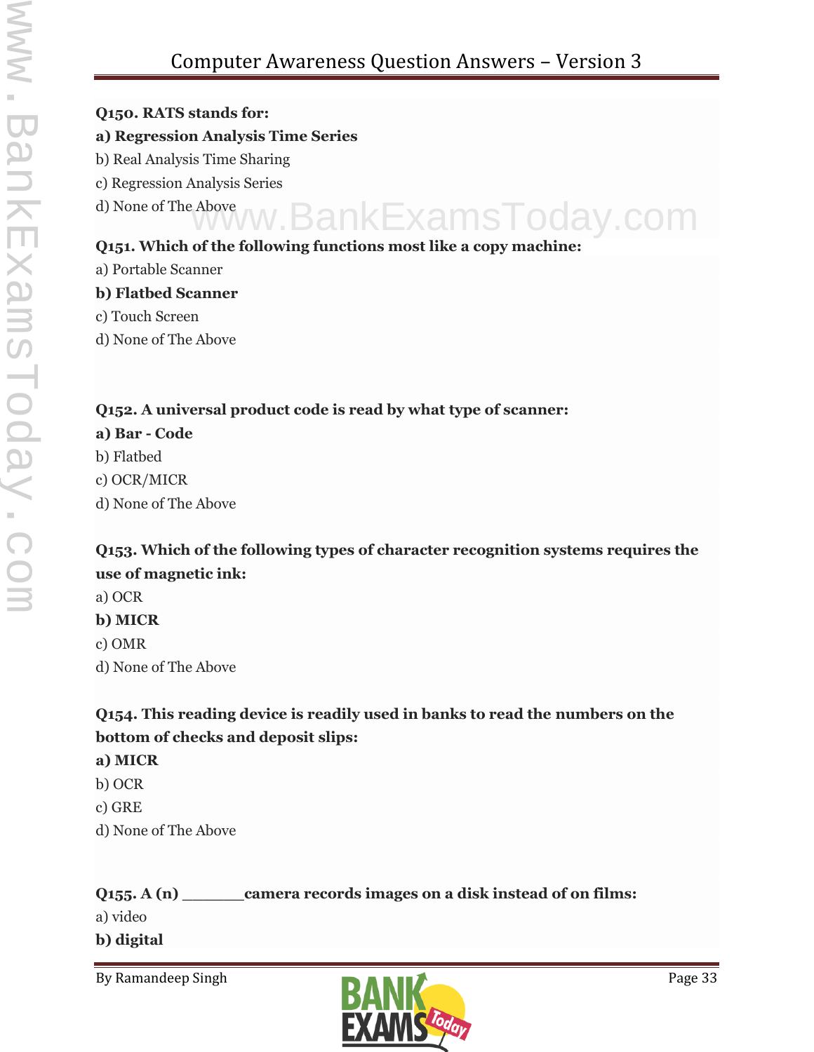**Q150. RATS stands for:**

**a) Regression Analysis Time Series**

b) Real Analysis Time Sharing

c) Regression Analysis Series

d) None of The Above

**Q151. Which of the following functions most like a copy machine:**

a) Portable Scanner

**b) Flatbed Scanner**

c) Touch Screen

d) None of The Above

**Q152. A universal product code is read by what type of scanner:**

**a) Bar - Code**

b) Flatbed

c) OCR/MICR

d) None of The Above

**Q153. Which of the following types of character recognition systems requires the use of magnetic ink:**

a) OCR

**b) MICR**

c) OMR

d) None of The Above

**Q154. This reading device is readily used in banks to read the numbers on the bottom of checks and deposit slips:**

**a) MICR**

b) OCR

c) GRE

d) None of The Above

**Q155. A (n) _______camera records images on a disk instead of on films:**

a) video

**b) digital**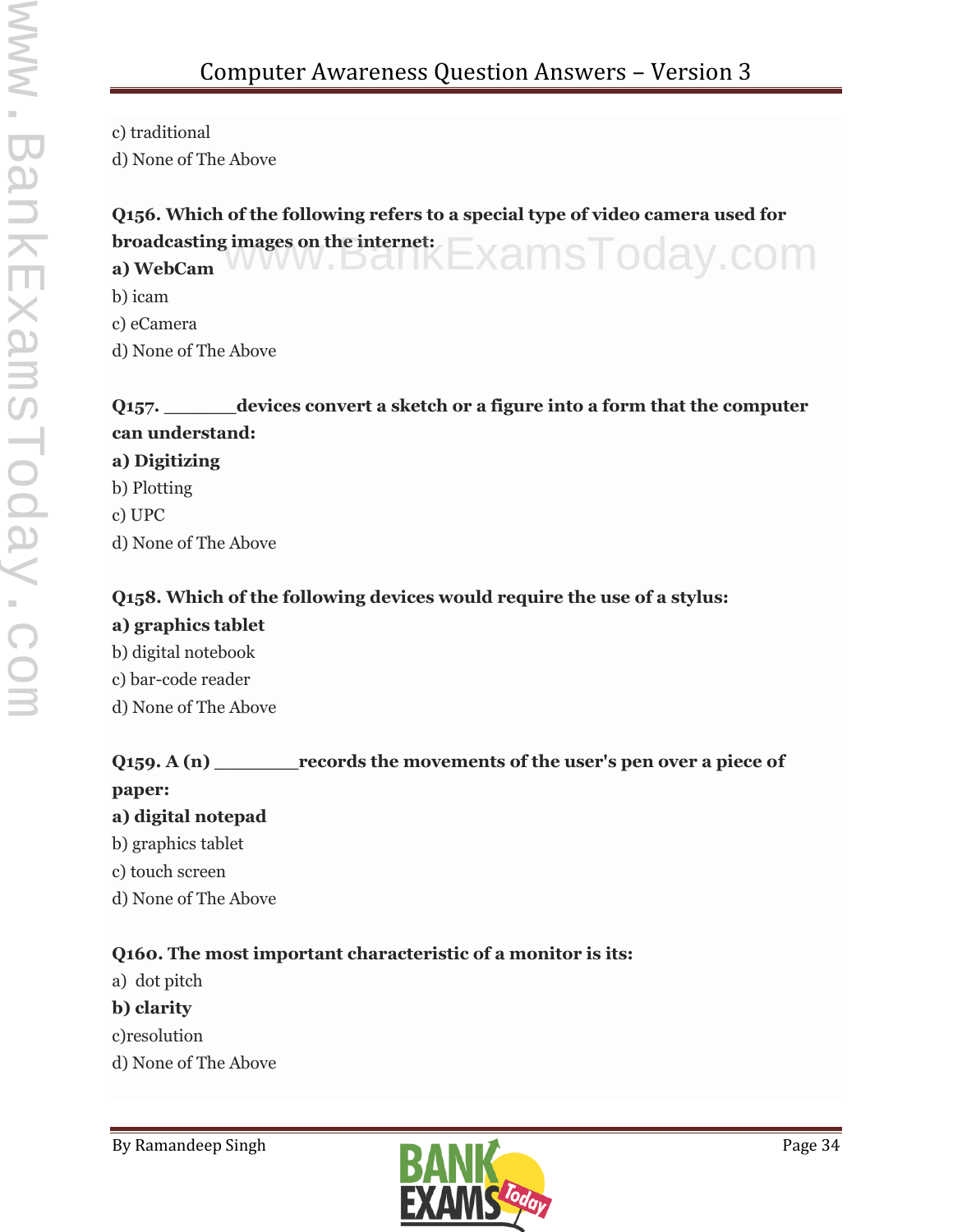c) traditional
d) None of The Above

**Q156. Which of the following refers to a special type of video camera used for broadcasting images on the internet:**
**a) WebCam**
b) icam
c) eCamera
d) None of The Above

**Q157. _______devices convert a sketch or a figure into a form that the computer can understand:**
**a) Digitizing**
b) Plotting
c) UPC
d) None of The Above

**Q158. Which of the following devices would require the use of a stylus:**
**a) graphics tablet**
b) digital notebook
c) bar-code reader
d) None of The Above

**Q159. A (n) ________records the movements of the user's pen over a piece of paper:**
**a) digital notepad**
b) graphics tablet
c) touch screen
d) None of The Above

**Q160. The most important characteristic of a monitor is its:**
a) dot pitch
**b) clarity**
c)resolution
d) None of The Above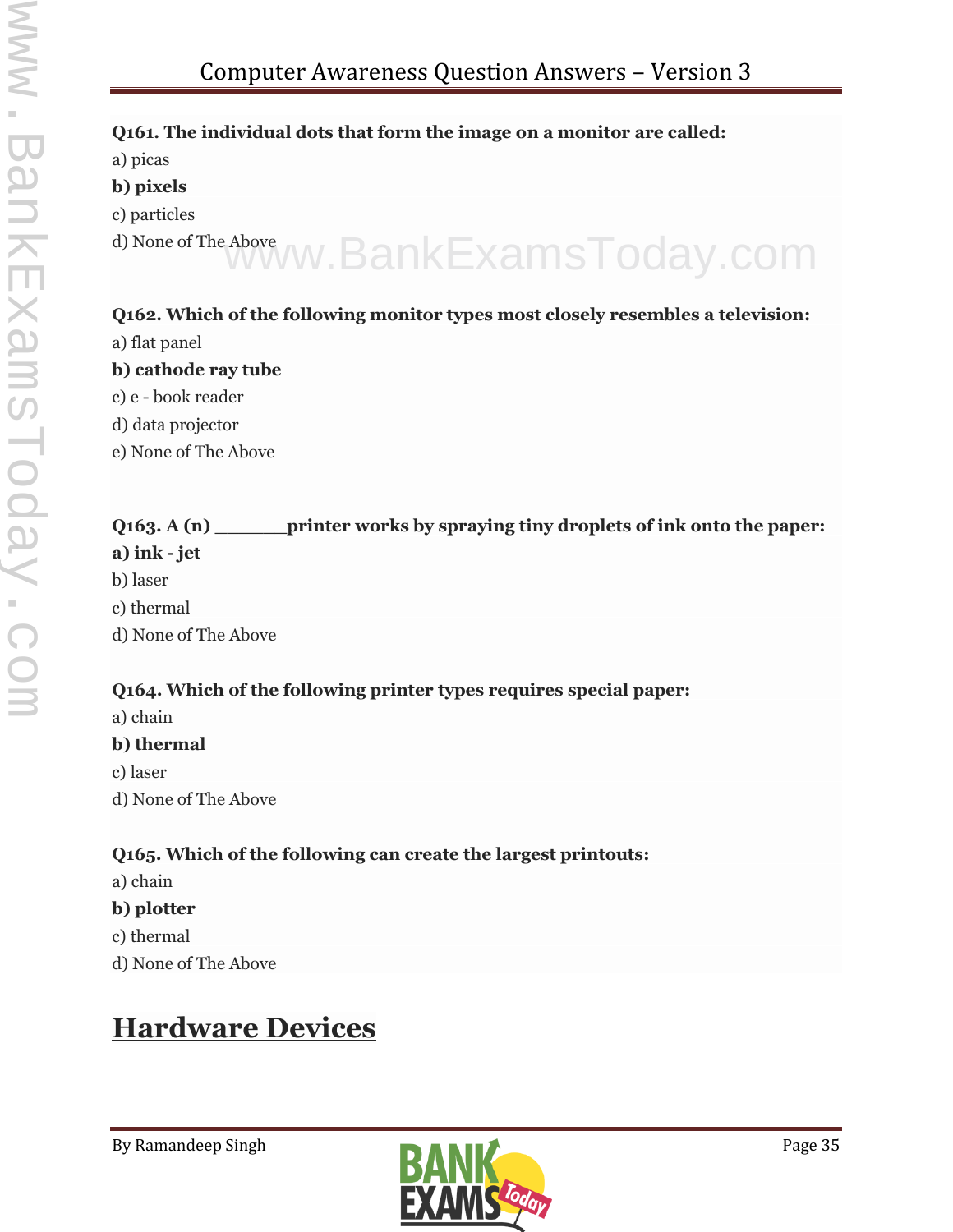**Q161. The individual dots that form the image on a monitor are called:**

a) picas

**b) pixels**

c) particles

d) None of The Above

**Q162. Which of the following monitor types most closely resembles a television:**

a) flat panel

**b) cathode ray tube**

c) e - book reader

d) data projector

e) None of The Above

**Q163. A (n) _______printer works by spraying tiny droplets of ink onto the paper:**

**a) ink - jet**

b) laser

c) thermal

d) None of The Above

**Q164. Which of the following printer types requires special paper:**

a) chain

**b) thermal**

c) laser

d) None of The Above

**Q165. Which of the following can create the largest printouts:**

a) chain

**b) plotter**

c) thermal

d) None of The Above

## Hardware Devices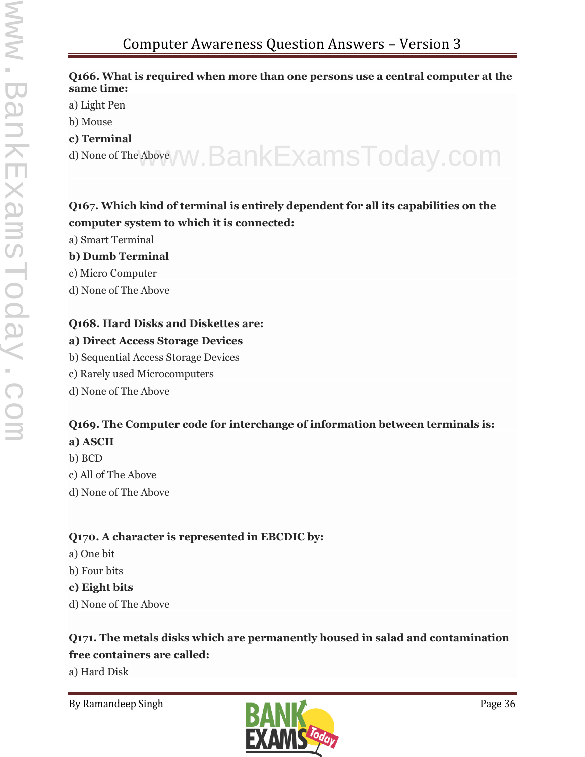**Q166. What is required when more than one persons use a central computer at the same time:**

a) Light Pen

b) Mouse

**c) Terminal**

d) None of The Above

**Q167. Which kind of terminal is entirely dependent for all its capabilities on the computer system to which it is connected:**

a) Smart Terminal

**b) Dumb Terminal**

c) Micro Computer

d) None of The Above

**Q168. Hard Disks and Diskettes are:**

**a) Direct Access Storage Devices**

b) Sequential Access Storage Devices

c) Rarely used Microcomputers

d) None of The Above

**Q169. The Computer code for interchange of information between terminals is:**

**a) ASCII**

b) BCD

c) All of The Above

d) None of The Above

**Q170. A character is represented in EBCDIC by:**

a) One bit

b) Four bits

**c) Eight bits**

d) None of The Above

**Q171. The metals disks which are permanently housed in salad and contamination free containers are called:**

a) Hard Disk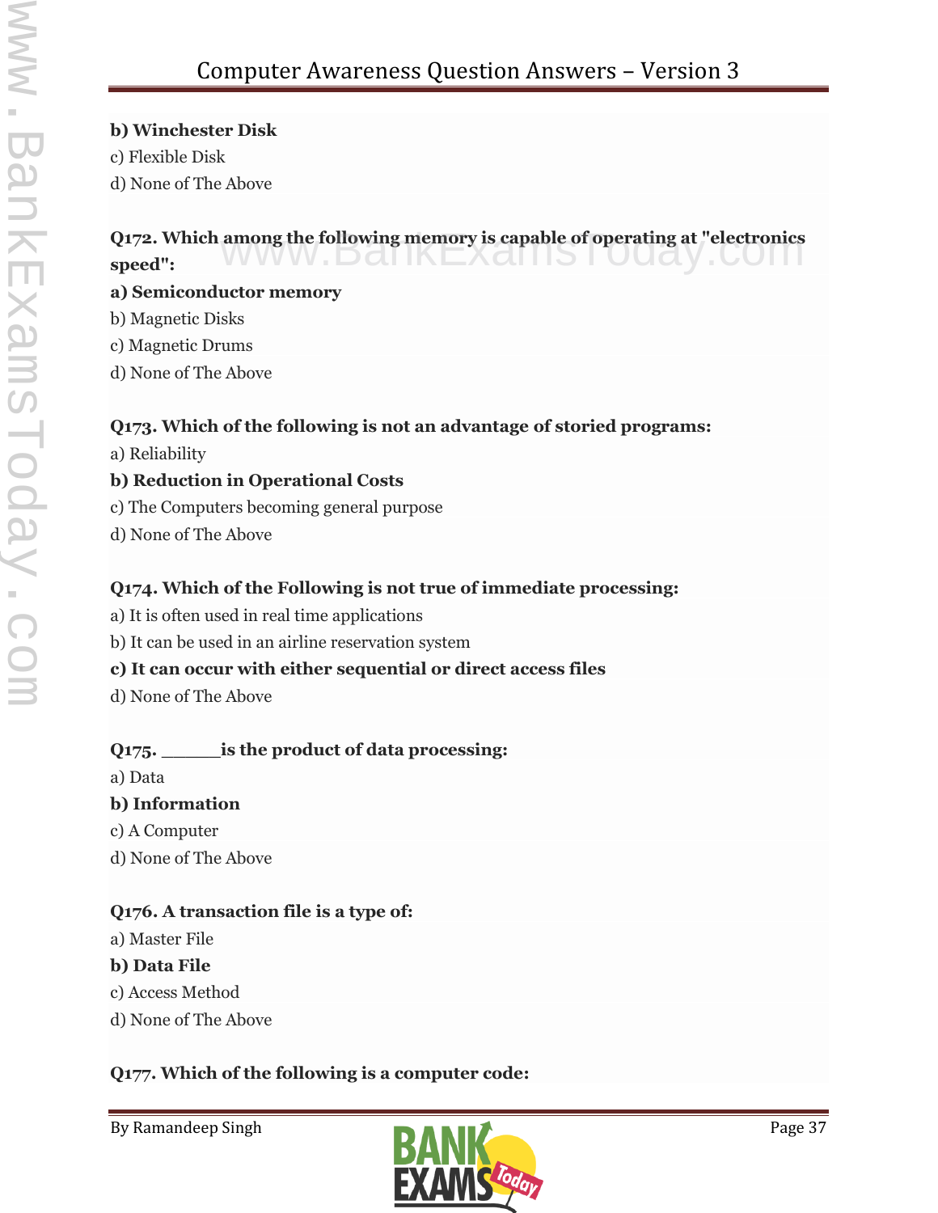**b) Winchester Disk**

c) Flexible Disk

d) None of The Above

**Q172. Which among the following memory is capable of operating at "electronics speed":**

**a) Semiconductor memory**

b) Magnetic Disks

c) Magnetic Drums

d) None of The Above

**Q173. Which of the following is not an advantage of storied programs:**

a) Reliability

**b) Reduction in Operational Costs**

c) The Computers becoming general purpose

d) None of The Above

**Q174. Which of the Following is not true of immediate processing:**

a) It is often used in real time applications

b) It can be used in an airline reservation system

**c) It can occur with either sequential or direct access files**

d) None of The Above

**Q175. _____is the product of data processing:**

a) Data

**b) Information**

c) A Computer

d) None of The Above

**Q176. A transaction file is a type of:**

a) Master File

**b) Data File**

c) Access Method

d) None of The Above

**Q177. Which of the following is a computer code:**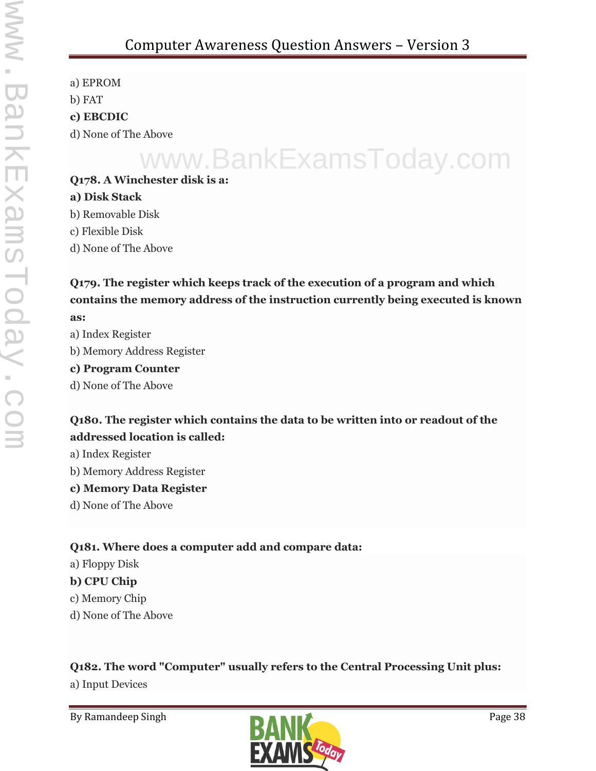a) EPROM

b) FAT

**c) EBCDIC**

d) None of The Above

**Q178. A Winchester disk is a:**

**a) Disk Stack**

b) Removable Disk

c) Flexible Disk

d) None of The Above

**Q179. The register which keeps track of the execution of a program and which contains the memory address of the instruction currently being executed is known as:**

a) Index Register

b) Memory Address Register

**c) Program Counter**

d) None of The Above

**Q180. The register which contains the data to be written into or readout of the addressed location is called:**

a) Index Register

b) Memory Address Register

**c) Memory Data Register**

d) None of The Above

**Q181. Where does a computer add and compare data:**

a) Floppy Disk

**b) CPU Chip**

c) Memory Chip

d) None of The Above

**Q182. The word "Computer" usually refers to the Central Processing Unit plus:**

a) Input Devices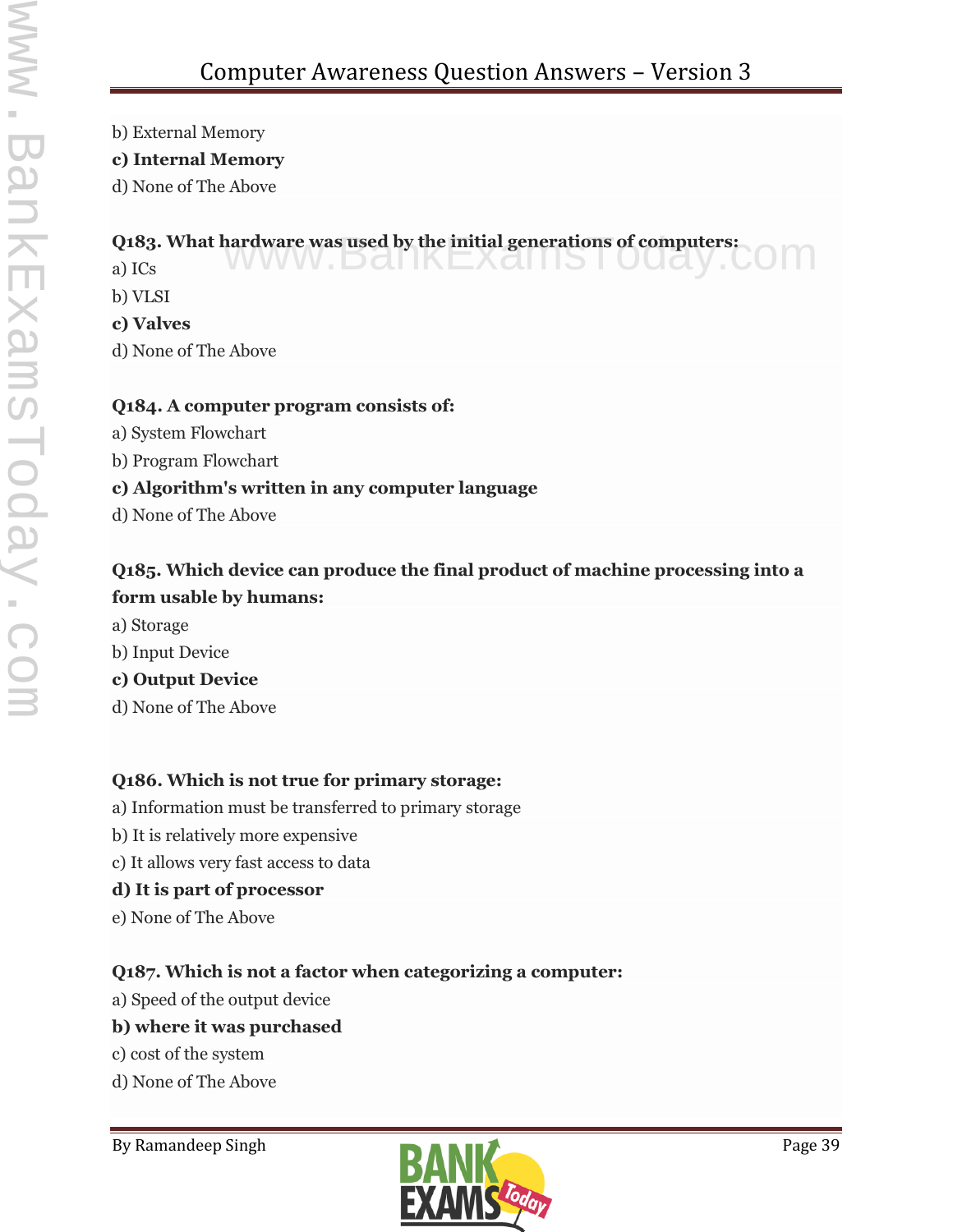b) External Memory

**c) Internal Memory**

d) None of The Above

**Q183. What hardware was used by the initial generations of computers:**

a) ICs

b) VLSI

**c) Valves**

d) None of The Above

**Q184. A computer program consists of:**

a) System Flowchart

b) Program Flowchart

**c) Algorithm's written in any computer language**

d) None of The Above

**Q185. Which device can produce the final product of machine processing into a form usable by humans:**

a) Storage

b) Input Device

**c) Output Device**

d) None of The Above

**Q186. Which is not true for primary storage:**

a) Information must be transferred to primary storage

b) It is relatively more expensive

c) It allows very fast access to data

**d) It is part of processor**

e) None of The Above

**Q187. Which is not a factor when categorizing a computer:**

a) Speed of the output device

**b) where it was purchased**

c) cost of the system

d) None of The Above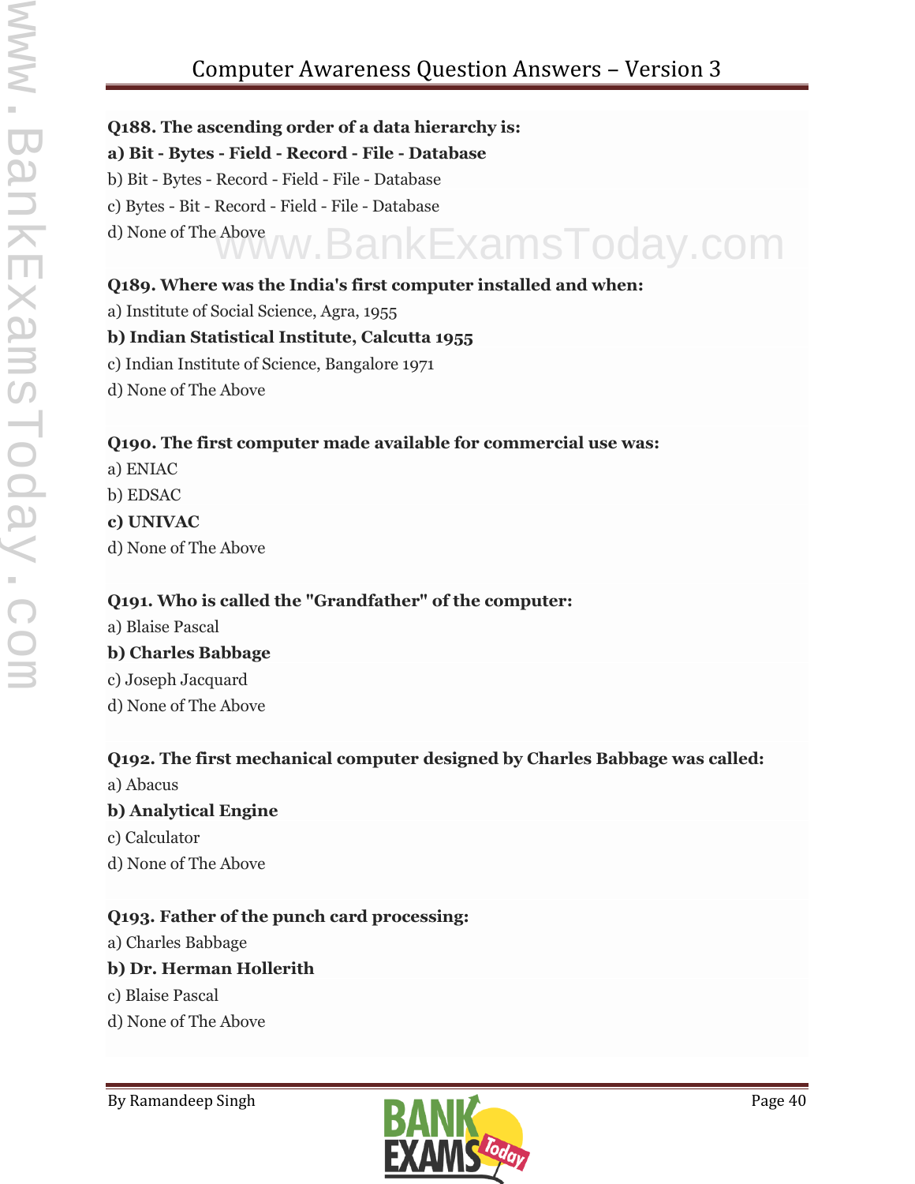**Q188. The ascending order of a data hierarchy is:**

**a) Bit - Bytes - Field - Record - File - Database**

b) Bit - Bytes - Record - Field - File - Database

c) Bytes - Bit - Record - Field - File - Database

d) None of The Above

**Q189. Where was the India's first computer installed and when:**

a) Institute of Social Science, Agra, 1955

**b) Indian Statistical Institute, Calcutta 1955**

c) Indian Institute of Science, Bangalore 1971

d) None of The Above

**Q190. The first computer made available for commercial use was:**

a) ENIAC

b) EDSAC

**c) UNIVAC**

d) None of The Above

**Q191. Who is called the "Grandfather" of the computer:**

a) Blaise Pascal

**b) Charles Babbage**

c) Joseph Jacquard

d) None of The Above

**Q192. The first mechanical computer designed by Charles Babbage was called:**

a) Abacus

**b) Analytical Engine**

c) Calculator

d) None of The Above

**Q193. Father of the punch card processing:**

a) Charles Babbage

**b) Dr. Herman Hollerith**

c) Blaise Pascal

d) None of The Above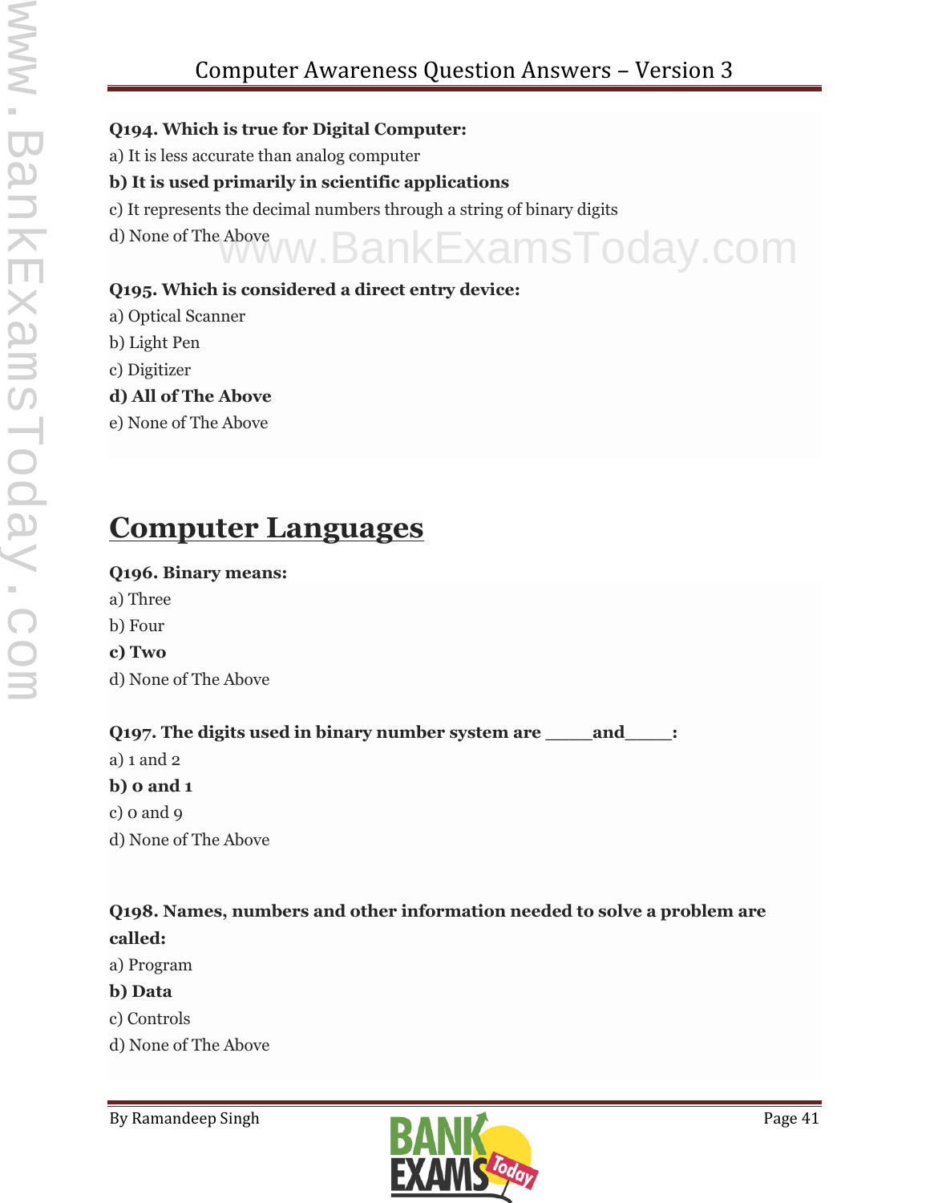**Q194. Which is true for Digital Computer:**

a) It is less accurate than analog computer

**b) It is used primarily in scientific applications**

c) It represents the decimal numbers through a string of binary digits

d) None of The Above

**Q195. Which is considered a direct entry device:**

a) Optical Scanner

b) Light Pen

c) Digitizer

**d) All of The Above**

e) None of The Above

# Computer Languages

**Q196. Binary means:**

a) Three

b) Four

**c) Two**

d) None of The Above

**Q197. The digits used in binary number system are _____and_____:**

a) 1 and 2

**b) 0 and 1**

c) 0 and 9

d) None of The Above

**Q198. Names, numbers and other information needed to solve a problem are called:**

a) Program

**b) Data**

c) Controls

d) None of The Above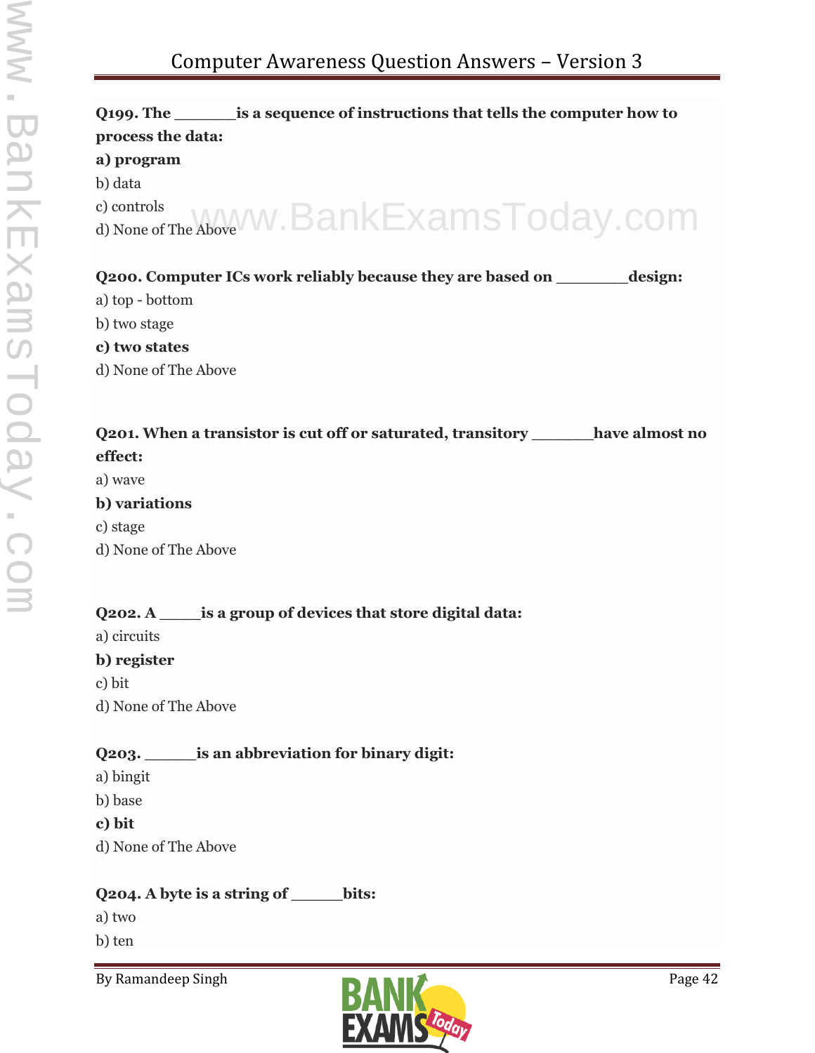**Q199. The _______is a sequence of instructions that tells the computer how to process the data:**

**a) program**

b) data

c) controls

d) None of The Above

**Q200. Computer ICs work reliably because they are based on ________design:**

a) top - bottom

b) two stage

**c) two states**

d) None of The Above

**Q201. When a transistor is cut off or saturated, transitory _______have almost no effect:**

a) wave

**b) variations**

c) stage

d) None of The Above

**Q202. A _____is a group of devices that store digital data:**

a) circuits

**b) register**

c) bit

d) None of The Above

**Q203. ______is an abbreviation for binary digit:**

a) bingit

b) base

**c) bit**

d) None of The Above

**Q204. A byte is a string of ______bits:**

a) two

b) ten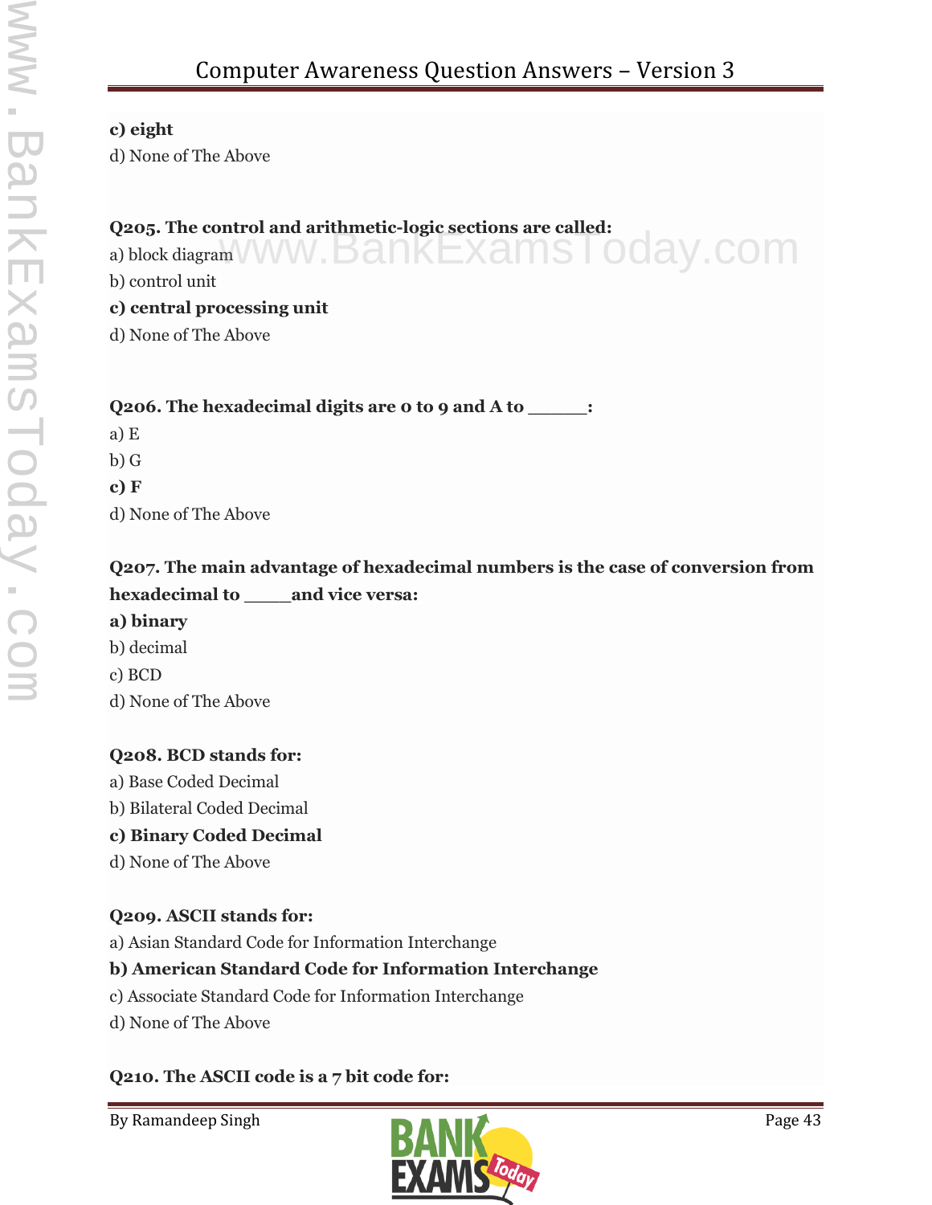**c) eight**
d) None of The Above

**Q205. The control and arithmetic-logic sections are called:**
a) block diagram
b) control unit
**c) central processing unit**
d) None of The Above

**Q206. The hexadecimal digits are 0 to 9 and A to ______:**
a) E
b) G
**c) F**
d) None of The Above

**Q207. The main advantage of hexadecimal numbers is the case of conversion from hexadecimal to _____and vice versa:**
**a) binary**
b) decimal
c) BCD
d) None of The Above

**Q208. BCD stands for:**
a) Base Coded Decimal
b) Bilateral Coded Decimal
**c) Binary Coded Decimal**
d) None of The Above

**Q209. ASCII stands for:**
a) Asian Standard Code for Information Interchange
**b) American Standard Code for Information Interchange**
c) Associate Standard Code for Information Interchange
d) None of The Above

**Q210. The ASCII code is a 7 bit code for:**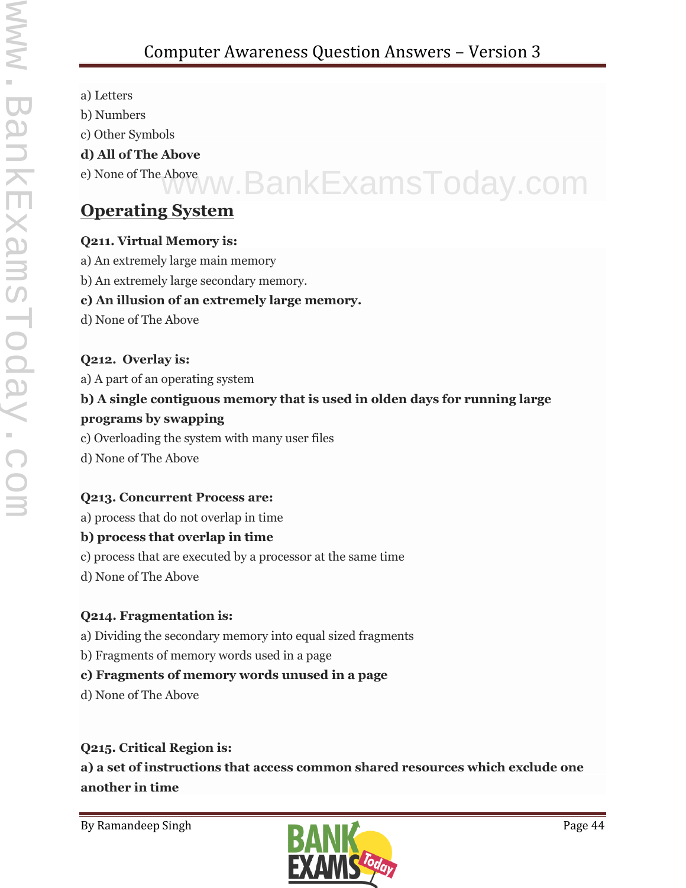a) Letters

b) Numbers

c) Other Symbols

**d) All of The Above**

e) None of The Above

## Operating System

**Q211. Virtual Memory is:**

a) An extremely large main memory

b) An extremely large secondary memory.

**c) An illusion of an extremely large memory.**

d) None of The Above

**Q212. Overlay is:**

a) A part of an operating system

**b) A single contiguous memory that is used in olden days for running large programs by swapping**

c) Overloading the system with many user files

d) None of The Above

**Q213. Concurrent Process are:**

a) process that do not overlap in time

**b) process that overlap in time**

c) process that are executed by a processor at the same time

d) None of The Above

**Q214. Fragmentation is:**

a) Dividing the secondary memory into equal sized fragments

b) Fragments of memory words used in a page

**c) Fragments of memory words unused in a page**

d) None of The Above

**Q215. Critical Region is:**

**a) a set of instructions that access common shared resources which exclude one another in time**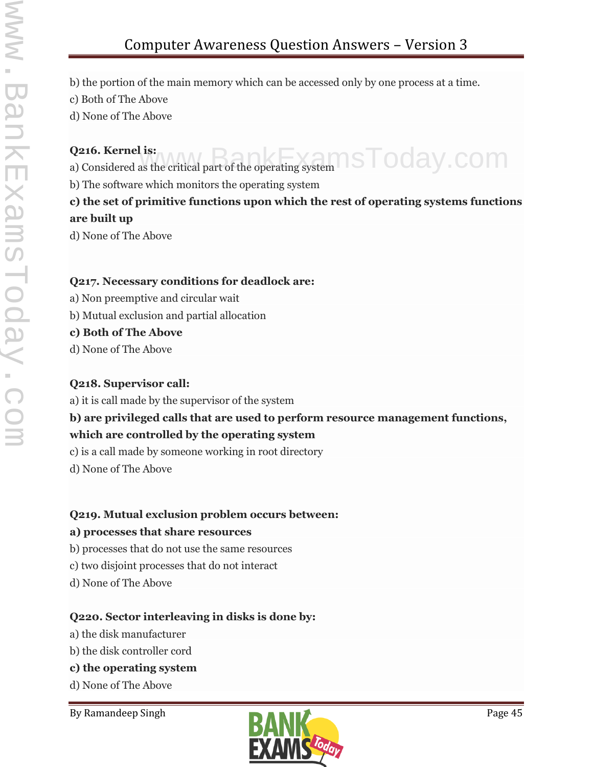b) the portion of the main memory which can be accessed only by one process at a time.

c) Both of The Above

d) None of The Above

**Q216. Kernel is:**

a) Considered as the critical part of the operating system

b) The software which monitors the operating system

**c) the set of primitive functions upon which the rest of operating systems functions are built up**

d) None of The Above

**Q217. Necessary conditions for deadlock are:**

a) Non preemptive and circular wait

b) Mutual exclusion and partial allocation

**c) Both of The Above**

d) None of The Above

**Q218. Supervisor call:**

a) it is call made by the supervisor of the system

**b) are privileged calls that are used to perform resource management functions, which are controlled by the operating system**

c) is a call made by someone working in root directory

d) None of The Above

**Q219. Mutual exclusion problem occurs between:**

**a) processes that share resources**

b) processes that do not use the same resources

c) two disjoint processes that do not interact

d) None of The Above

**Q220. Sector interleaving in disks is done by:**

a) the disk manufacturer

b) the disk controller cord

**c) the operating system**

d) None of The Above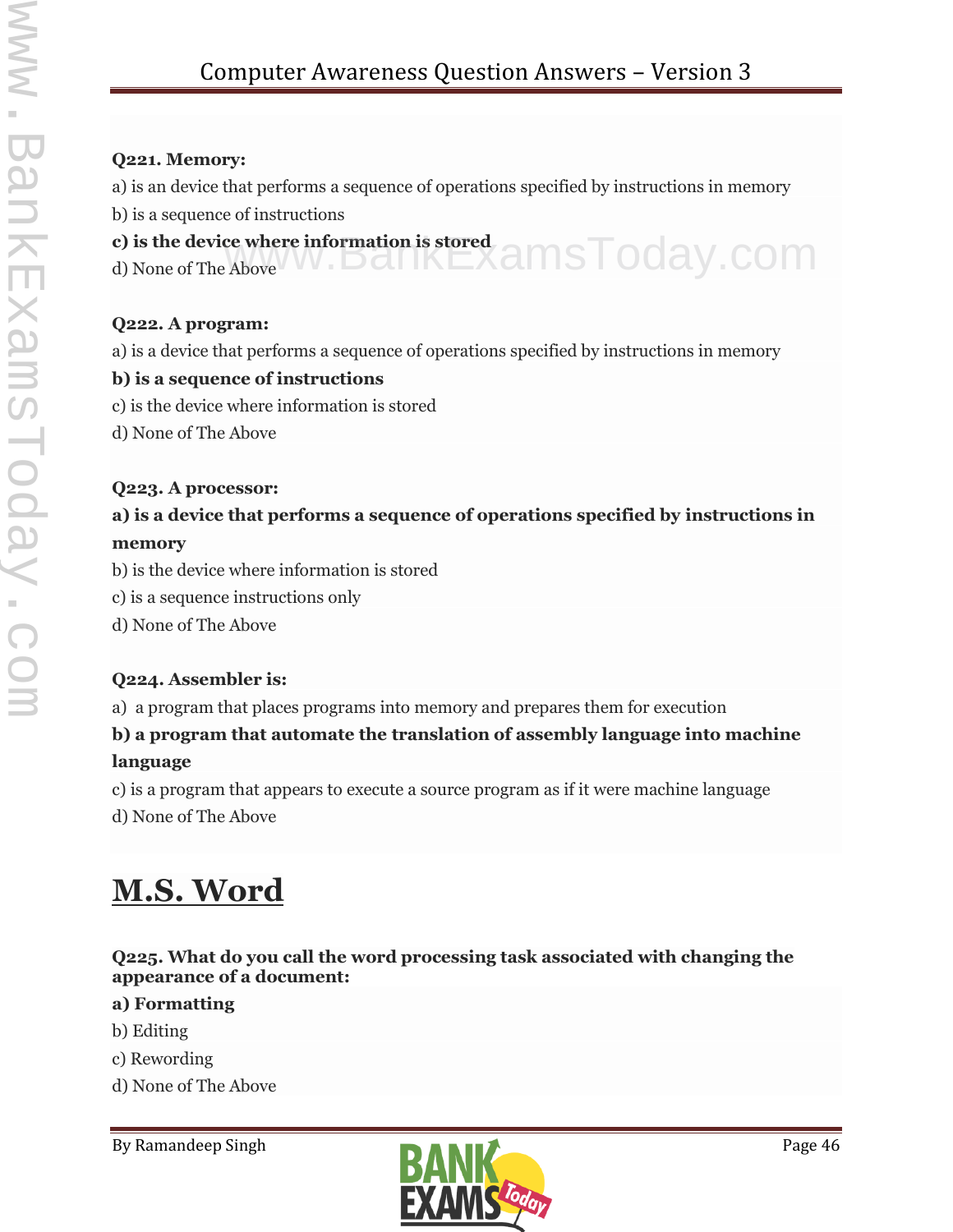**Q221. Memory:**

a) is an device that performs a sequence of operations specified by instructions in memory

b) is a sequence of instructions

**c) is the device where information is stored**

d) None of The Above

**Q222. A program:**

a) is a device that performs a sequence of operations specified by instructions in memory

**b) is a sequence of instructions**

c) is the device where information is stored

d) None of The Above

**Q223. A processor:**

**a) is a device that performs a sequence of operations specified by instructions in memory**

b) is the device where information is stored

c) is a sequence instructions only

d) None of The Above

**Q224. Assembler is:**

a) a program that places programs into memory and prepares them for execution

**b) a program that automate the translation of assembly language into machine language**

c) is a program that appears to execute a source program as if it were machine language

d) None of The Above

# M.S. Word

**Q225. What do you call the word processing task associated with changing the appearance of a document:**

**a) Formatting**

b) Editing

c) Rewording

d) None of The Above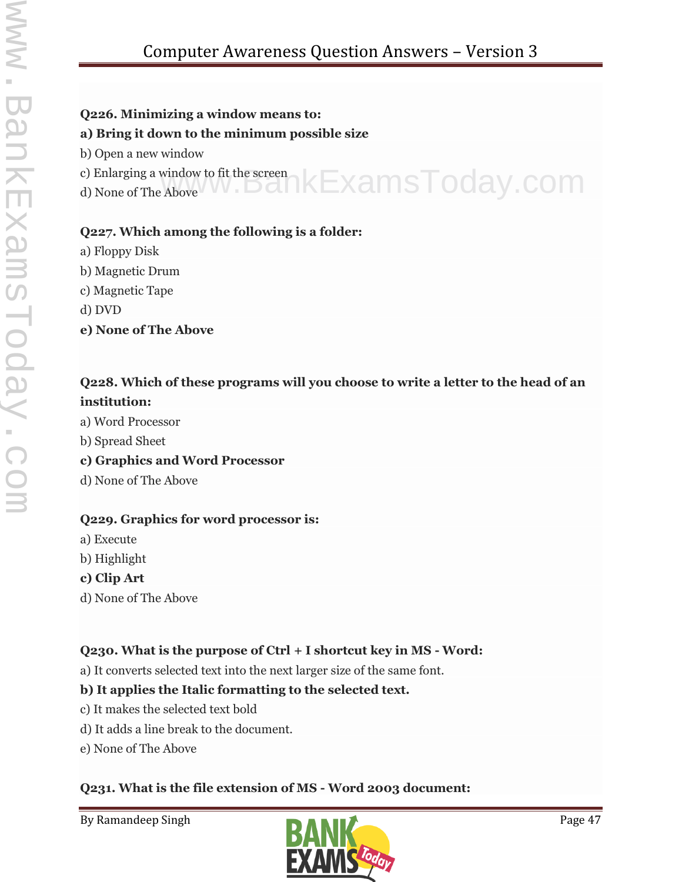**Q226. Minimizing a window means to:**

**a) Bring it down to the minimum possible size**

b) Open a new window

c) Enlarging a window to fit the screen

d) None of The Above

**Q227. Which among the following is a folder:**

a) Floppy Disk

b) Magnetic Drum

c) Magnetic Tape

d) DVD

**e) None of The Above**

**Q228. Which of these programs will you choose to write a letter to the head of an institution:**

a) Word Processor

b) Spread Sheet

**c) Graphics and Word Processor**

d) None of The Above

**Q229. Graphics for word processor is:**

a) Execute

b) Highlight

**c) Clip Art**

d) None of The Above

**Q230. What is the purpose of Ctrl + I shortcut key in MS - Word:**

a) It converts selected text into the next larger size of the same font.

**b) It applies the Italic formatting to the selected text.**

c) It makes the selected text bold

d) It adds a line break to the document.

e) None of The Above

**Q231. What is the file extension of MS - Word 2003 document:**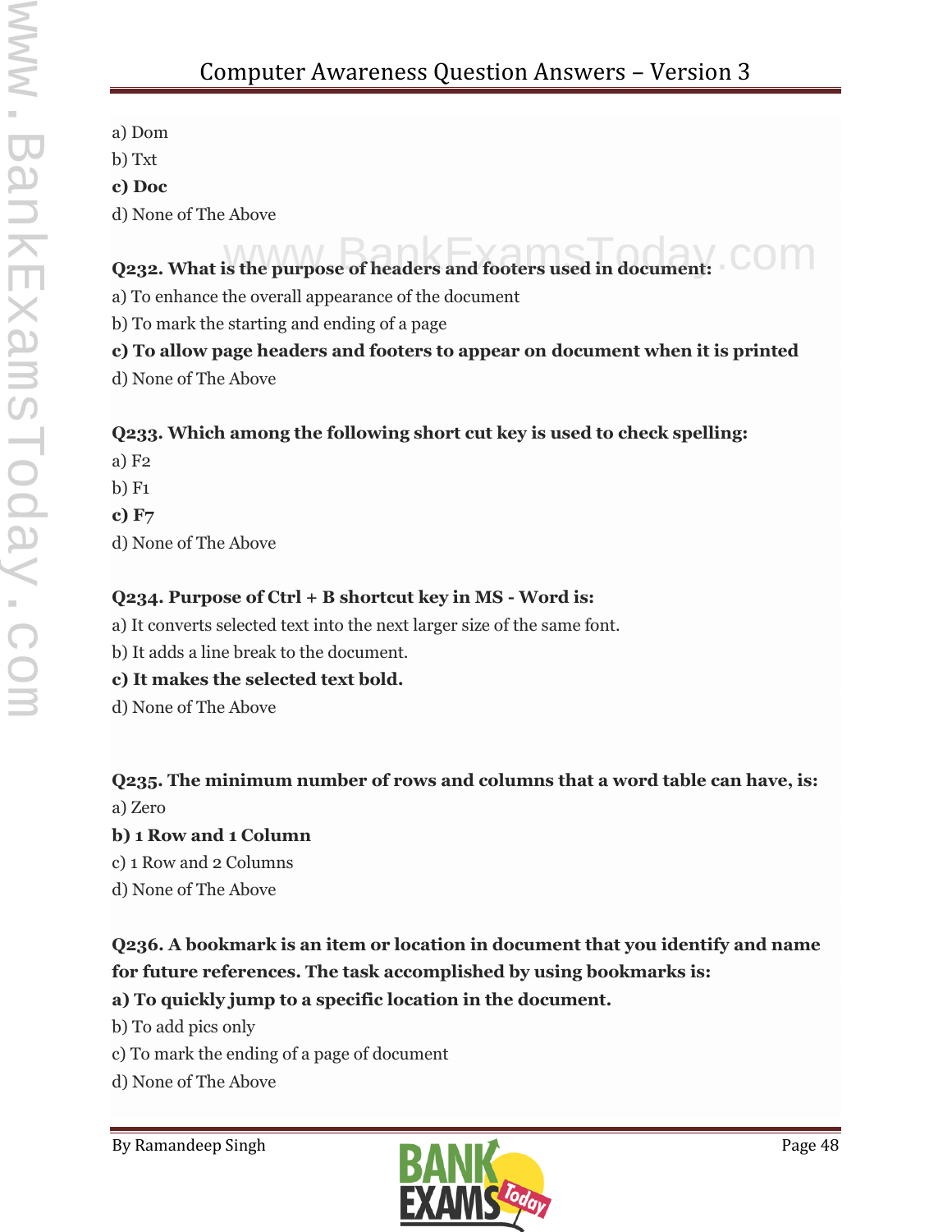a) Dom

b) Txt

**c) Doc**

d) None of The Above

**Q232. What is the purpose of headers and footers used in document:**

a) To enhance the overall appearance of the document

b) To mark the starting and ending of a page

**c) To allow page headers and footers to appear on document when it is printed**

d) None of The Above

**Q233. Which among the following short cut key is used to check spelling:**

a) F2

b) F1

**c) F7**

d) None of The Above

**Q234. Purpose of Ctrl + B shortcut key in MS - Word is:**

a) It converts selected text into the next larger size of the same font.

b) It adds a line break to the document.

**c) It makes the selected text bold.**

d) None of The Above

**Q235. The minimum number of rows and columns that a word table can have, is:**

a) Zero

**b) 1 Row and 1 Column**

c) 1 Row and 2 Columns

d) None of The Above

**Q236. A bookmark is an item or location in document that you identify and name for future references. The task accomplished by using bookmarks is:**

**a) To quickly jump to a specific location in the document.**

b) To add pics only

c) To mark the ending of a page of document

d) None of The Above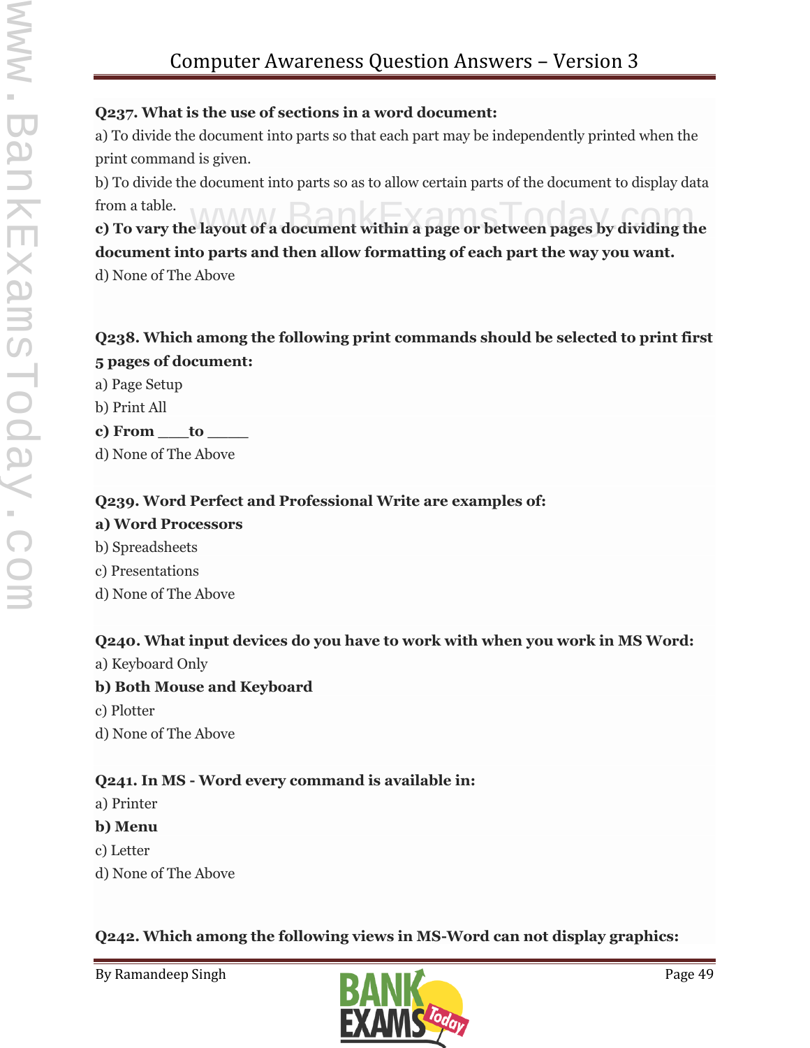**Q237. What is the use of sections in a word document:**

a) To divide the document into parts so that each part may be independently printed when the print command is given.

b) To divide the document into parts so as to allow certain parts of the document to display data from a table.

**c) To vary the layout of a document within a page or between pages by dividing the document into parts and then allow formatting of each part the way you want.**

d) None of The Above

**Q238. Which among the following print commands should be selected to print first 5 pages of document:**

a) Page Setup

b) Print All

**c) From \_\_\_to \_\_\_\_**

d) None of The Above

**Q239. Word Perfect and Professional Write are examples of:**

**a) Word Processors**

b) Spreadsheets

c) Presentations

d) None of The Above

**Q240. What input devices do you have to work with when you work in MS Word:**

a) Keyboard Only

**b) Both Mouse and Keyboard**

c) Plotter

d) None of The Above

**Q241. In MS - Word every command is available in:**

a) Printer

**b) Menu**

c) Letter

d) None of The Above

**Q242. Which among the following views in MS-Word can not display graphics:**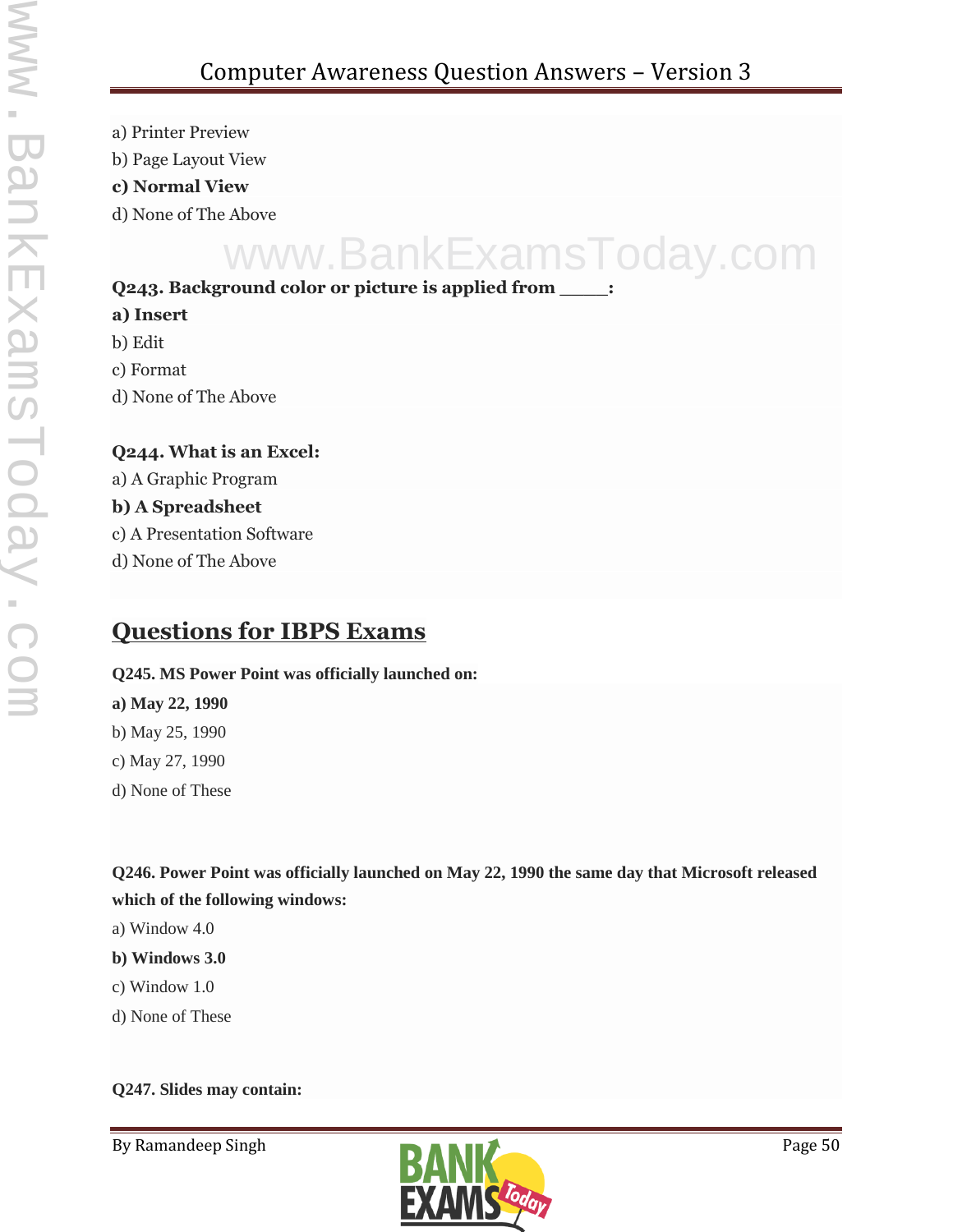a) Printer Preview

b) Page Layout View

**c) Normal View**

d) None of The Above

**Q243. Background color or picture is applied from \_\_\_\_\_:**

**a) Insert**

b) Edit

c) Format

d) None of The Above

**Q244. What is an Excel:**

a) A Graphic Program

**b) A Spreadsheet**

c) A Presentation Software

d) None of The Above

## Questions for IBPS Exams

**Q245. MS Power Point was officially launched on:**

**a) May 22, 1990**

b) May 25, 1990

c) May 27, 1990

d) None of These

**Q246. Power Point was officially launched on May 22, 1990 the same day that Microsoft released which of the following windows:**

a) Window 4.0

**b) Windows 3.0**

c) Window 1.0

d) None of These

**Q247. Slides may contain:**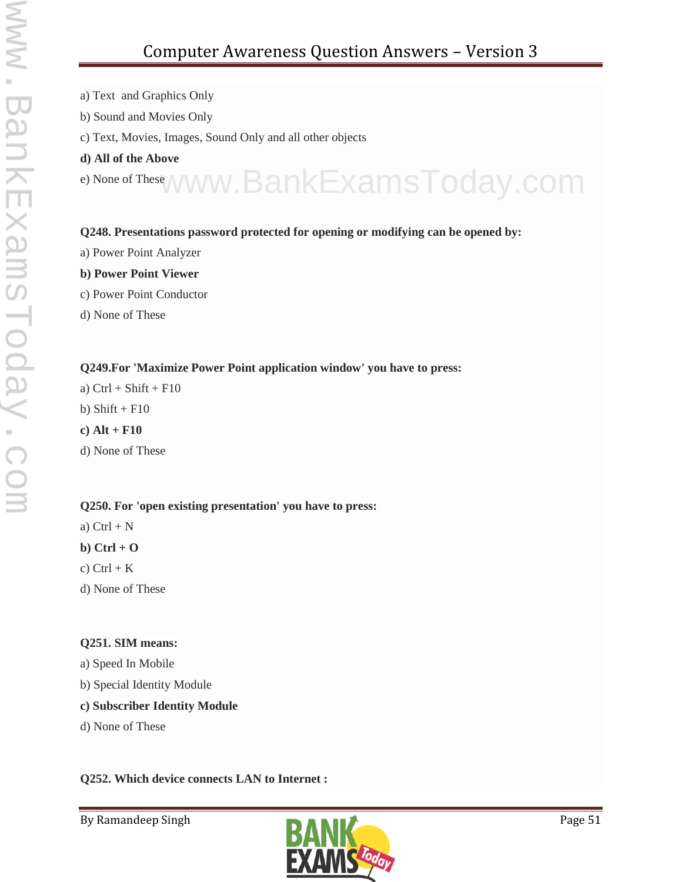a) Text and Graphics Only

b) Sound and Movies Only

c) Text, Movies, Images, Sound Only and all other objects

**d) All of the Above**

e) None of These

**Q248. Presentations password protected for opening or modifying can be opened by:**

a) Power Point Analyzer

**b) Power Point Viewer**

c) Power Point Conductor

d) None of These

**Q249.For 'Maximize Power Point application window' you have to press:**

a) Ctrl + Shift + F10

b) Shift + F10

**c) Alt + F10**

d) None of These

**Q250. For 'open existing presentation' you have to press:**

a) Ctrl + N

**b) Ctrl + O**

c) Ctrl + K

d) None of These

**Q251. SIM means:**

a) Speed In Mobile

b) Special Identity Module

**c) Subscriber Identity Module**

d) None of These

**Q252. Which device connects LAN to Internet :**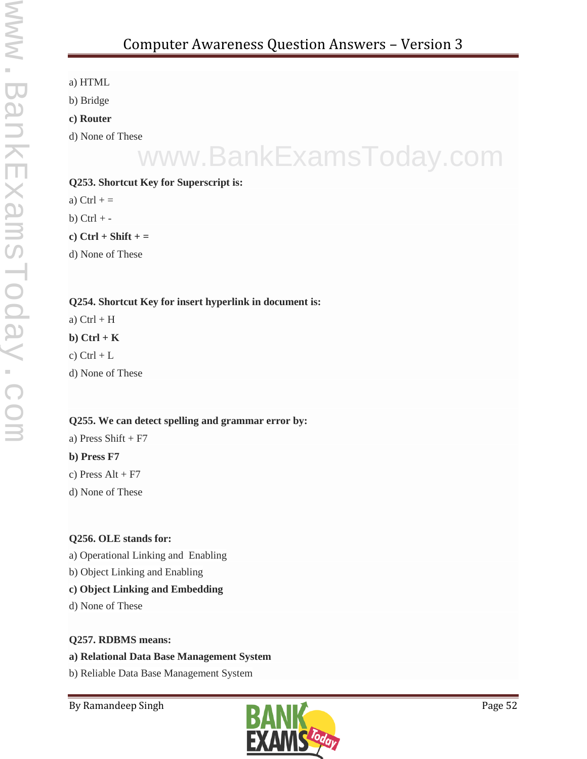a) HTML

b) Bridge

**c) Router**

d) None of These

**Q253. Shortcut Key for Superscript is:**

a) Ctrl + =

b) Ctrl + -

**c) Ctrl + Shift + =**

d) None of These

**Q254. Shortcut Key for insert hyperlink in document is:**

a) Ctrl + H

**b) Ctrl + K**

c) Ctrl + L

d) None of These

**Q255. We can detect spelling and grammar error by:**

a) Press Shift + F7

**b) Press F7**

c) Press Alt + F7

d) None of These

**Q256. OLE stands for:**

a) Operational Linking and Enabling

b) Object Linking and Enabling

**c) Object Linking and Embedding**

d) None of These

**Q257. RDBMS means:**

**a) Relational Data Base Management System**

b) Reliable Data Base Management System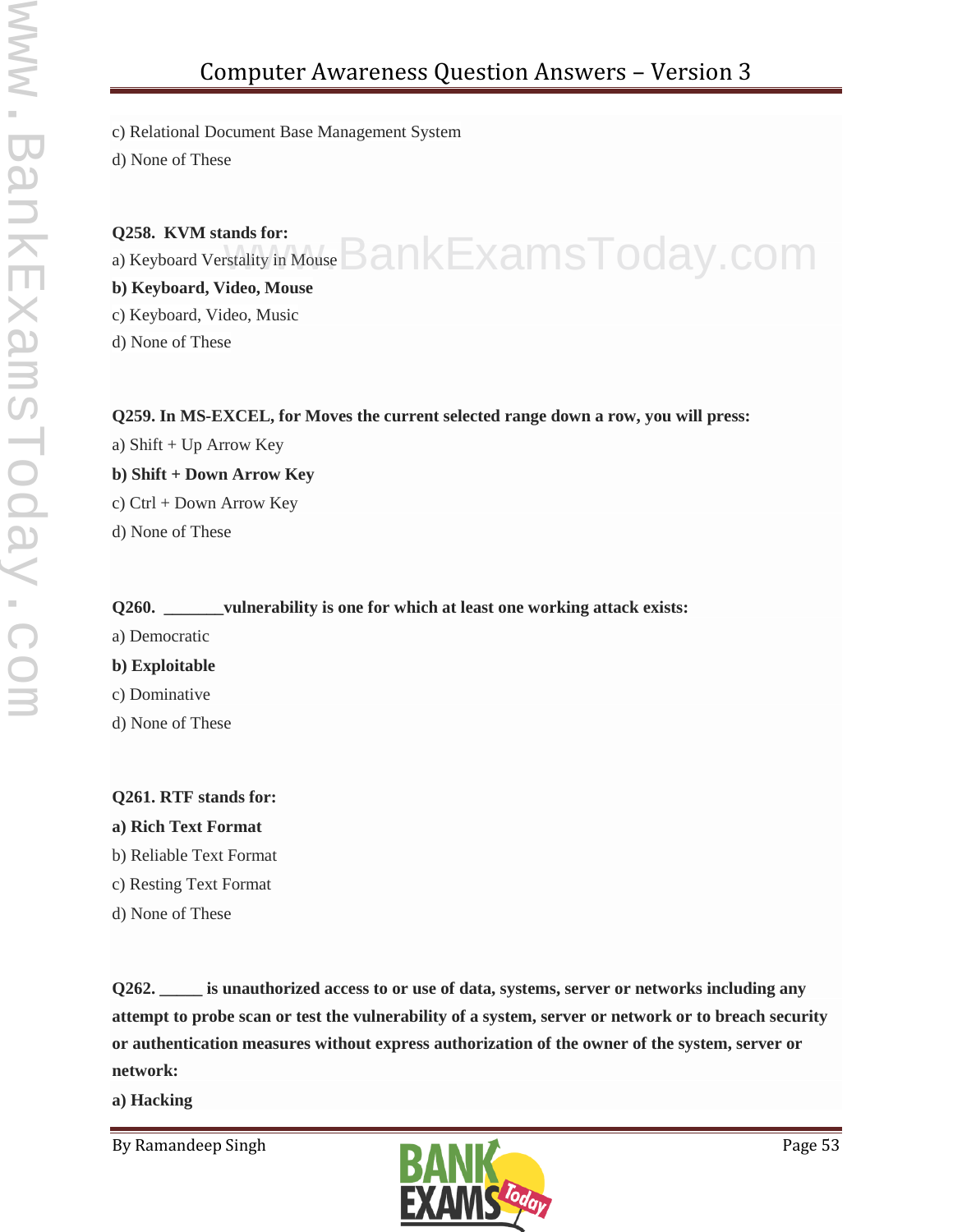c) Relational Document Base Management System

d) None of These

**Q258. KVM stands for:**

a) Keyboard Verstality in Mouse

**b) Keyboard, Video, Mouse**

c) Keyboard, Video, Music

d) None of These

**Q259. In MS-EXCEL, for Moves the current selected range down a row, you will press:**

a) Shift + Up Arrow Key

**b) Shift + Down Arrow Key**

c) Ctrl + Down Arrow Key

d) None of These

**Q260. _______vulnerability is one for which at least one working attack exists:**

a) Democratic

**b) Exploitable**

c) Dominative

d) None of These

**Q261. RTF stands for:**

**a) Rich Text Format**

b) Reliable Text Format

c) Resting Text Format

d) None of These

**Q262. _____ is unauthorized access to or use of data, systems, server or networks including any attempt to probe scan or test the vulnerability of a system, server or network or to breach security or authentication measures without express authorization of the owner of the system, server or network:**

**a) Hacking**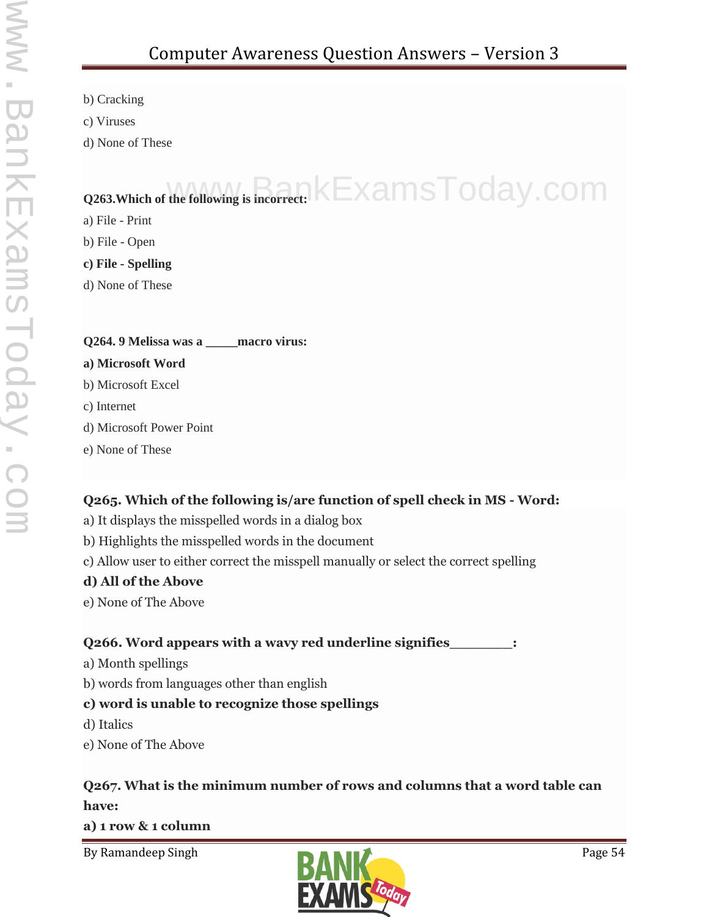b) Cracking

c) Viruses

d) None of These

**Q263.Which of the following is incorrect:**

a) File - Print

b) File - Open

**c) File - Spelling**

d) None of These

**Q264. 9 Melissa was a _____macro virus:**

**a) Microsoft Word**

b) Microsoft Excel

c) Internet

d) Microsoft Power Point

e) None of These

**Q265. Which of the following is/are function of spell check in MS - Word:**

a) It displays the misspelled words in a dialog box

b) Highlights the misspelled words in the document

c) Allow user to either correct the misspell manually or select the correct spelling

**d) All of the Above**

e) None of The Above

**Q266. Word appears with a wavy red underline signifies________:**

a) Month spellings

b) words from languages other than english

**c) word is unable to recognize those spellings**

d) Italics

e) None of The Above

**Q267. What is the minimum number of rows and columns that a word table can have:**

**a) 1 row & 1 column**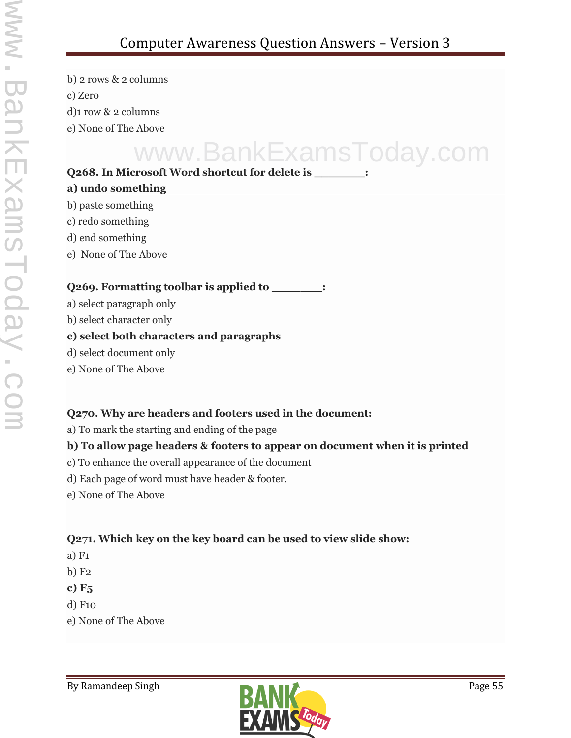b) 2 rows & 2 columns

c) Zero

d)1 row & 2 columns

e) None of The Above

**Q268. In Microsoft Word shortcut for delete is \_\_\_\_\_\_\_\_:**

**a) undo something**

b) paste something

c) redo something

d) end something

e) None of The Above

**Q269. Formatting toolbar is applied to \_\_\_\_\_\_\_\_:**

a) select paragraph only

b) select character only

**c) select both characters and paragraphs**

d) select document only

e) None of The Above

**Q270. Why are headers and footers used in the document:**

a) To mark the starting and ending of the page

**b) To allow page headers & footers to appear on document when it is printed**

c) To enhance the overall appearance of the document

d) Each page of word must have header & footer.

e) None of The Above

**Q271. Which key on the key board can be used to view slide show:**

a) F1

b) F2

**c) F5**

d) F10

e) None of The Above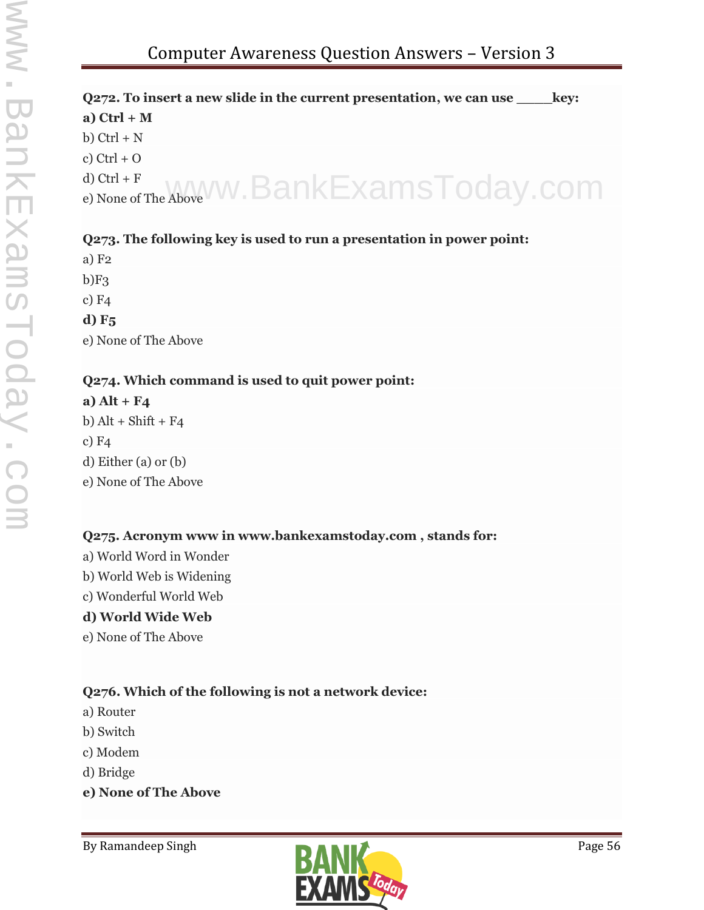**Q272. To insert a new slide in the current presentation, we can use ____key:**

**a) Ctrl + M**

b) Ctrl + N

c) Ctrl + O

d) Ctrl + F

e) None of The Above

**Q273. The following key is used to run a presentation in power point:**

a) F2

b)F3

c) F4

**d) F5**

e) None of The Above

**Q274. Which command is used to quit power point:**

**a) Alt + F4**

b) Alt + Shift + F4

c) F4

d) Either (a) or (b)

e) None of The Above

**Q275. Acronym www in www.bankexamstoday.com , stands for:**

a) World Word in Wonder

b) World Web is Widening

c) Wonderful World Web

**d) World Wide Web**

e) None of The Above

**Q276. Which of the following is not a network device:**

a) Router

b) Switch

c) Modem

d) Bridge

**e) None of The Above**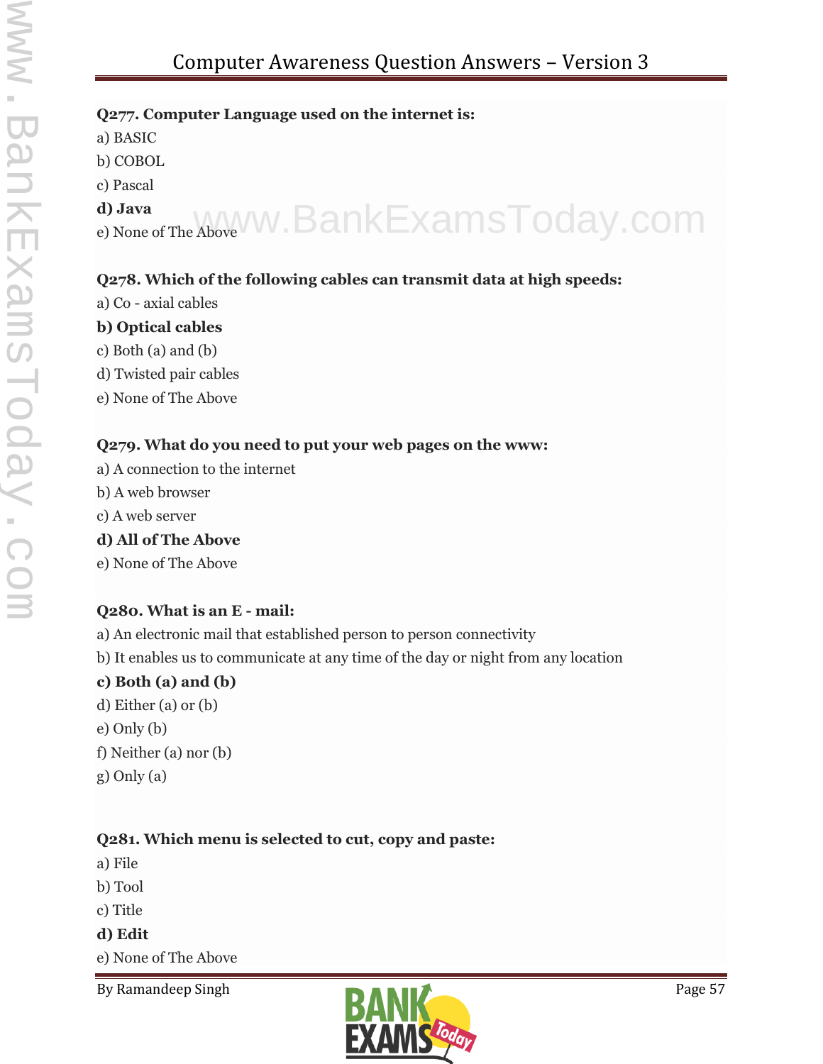**Q277. Computer Language used on the internet is:**

a) BASIC

b) COBOL

c) Pascal

**d) Java**

e) None of The Above

**Q278. Which of the following cables can transmit data at high speeds:**

a) Co - axial cables

**b) Optical cables**

c) Both (a) and (b)

d) Twisted pair cables

e) None of The Above

**Q279. What do you need to put your web pages on the www:**

a) A connection to the internet

b) A web browser

c) A web server

**d) All of The Above**

e) None of The Above

**Q280. What is an E - mail:**

a) An electronic mail that established person to person connectivity

b) It enables us to communicate at any time of the day or night from any location

**c) Both (a) and (b)**

d) Either (a) or (b)

e) Only (b)

f) Neither (a) nor (b)

g) Only (a)

**Q281. Which menu is selected to cut, copy and paste:**

a) File

b) Tool

c) Title

**d) Edit**

e) None of The Above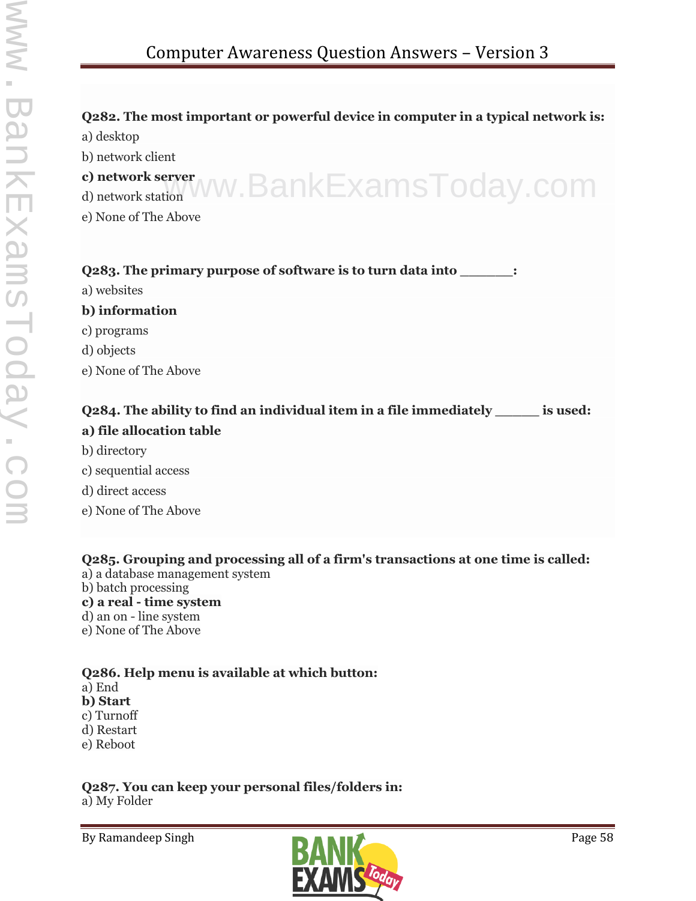**Q282. The most important or powerful device in computer in a typical network is:**

a) desktop

b) network client

**c) network server**

d) network station

e) None of The Above

**Q283. The primary purpose of software is to turn data into _______:**

a) websites

**b) information**

c) programs

d) objects

e) None of The Above

**Q284. The ability to find an individual item in a file immediately ______ is used:**

**a) file allocation table**

b) directory

c) sequential access

d) direct access

e) None of The Above

**Q285. Grouping and processing all of a firm's transactions at one time is called:**

a) a database management system

b) batch processing

**c) a real - time system**

d) an on - line system

e) None of The Above

**Q286. Help menu is available at which button:**

a) End

**b) Start**

c) Turnoff

d) Restart

e) Reboot

**Q287. You can keep your personal files/folders in:**

a) My Folder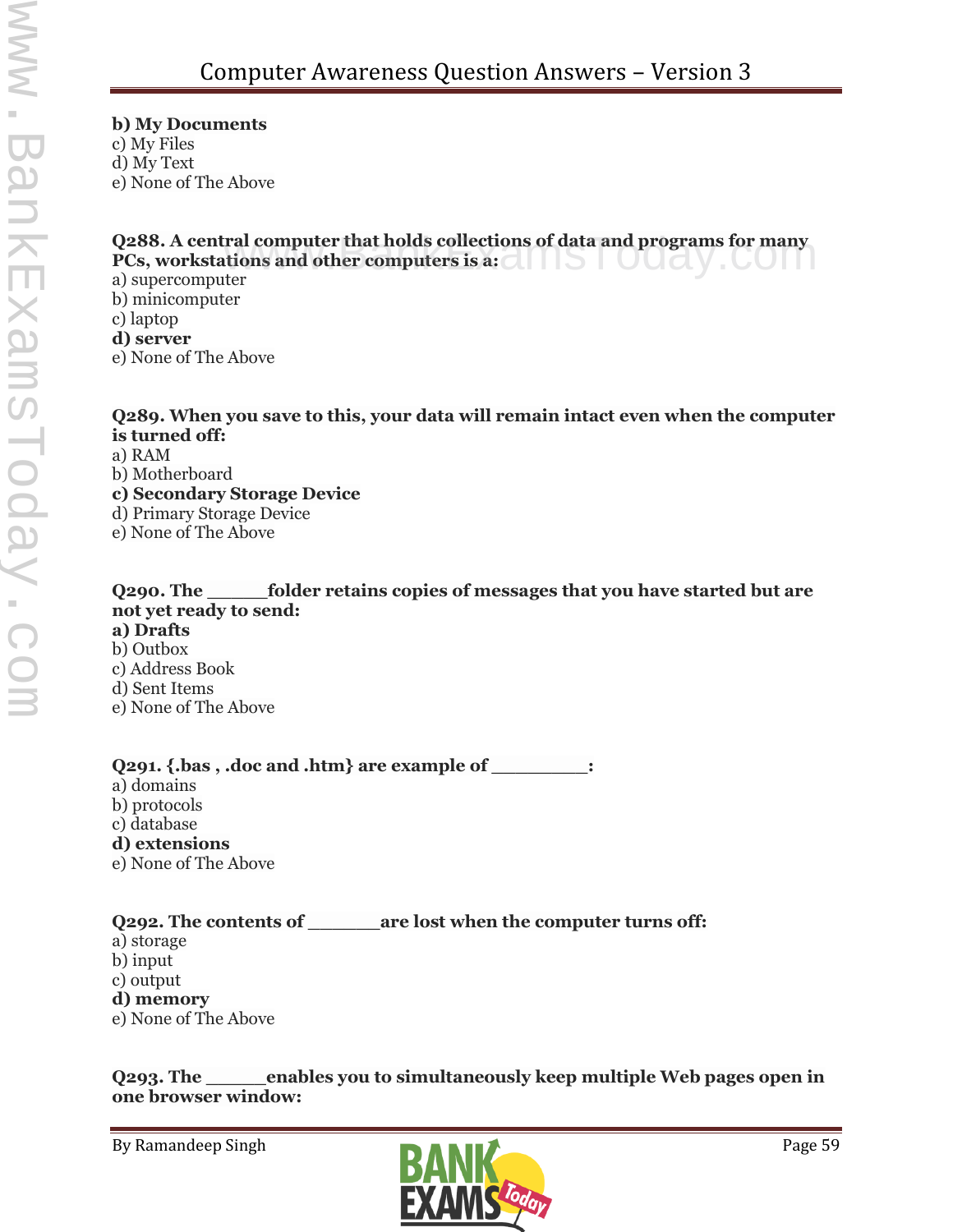**b) My Documents**
c) My Files
d) My Text
e) None of The Above

**Q288. A central computer that holds collections of data and programs for many PCs, workstations and other computers is a:**
a) supercomputer
b) minicomputer
c) laptop
**d) server**
e) None of The Above

**Q289. When you save to this, your data will remain intact even when the computer is turned off:**
a) RAM
b) Motherboard
**c) Secondary Storage Device**
d) Primary Storage Device
e) None of The Above

**Q290. The _____folder retains copies of messages that you have started but are not yet ready to send:**
**a) Drafts**
b) Outbox
c) Address Book
d) Sent Items
e) None of The Above

**Q291. {.bas , .doc and .htm} are example of ________:**
a) domains
b) protocols
c) database
**d) extensions**
e) None of The Above

**Q292. The contents of _______are lost when the computer turns off:**
a) storage
b) input
c) output
**d) memory**
e) None of The Above

**Q293. The ______enables you to simultaneously keep multiple Web pages open in one browser window:**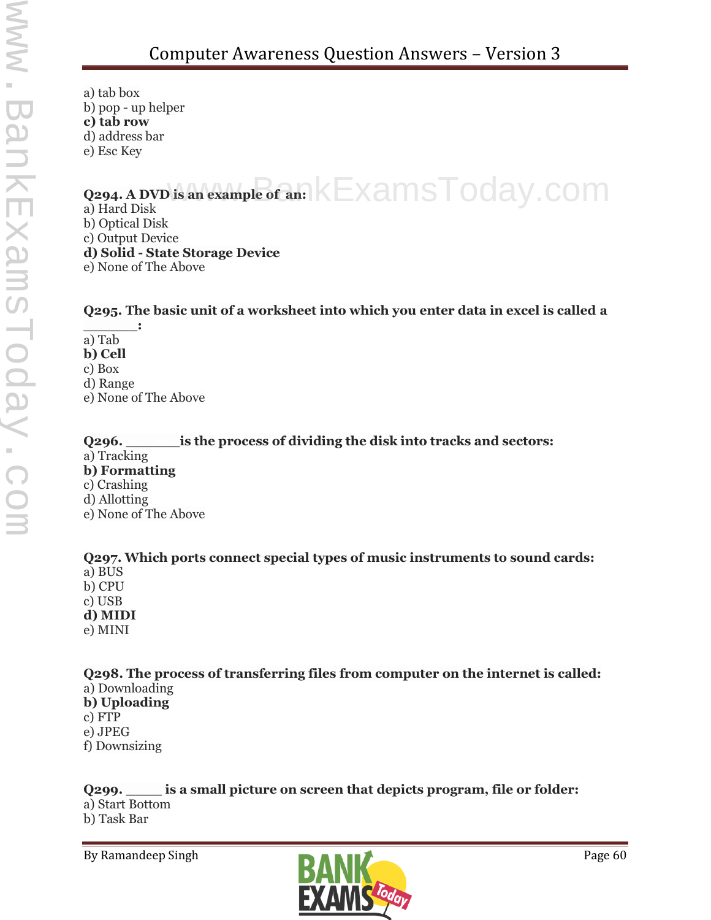a) tab box
b) pop - up helper
**c) tab row**
d) address bar
e) Esc Key

**Q294. A DVD is an example of an:**
a) Hard Disk
b) Optical Disk
c) Output Device
**d) Solid - State Storage Device**
e) None of The Above

**Q295. The basic unit of a worksheet into which you enter data in excel is called a _______:**
a) Tab
**b) Cell**
c) Box
d) Range
e) None of The Above

**Q296. _______is the process of dividing the disk into tracks and sectors:**
a) Tracking
**b) Formatting**
c) Crashing
d) Allotting
e) None of The Above

**Q297. Which ports connect special types of music instruments to sound cards:**
a) BUS
b) CPU
c) USB
**d) MIDI**
e) MINI

**Q298. The process of transferring files from computer on the internet is called:**
a) Downloading
**b) Uploading**
c) FTP
e) JPEG
f) Downsizing

**Q299. _____ is a small picture on screen that depicts program, file or folder:**
a) Start Bottom
b) Task Bar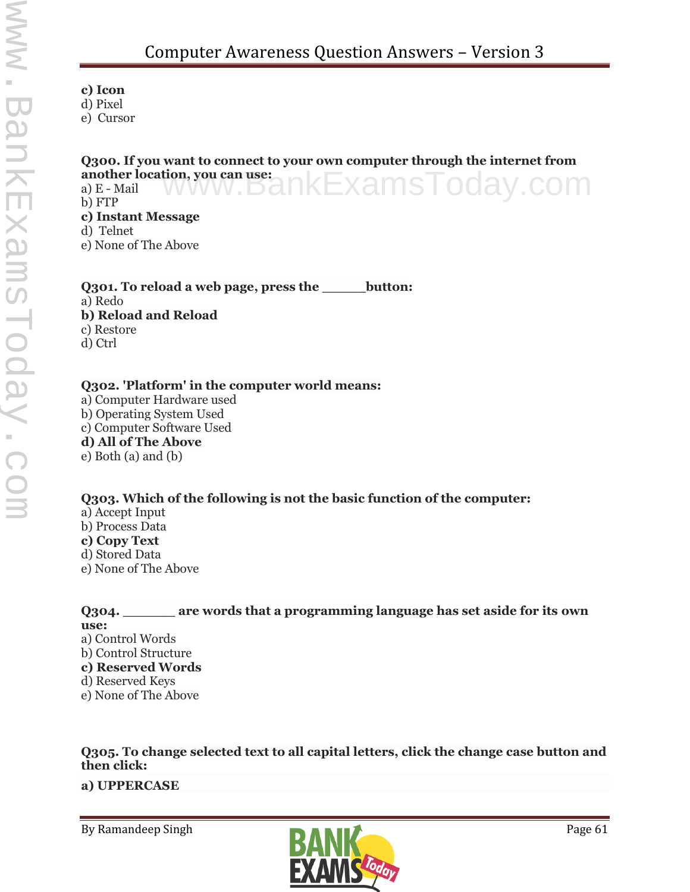**c) Icon**
d) Pixel
e) Cursor

**Q300. If you want to connect to your own computer through the internet from another location, you can use:**
a) E - Mail
b) FTP
**c) Instant Message**
d) Telnet
e) None of The Above

**Q301. To reload a web page, press the _____ button:**
a) Redo
**b) Reload and Reload**
c) Restore
d) Ctrl

**Q302. 'Platform' in the computer world means:**
a) Computer Hardware used
b) Operating System Used
c) Computer Software Used
**d) All of The Above**
e) Both (a) and (b)

**Q303. Which of the following is not the basic function of the computer:**
a) Accept Input
b) Process Data
**c) Copy Text**
d) Stored Data
e) None of The Above

**Q304. _______ are words that a programming language has set aside for its own use:**
a) Control Words
b) Control Structure
**c) Reserved Words**
d) Reserved Keys
e) None of The Above

**Q305. To change selected text to all capital letters, click the change case button and then click:**

**a) UPPERCASE**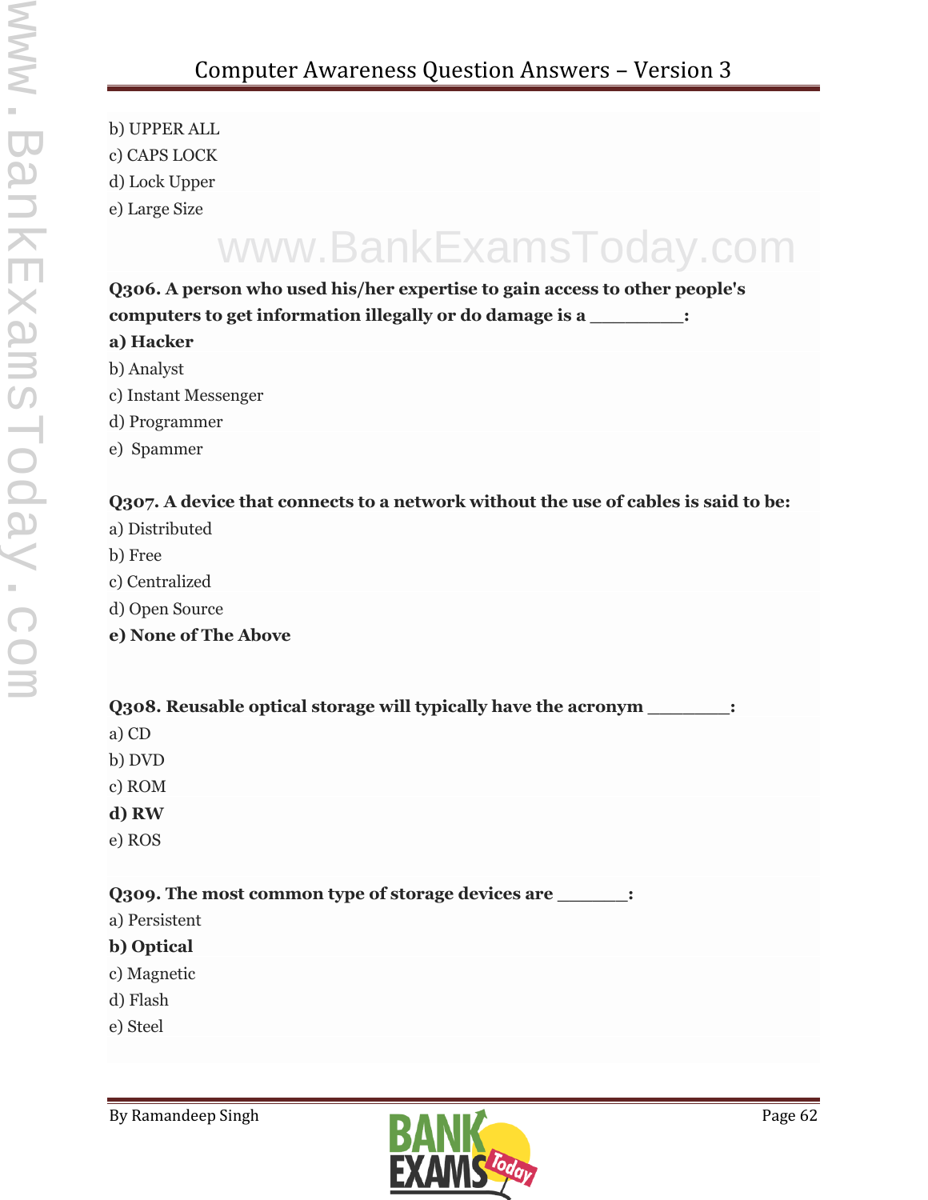b) UPPER ALL
c) CAPS LOCK
d) Lock Upper
e) Large Size

**Q306. A person who used his/her expertise to gain access to other people's computers to get information illegally or do damage is a _________:**
**a) Hacker**
b) Analyst
c) Instant Messenger
d) Programmer
e) Spammer

**Q307. A device that connects to a network without the use of cables is said to be:**
a) Distributed
b) Free
c) Centralized
d) Open Source
**e) None of The Above**

**Q308. Reusable optical storage will typically have the acronym ________:**
a) CD
b) DVD
c) ROM
**d) RW**
e) ROS

**Q309. The most common type of storage devices are _______:**
a) Persistent
**b) Optical**
c) Magnetic
d) Flash
e) Steel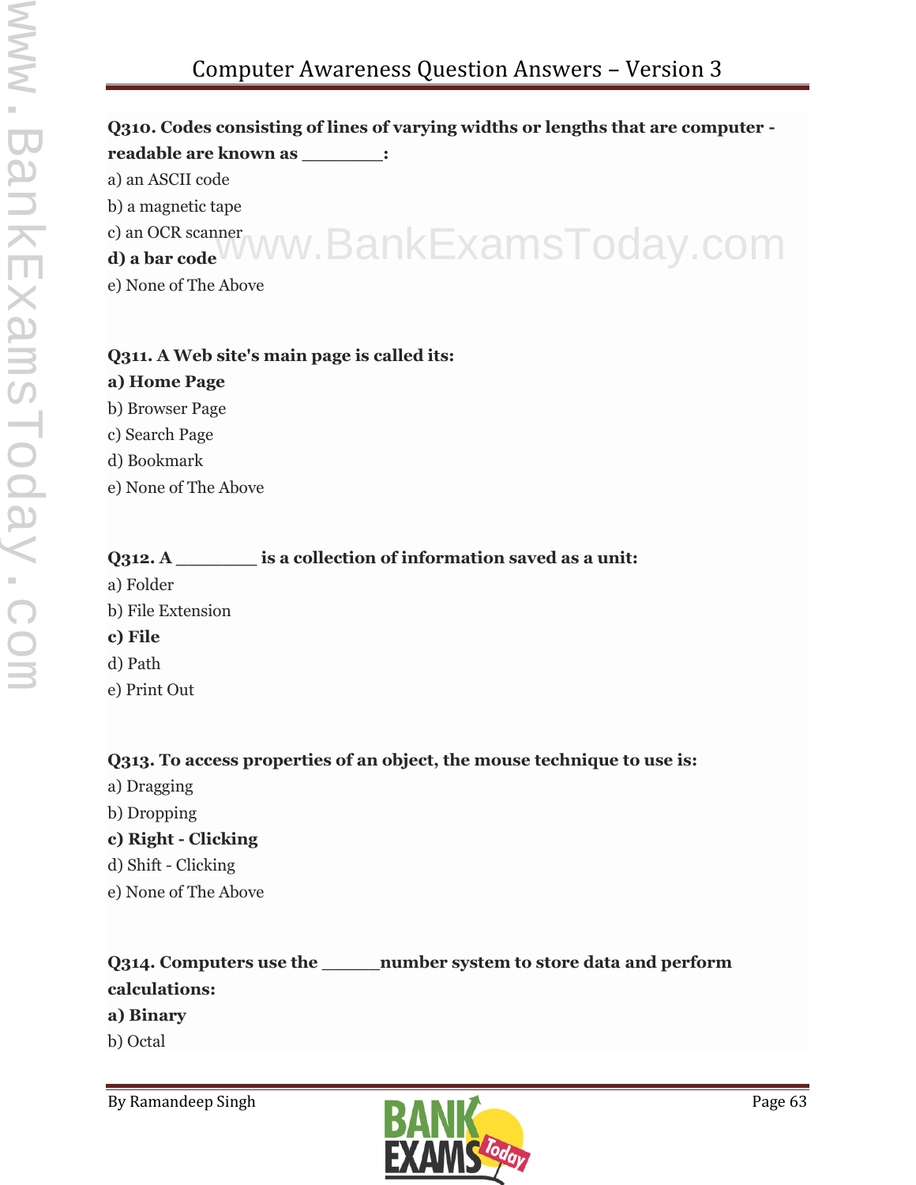**Q310. Codes consisting of lines of varying widths or lengths that are computer - readable are known as ________:**

a) an ASCII code

b) a magnetic tape

c) an OCR scanner

**d) a bar code**

e) None of The Above

**Q311. A Web site's main page is called its:**

**a) Home Page**

b) Browser Page

c) Search Page

d) Bookmark

e) None of The Above

**Q312. A ________ is a collection of information saved as a unit:**

a) Folder

b) File Extension

**c) File**

d) Path

e) Print Out

**Q313. To access properties of an object, the mouse technique to use is:**

a) Dragging

b) Dropping

**c) Right - Clicking**

d) Shift - Clicking

e) None of The Above

**Q314. Computers use the ______number system to store data and perform calculations:**

**a) Binary**

b) Octal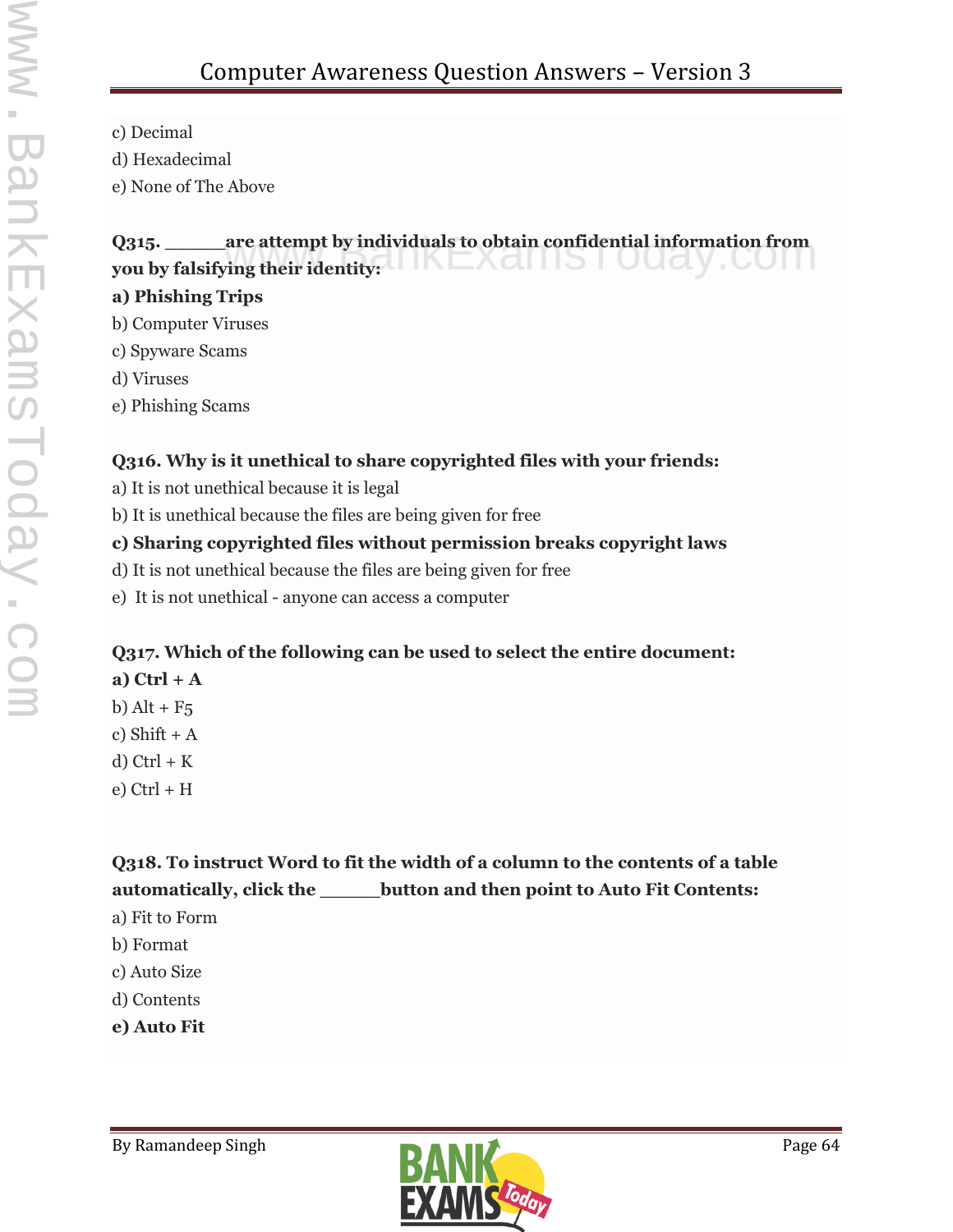c) Decimal

d) Hexadecimal

e) None of The Above

**Q315. ______are attempt by individuals to obtain confidential information from you by falsifying their identity:**

**a) Phishing Trips**

b) Computer Viruses

c) Spyware Scams

d) Viruses

e) Phishing Scams

**Q316. Why is it unethical to share copyrighted files with your friends:**

a) It is not unethical because it is legal

b) It is unethical because the files are being given for free

**c) Sharing copyrighted files without permission breaks copyright laws**

d) It is not unethical because the files are being given for free

e) It is not unethical - anyone can access a computer

**Q317. Which of the following can be used to select the entire document:**

**a) Ctrl + A**

b) Alt + F5

c) Shift + A

d) Ctrl + K

e) Ctrl + H

**Q318. To instruct Word to fit the width of a column to the contents of a table automatically, click the ______button and then point to Auto Fit Contents:**

a) Fit to Form

b) Format

c) Auto Size

d) Contents

**e) Auto Fit**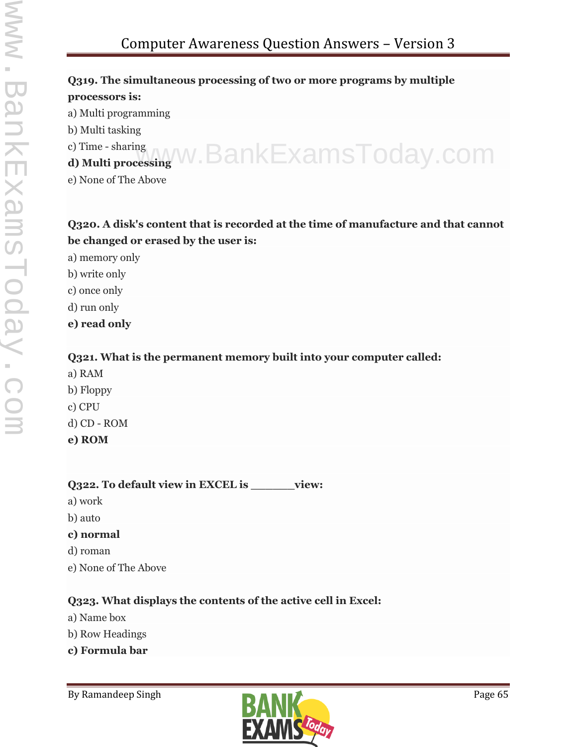**Q319. The simultaneous processing of two or more programs by multiple processors is:**

a) Multi programming

b) Multi tasking

c) Time - sharing

**d) Multi processing**

e) None of The Above

**Q320. A disk's content that is recorded at the time of manufacture and that cannot be changed or erased by the user is:**

a) memory only

b) write only

c) once only

d) run only

**e) read only**

**Q321. What is the permanent memory built into your computer called:**

a) RAM

b) Floppy

c) CPU

d) CD - ROM

**e) ROM**

**Q322. To default view in EXCEL is _______view:**

a) work

b) auto

**c) normal**

d) roman

e) None of The Above

**Q323. What displays the contents of the active cell in Excel:**

a) Name box

b) Row Headings

**c) Formula bar**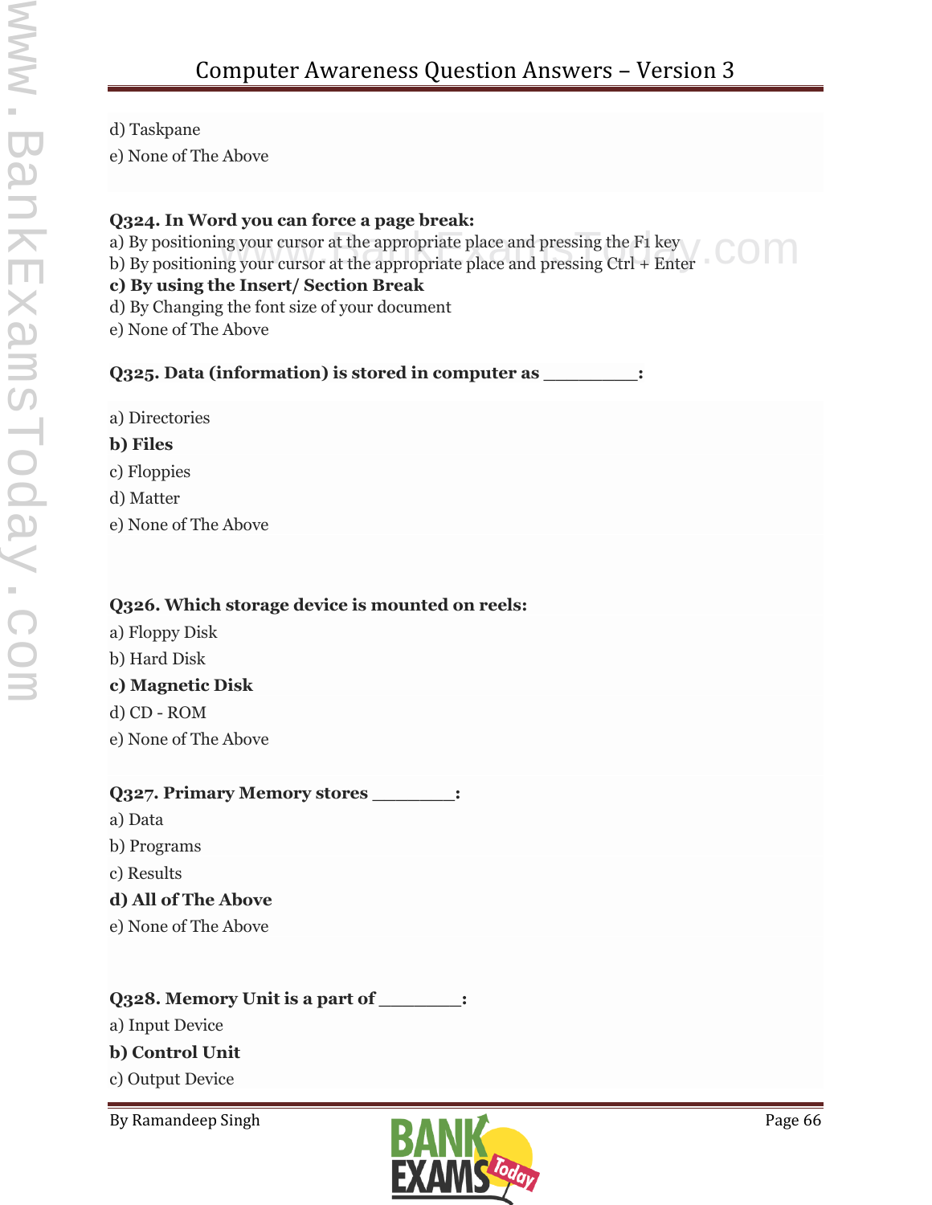d) Taskpane

e) None of The Above

**Q324. In Word you can force a page break:**

a) By positioning your cursor at the appropriate place and pressing the F1 key

b) By positioning your cursor at the appropriate place and pressing Ctrl + Enter

**c) By using the Insert/ Section Break**

d) By Changing the font size of your document

e) None of The Above

**Q325. Data (information) is stored in computer as _________:**

a) Directories

**b) Files**

c) Floppies

d) Matter

e) None of The Above

**Q326. Which storage device is mounted on reels:**

a) Floppy Disk

b) Hard Disk

**c) Magnetic Disk**

d) CD - ROM

e) None of The Above

**Q327. Primary Memory stores ________:**

a) Data

b) Programs

c) Results

**d) All of The Above**

e) None of The Above

**Q328. Memory Unit is a part of ________:**

a) Input Device

**b) Control Unit**

c) Output Device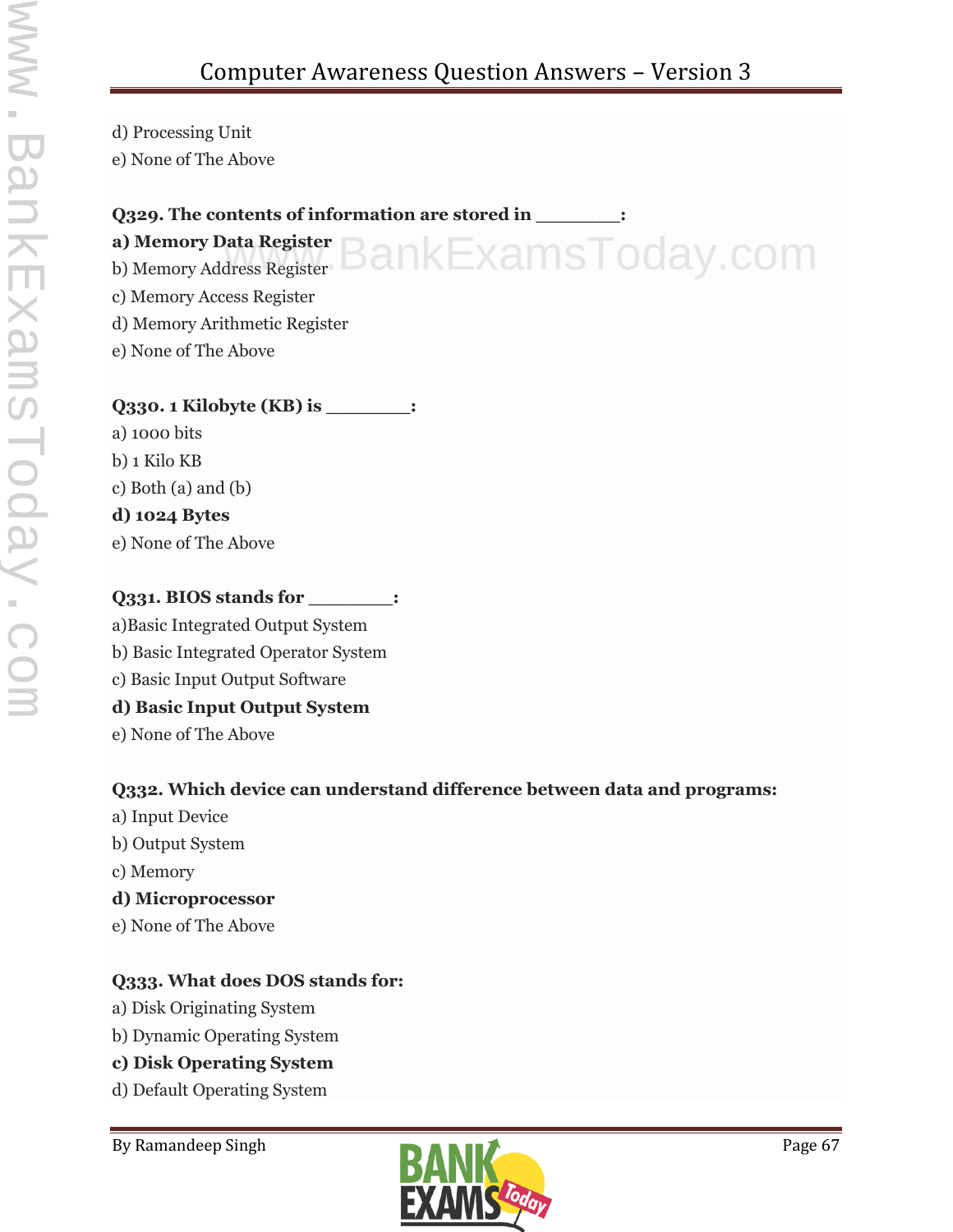d) Processing Unit
e) None of The Above

**Q329. The contents of information are stored in ________:**
**a) Memory Data Register**
b) Memory Address Register
c) Memory Access Register
d) Memory Arithmetic Register
e) None of The Above

**Q330. 1 Kilobyte (KB) is ________:**
a) 1000 bits
b) 1 Kilo KB
c) Both (a) and (b)
**d) 1024 Bytes**
e) None of The Above

**Q331. BIOS stands for ________:**
a)Basic Integrated Output System
b) Basic Integrated Operator System
c) Basic Input Output Software
**d) Basic Input Output System**
e) None of The Above

**Q332. Which device can understand difference between data and programs:**
a) Input Device
b) Output System
c) Memory
**d) Microprocessor**
e) None of The Above

**Q333. What does DOS stands for:**
a) Disk Originating System
b) Dynamic Operating System
**c) Disk Operating System**
d) Default Operating System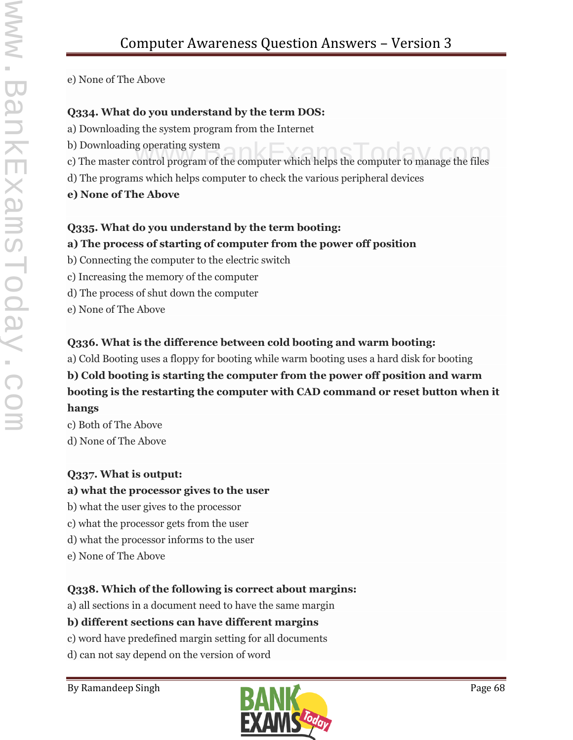e) None of The Above

**Q334. What do you understand by the term DOS:**

a) Downloading the system program from the Internet

b) Downloading operating system

c) The master control program of the computer which helps the computer to manage the files

d) The programs which helps computer to check the various peripheral devices

**e) None of The Above**

**Q335. What do you understand by the term booting:**

**a) The process of starting of computer from the power off position**

b) Connecting the computer to the electric switch

c) Increasing the memory of the computer

d) The process of shut down the computer

e) None of The Above

**Q336. What is the difference between cold booting and warm booting:**

a) Cold Booting uses a floppy for booting while warm booting uses a hard disk for booting

**b) Cold booting is starting the computer from the power off position and warm booting is the restarting the computer with CAD command or reset button when it hangs**

c) Both of The Above

d) None of The Above

**Q337. What is output:**

**a) what the processor gives to the user**

b) what the user gives to the processor

c) what the processor gets from the user

d) what the processor informs to the user

e) None of The Above

**Q338. Which of the following is correct about margins:**

a) all sections in a document need to have the same margin

**b) different sections can have different margins**

c) word have predefined margin setting for all documents

d) can not say depend on the version of word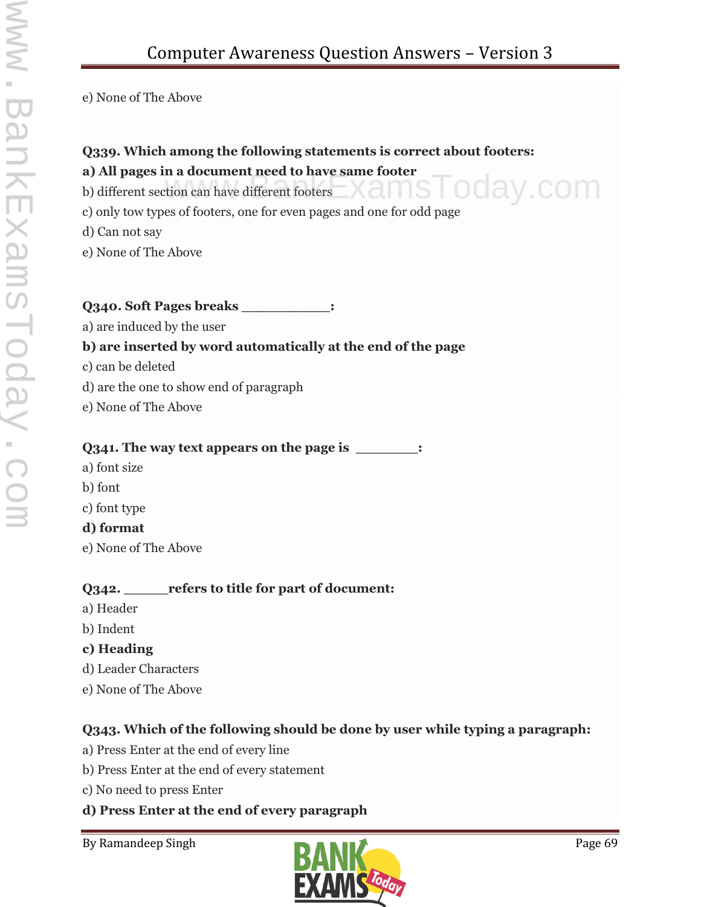e) None of The Above

**Q339. Which among the following statements is correct about footers:**

**a) All pages in a document need to have same footer**

b) different section can have different footers

c) only tow types of footers, one for even pages and one for odd page

d) Can not say

e) None of The Above

**Q340. Soft Pages breaks \_\_\_\_\_\_\_\_\_\_\_:**

a) are induced by the user

**b) are inserted by word automatically at the end of the page**

c) can be deleted

d) are the one to show end of paragraph

e) None of The Above

**Q341. The way text appears on the page is \_\_\_\_\_\_\_\_:**

a) font size

b) font

c) font type

**d) format**

e) None of The Above

**Q342. \_\_\_\_\_\_refers to title for part of document:**

a) Header

b) Indent

**c) Heading**

d) Leader Characters

e) None of The Above

**Q343. Which of the following should be done by user while typing a paragraph:**

a) Press Enter at the end of every line

b) Press Enter at the end of every statement

c) No need to press Enter

**d) Press Enter at the end of every paragraph**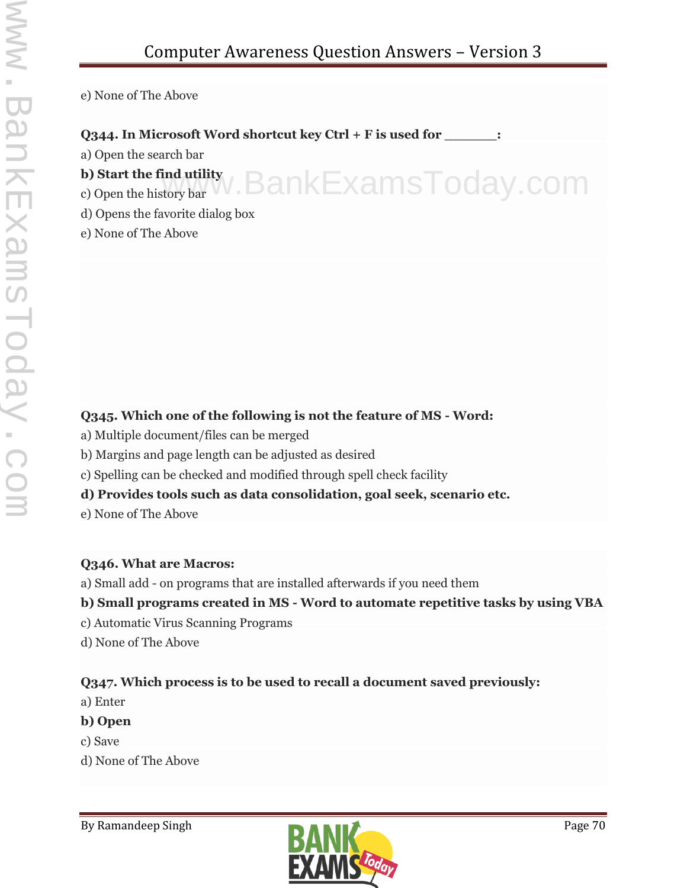e) None of The Above

**Q344. In Microsoft Word shortcut key Ctrl + F is used for _______:**

a) Open the search bar

**b) Start the find utility**

c) Open the history bar

d) Opens the favorite dialog box

e) None of The Above

**Q345. Which one of the following is not the feature of MS - Word:**

a) Multiple document/files can be merged

b) Margins and page length can be adjusted as desired

c) Spelling can be checked and modified through spell check facility

**d) Provides tools such as data consolidation, goal seek, scenario etc.**

e) None of The Above

**Q346. What are Macros:**

a) Small add - on programs that are installed afterwards if you need them

**b) Small programs created in MS - Word to automate repetitive tasks by using VBA**

c) Automatic Virus Scanning Programs

d) None of The Above

**Q347. Which process is to be used to recall a document saved previously:**

a) Enter

**b) Open**

c) Save

d) None of The Above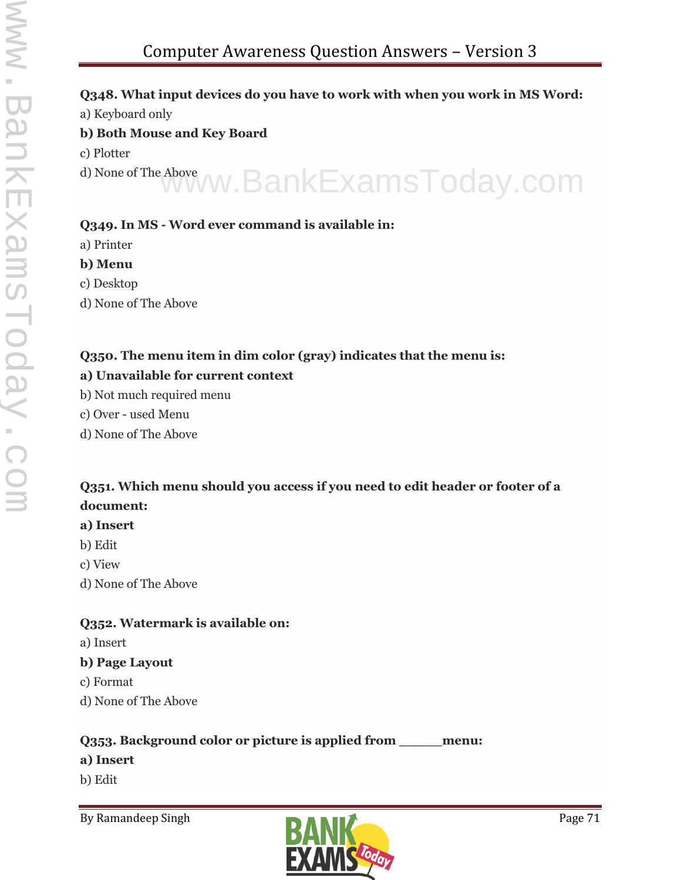**Q348. What input devices do you have to work with when you work in MS Word:**

a) Keyboard only

**b) Both Mouse and Key Board**

c) Plotter

d) None of The Above

**Q349. In MS - Word ever command is available in:**

a) Printer

**b) Menu**

c) Desktop

d) None of The Above

**Q350. The menu item in dim color (gray) indicates that the menu is:**

**a) Unavailable for current context**

b) Not much required menu

c) Over - used Menu

d) None of The Above

**Q351. Which menu should you access if you need to edit header or footer of a document:**

**a) Insert**

b) Edit

c) View

d) None of The Above

**Q352. Watermark is available on:**

a) Insert

**b) Page Layout**

c) Format

d) None of The Above

**Q353. Background color or picture is applied from \_\_\_\_\_\_menu:**

**a) Insert**

b) Edit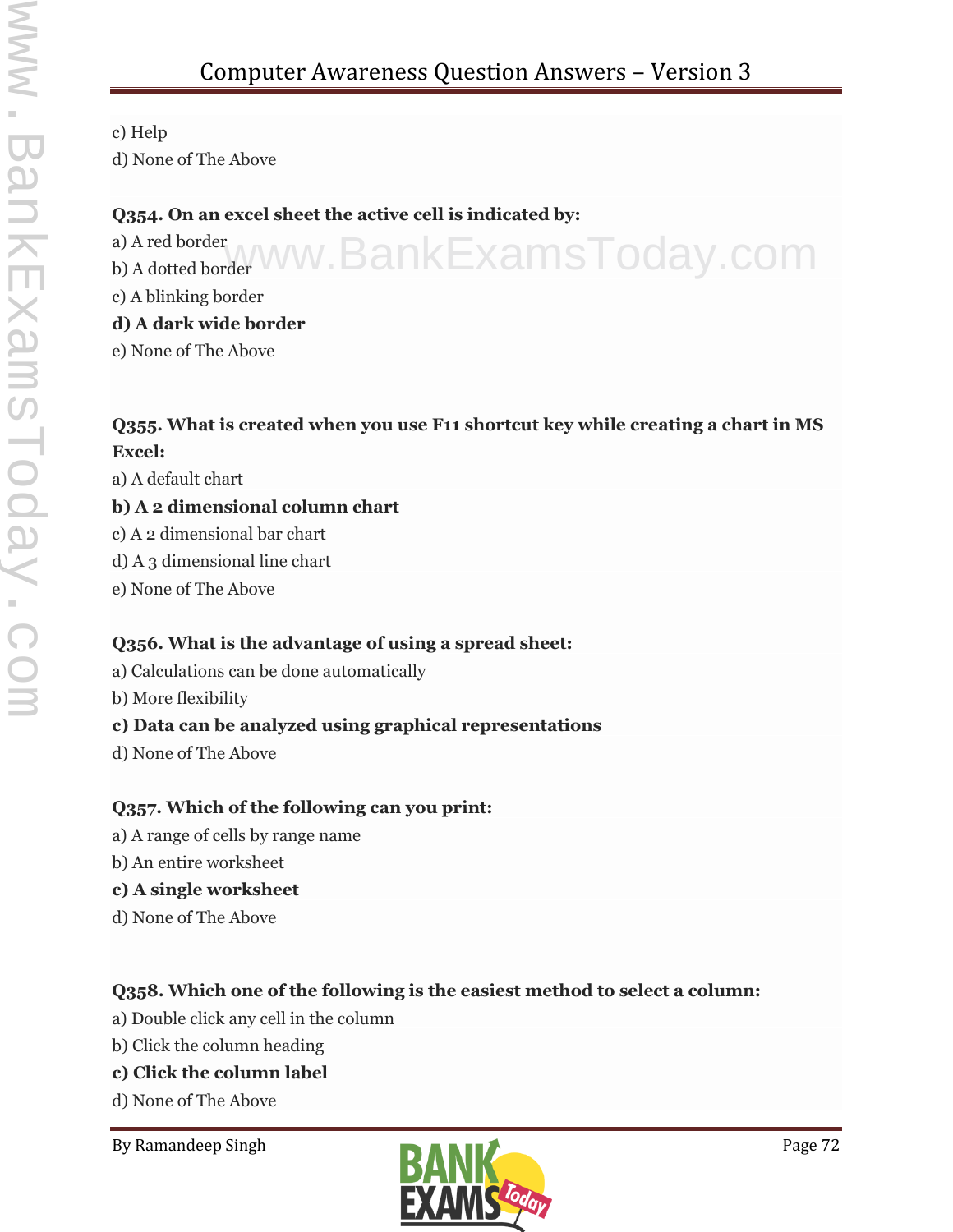c) Help

d) None of The Above

**Q354. On an excel sheet the active cell is indicated by:**

a) A red border

b) A dotted border

c) A blinking border

**d) A dark wide border**

e) None of The Above

**Q355. What is created when you use F11 shortcut key while creating a chart in MS Excel:**

a) A default chart

**b) A 2 dimensional column chart**

c) A 2 dimensional bar chart

d) A 3 dimensional line chart

e) None of The Above

**Q356. What is the advantage of using a spread sheet:**

a) Calculations can be done automatically

b) More flexibility

**c) Data can be analyzed using graphical representations**

d) None of The Above

**Q357. Which of the following can you print:**

a) A range of cells by range name

b) An entire worksheet

**c) A single worksheet**

d) None of The Above

**Q358. Which one of the following is the easiest method to select a column:**

a) Double click any cell in the column

b) Click the column heading

**c) Click the column label**

d) None of The Above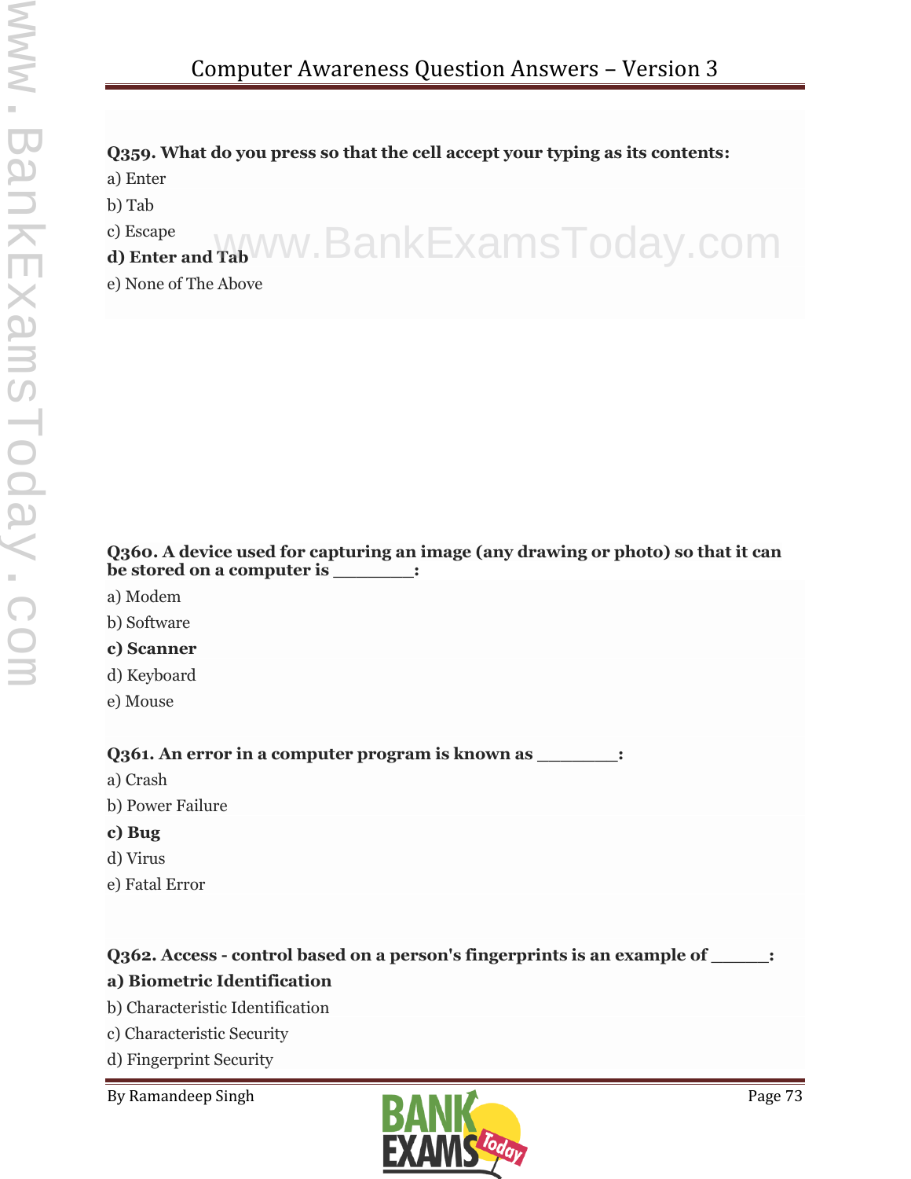**Q359. What do you press so that the cell accept your typing as its contents:**

a) Enter

b) Tab

c) Escape

**d) Enter and Tab**

e) None of The Above

**Q360. A device used for capturing an image (any drawing or photo) so that it can be stored on a computer is ________:**

a) Modem

b) Software

**c) Scanner**

d) Keyboard

e) Mouse

**Q361. An error in a computer program is known as ________:**

a) Crash

b) Power Failure

**c) Bug**

d) Virus

e) Fatal Error

**Q362. Access - control based on a person's fingerprints is an example of ______:**

**a) Biometric Identification**

b) Characteristic Identification

c) Characteristic Security

d) Fingerprint Security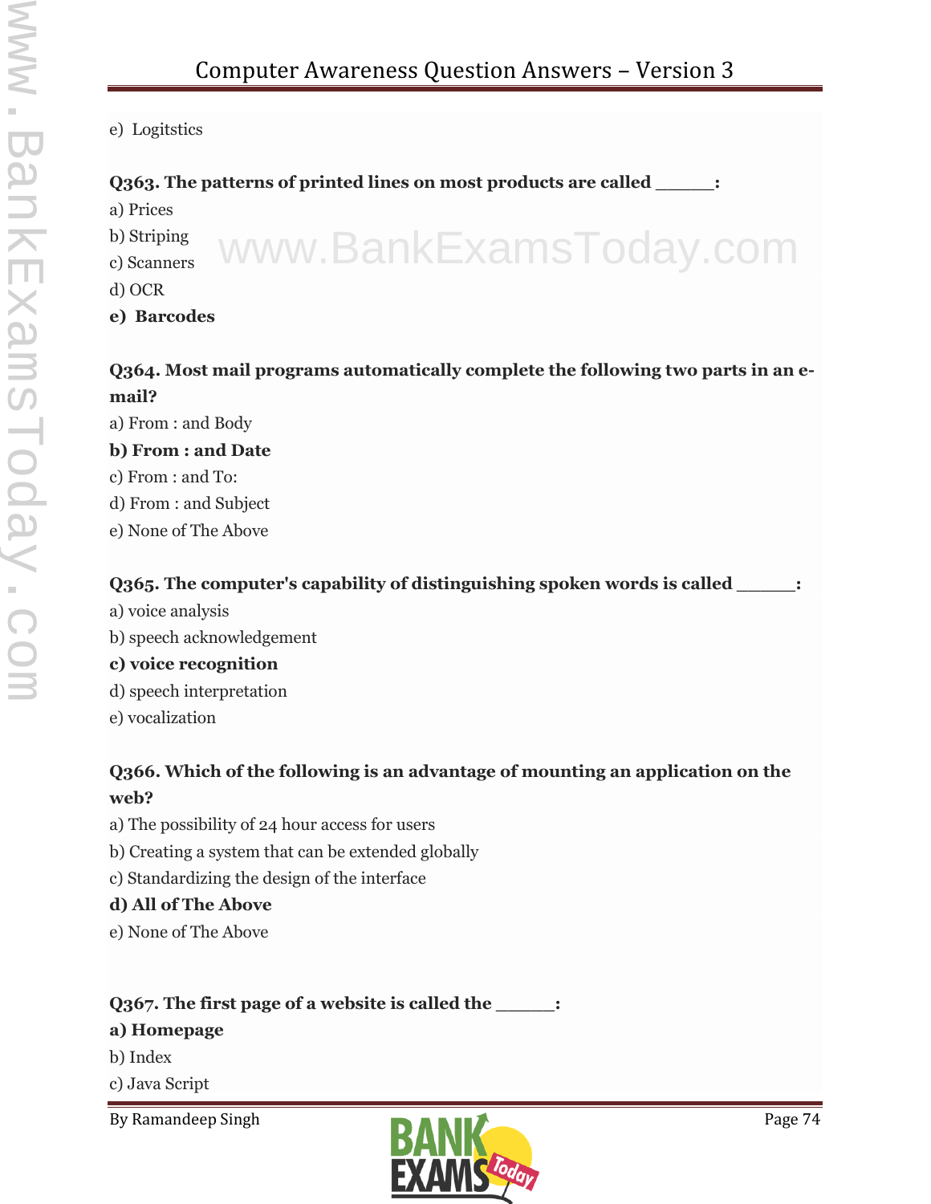e) Logitstics

**Q363. The patterns of printed lines on most products are called _____:**

a) Prices

b) Striping

c) Scanners

d) OCR

**e) Barcodes**

**Q364. Most mail programs automatically complete the following two parts in an e-mail?**

a) From : and Body

**b) From : and Date**

c) From : and To:

d) From : and Subject

e) None of The Above

**Q365. The computer's capability of distinguishing spoken words is called _____:**

a) voice analysis

b) speech acknowledgement

**c) voice recognition**

d) speech interpretation

e) vocalization

**Q366. Which of the following is an advantage of mounting an application on the web?**

a) The possibility of 24 hour access for users

b) Creating a system that can be extended globally

c) Standardizing the design of the interface

**d) All of The Above**

e) None of The Above

**Q367. The first page of a website is called the _____:**

**a) Homepage**

b) Index

c) Java Script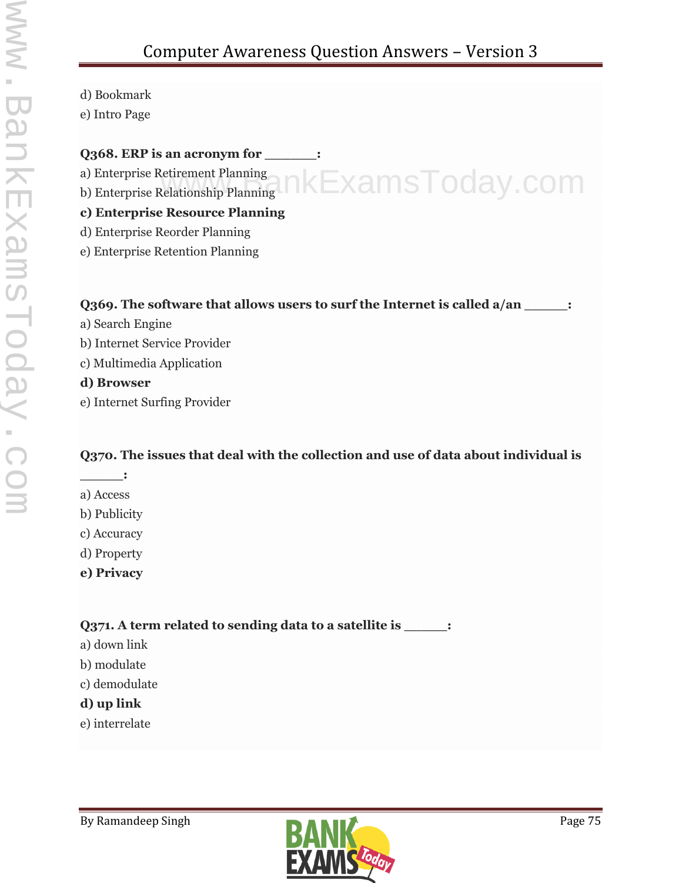d) Bookmark
e) Intro Page

**Q368. ERP is an acronym for _______:**
a) Enterprise Retirement Planning
b) Enterprise Relationship Planning
**c) Enterprise Resource Planning**
d) Enterprise Reorder Planning
e) Enterprise Retention Planning

**Q369. The software that allows users to surf the Internet is called a/an ______:**
a) Search Engine
b) Internet Service Provider
c) Multimedia Application
**d) Browser**
e) Internet Surfing Provider

**Q370. The issues that deal with the collection and use of data about individual is ______:**
a) Access
b) Publicity
c) Accuracy
d) Property
**e) Privacy**

**Q371. A term related to sending data to a satellite is ______:**
a) down link
b) modulate
c) demodulate
**d) up link**
e) interrelate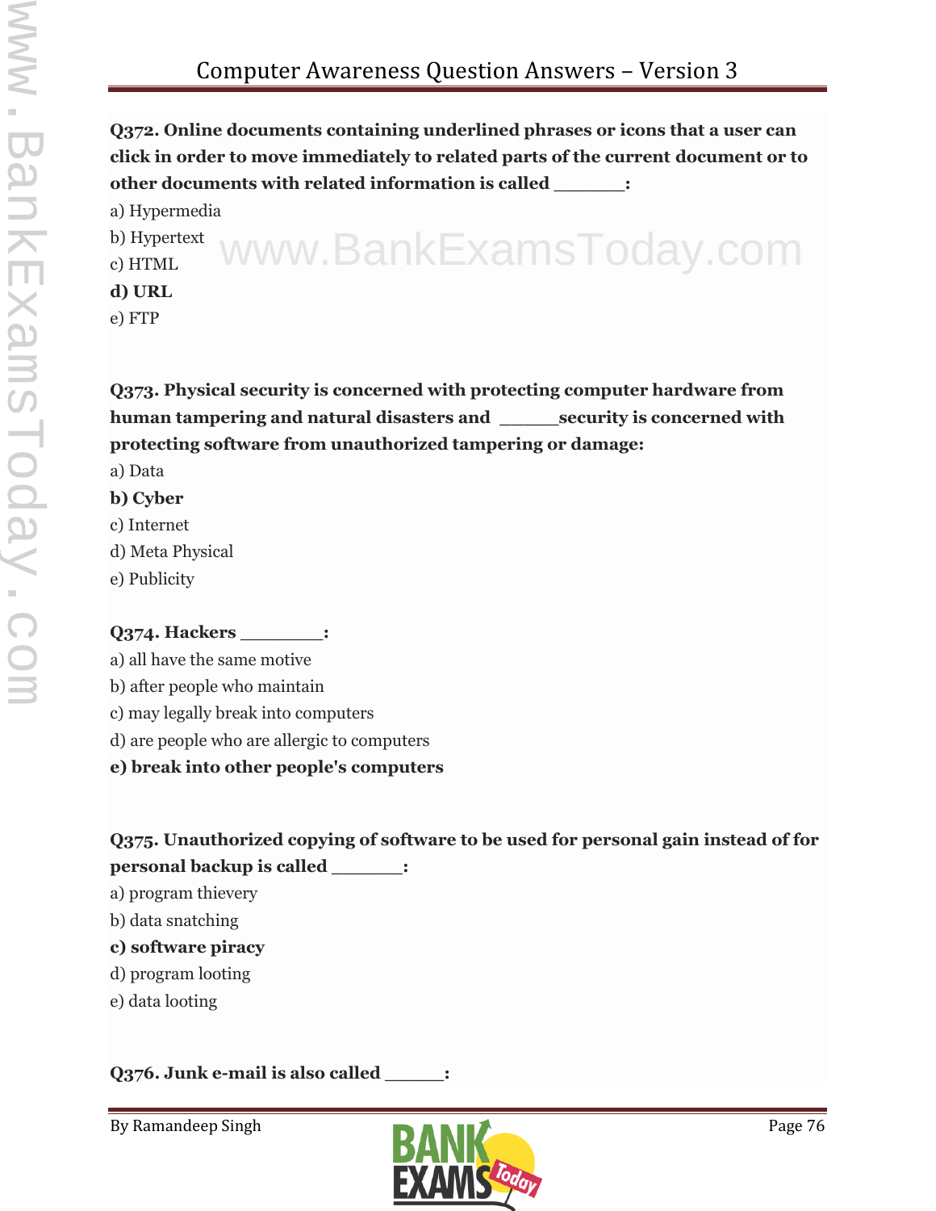**Q372. Online documents containing underlined phrases or icons that a user can click in order to move immediately to related parts of the current document or to other documents with related information is called _______:**

a) Hypermedia

b) Hypertext

c) HTML

**d) URL**

e) FTP

**Q373. Physical security is concerned with protecting computer hardware from human tampering and natural disasters and ______security is concerned with protecting software from unauthorized tampering or damage:**

a) Data

**b) Cyber**

c) Internet

d) Meta Physical

e) Publicity

**Q374. Hackers ________:**

a) all have the same motive

b) after people who maintain

c) may legally break into computers

d) are people who are allergic to computers

**e) break into other people's computers**

**Q375. Unauthorized copying of software to be used for personal gain instead of for personal backup is called _______:**

a) program thievery

b) data snatching

**c) software piracy**

d) program looting

e) data looting

**Q376. Junk e-mail is also called ______:**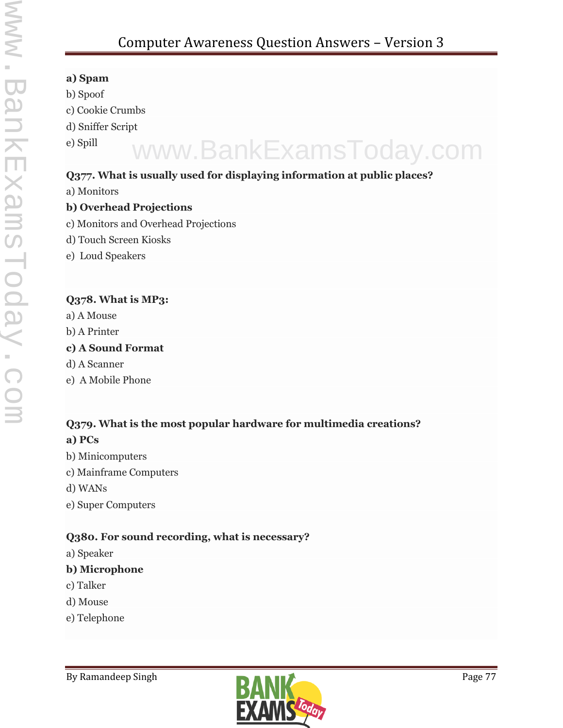**a) Spam**

b) Spoof

c) Cookie Crumbs

d) Sniffer Script

e) Spill

**Q377. What is usually used for displaying information at public places?**

a) Monitors

**b) Overhead Projections**

c) Monitors and Overhead Projections

d) Touch Screen Kiosks

e) Loud Speakers

**Q378. What is MP3:**

a) A Mouse

b) A Printer

**c) A Sound Format**

d) A Scanner

e) A Mobile Phone

**Q379. What is the most popular hardware for multimedia creations?**

**a) PCs**

b) Minicomputers

c) Mainframe Computers

d) WANs

e) Super Computers

**Q380. For sound recording, what is necessary?**

a) Speaker

**b) Microphone**

c) Talker

d) Mouse

e) Telephone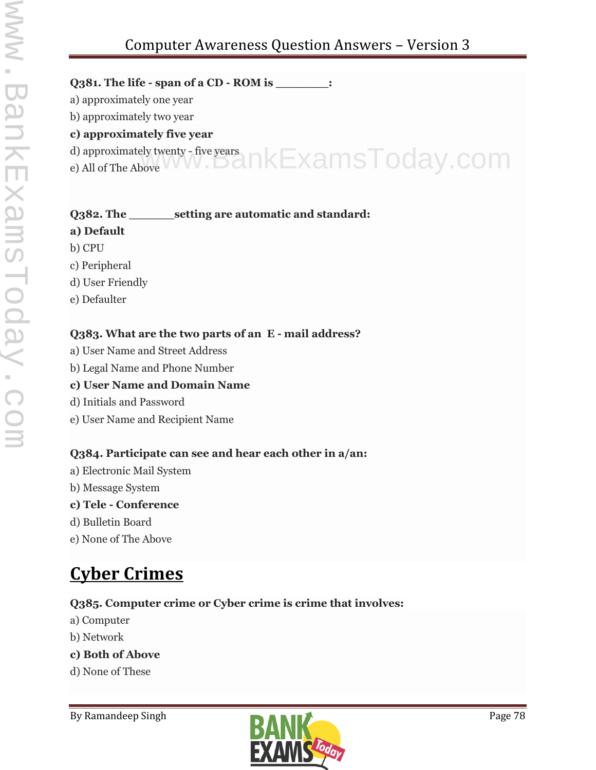**Q381. The life - span of a CD - ROM is ________:**

a) approximately one year

b) approximately two year

**c) approximately five year**

d) approximately twenty - five years

e) All of The Above

**Q382. The _______setting are automatic and standard:**

**a) Default**

b) CPU

c) Peripheral

d) User Friendly

e) Defaulter

**Q383. What are the two parts of an E - mail address?**

a) User Name and Street Address

b) Legal Name and Phone Number

**c) User Name and Domain Name**

d) Initials and Password

e) User Name and Recipient Name

**Q384. Participate can see and hear each other in a/an:**

a) Electronic Mail System

b) Message System

**c) Tele - Conference**

d) Bulletin Board

e) None of The Above

## Cyber Crimes

**Q385. Computer crime or Cyber crime is crime that involves:**

a) Computer

b) Network

**c) Both of Above**

d) None of These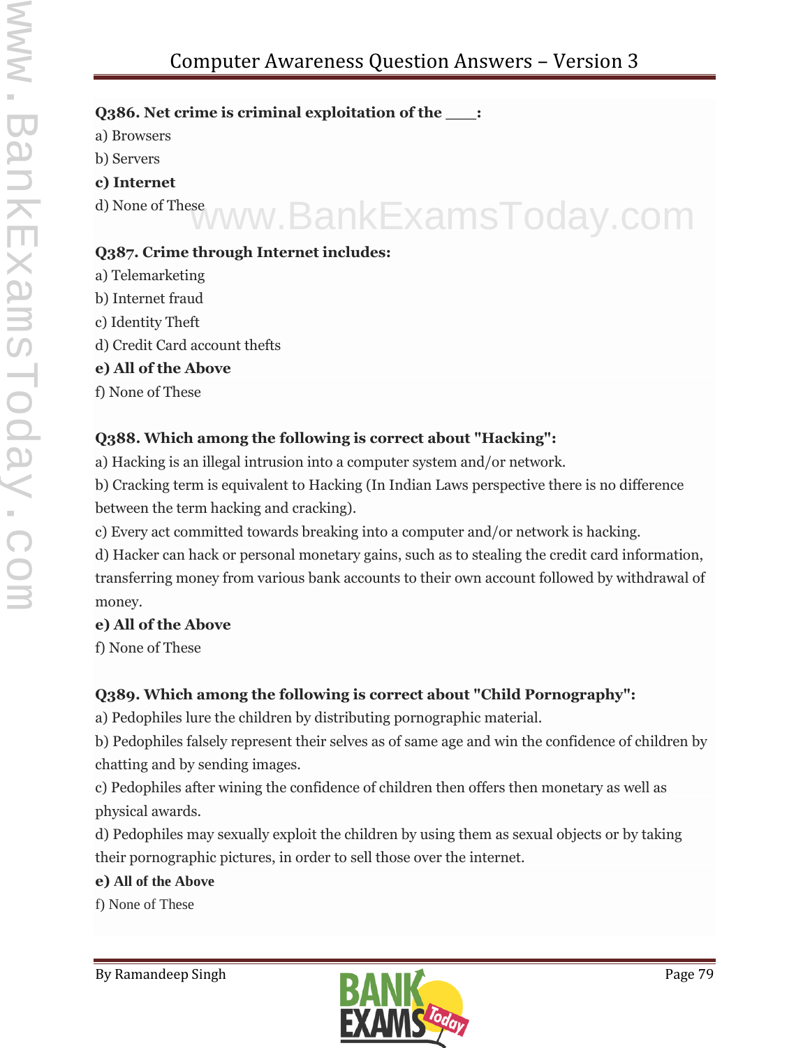**Q386. Net crime is criminal exploitation of the ___:**

a) Browsers

b) Servers

**c) Internet**

d) None of These

**Q387. Crime through Internet includes:**

a) Telemarketing

b) Internet fraud

c) Identity Theft

d) Credit Card account thefts

**e) All of the Above**

f) None of These

**Q388. Which among the following is correct about "Hacking":**

a) Hacking is an illegal intrusion into a computer system and/or network.

b) Cracking term is equivalent to Hacking (In Indian Laws perspective there is no difference between the term hacking and cracking).

c) Every act committed towards breaking into a computer and/or network is hacking.

d) Hacker can hack or personal monetary gains, such as to stealing the credit card information, transferring money from various bank accounts to their own account followed by withdrawal of money.

**e) All of the Above**

f) None of These

**Q389. Which among the following is correct about "Child Pornography":**

a) Pedophiles lure the children by distributing pornographic material.

b) Pedophiles falsely represent their selves as of same age and win the confidence of children by chatting and by sending images.

c) Pedophiles after wining the confidence of children then offers then monetary as well as physical awards.

d) Pedophiles may sexually exploit the children by using them as sexual objects or by taking their pornographic pictures, in order to sell those over the internet.

**e) All of the Above**

f) None of These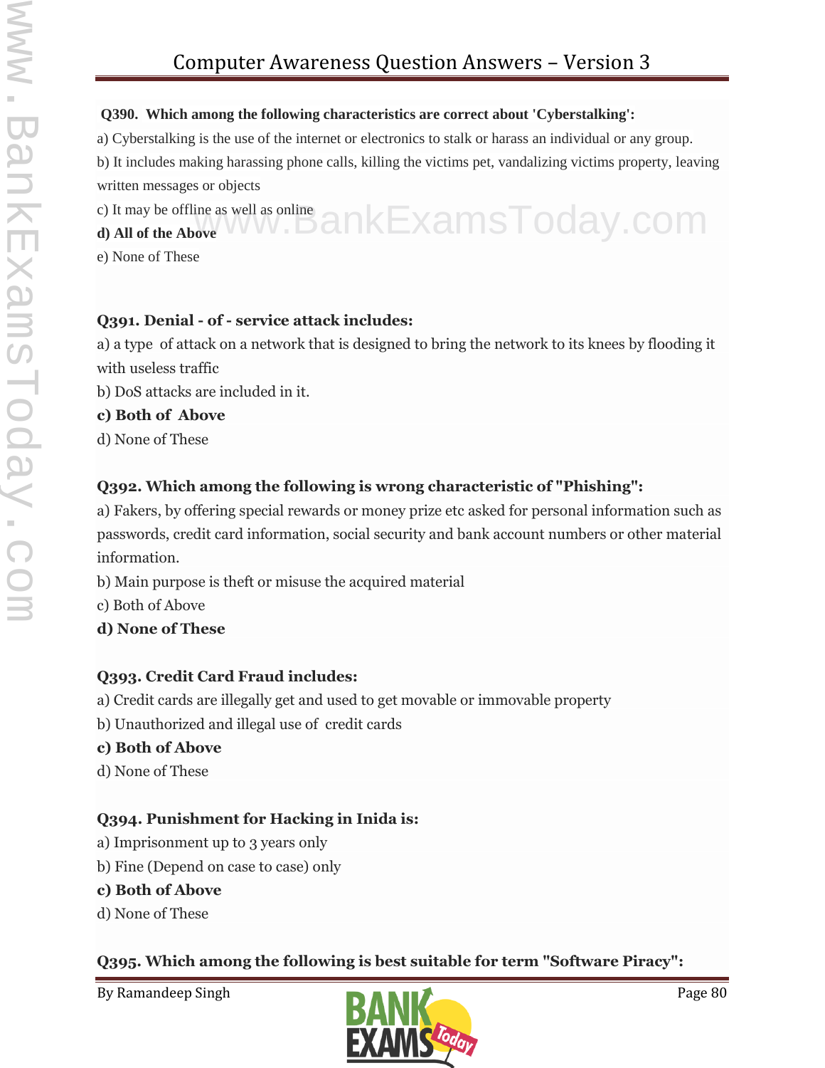**Q390. Which among the following characteristics are correct about 'Cyberstalking':**

a) Cyberstalking is the use of the internet or electronics to stalk or harass an individual or any group.

b) It includes making harassing phone calls, killing the victims pet, vandalizing victims property, leaving written messages or objects

c) It may be offline as well as online

**d) All of the Above**

e) None of These

**Q391. Denial - of - service attack includes:**

a) a type of attack on a network that is designed to bring the network to its knees by flooding it with useless traffic

b) DoS attacks are included in it.

**c) Both of Above**

d) None of These

**Q392. Which among the following is wrong characteristic of "Phishing":**

a) Fakers, by offering special rewards or money prize etc asked for personal information such as passwords, credit card information, social security and bank account numbers or other material information.

b) Main purpose is theft or misuse the acquired material

c) Both of Above

**d) None of These**

**Q393. Credit Card Fraud includes:**

a) Credit cards are illegally get and used to get movable or immovable property

b) Unauthorized and illegal use of credit cards

**c) Both of Above**

d) None of These

**Q394. Punishment for Hacking in Inida is:**

a) Imprisonment up to 3 years only

b) Fine (Depend on case to case) only

**c) Both of Above**

d) None of These

**Q395. Which among the following is best suitable for term "Software Piracy":**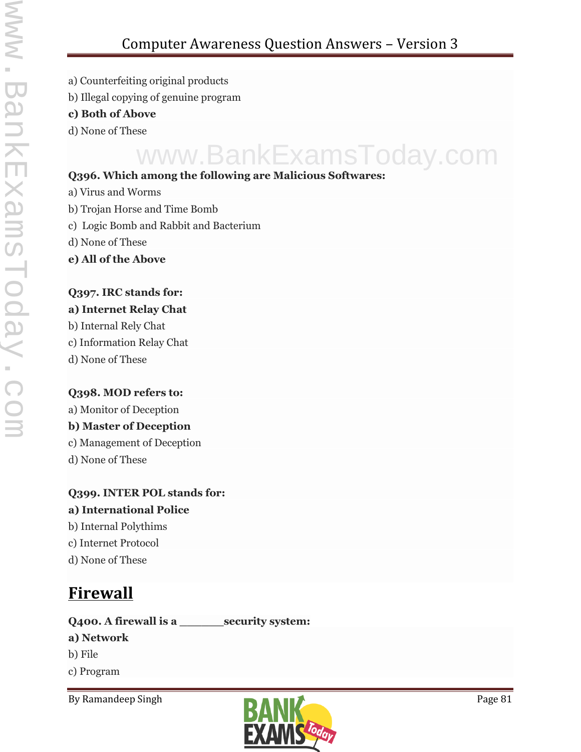a) Counterfeiting original products

b) Illegal copying of genuine program

**c) Both of Above**

d) None of These

**Q396. Which among the following are Malicious Softwares:**

a) Virus and Worms

b) Trojan Horse and Time Bomb

c) Logic Bomb and Rabbit and Bacterium

d) None of These

**e) All of the Above**

**Q397. IRC stands for:**

**a) Internet Relay Chat**

b) Internal Rely Chat

c) Information Relay Chat

d) None of These

**Q398. MOD refers to:**

a) Monitor of Deception

**b) Master of Deception**

c) Management of Deception

d) None of These

**Q399. INTER POL stands for:**

**a) International Police**

b) Internal Polythims

c) Internet Protocol

d) None of These

## Firewall

**Q400. A firewall is a _______security system:**

**a) Network**

b) File

c) Program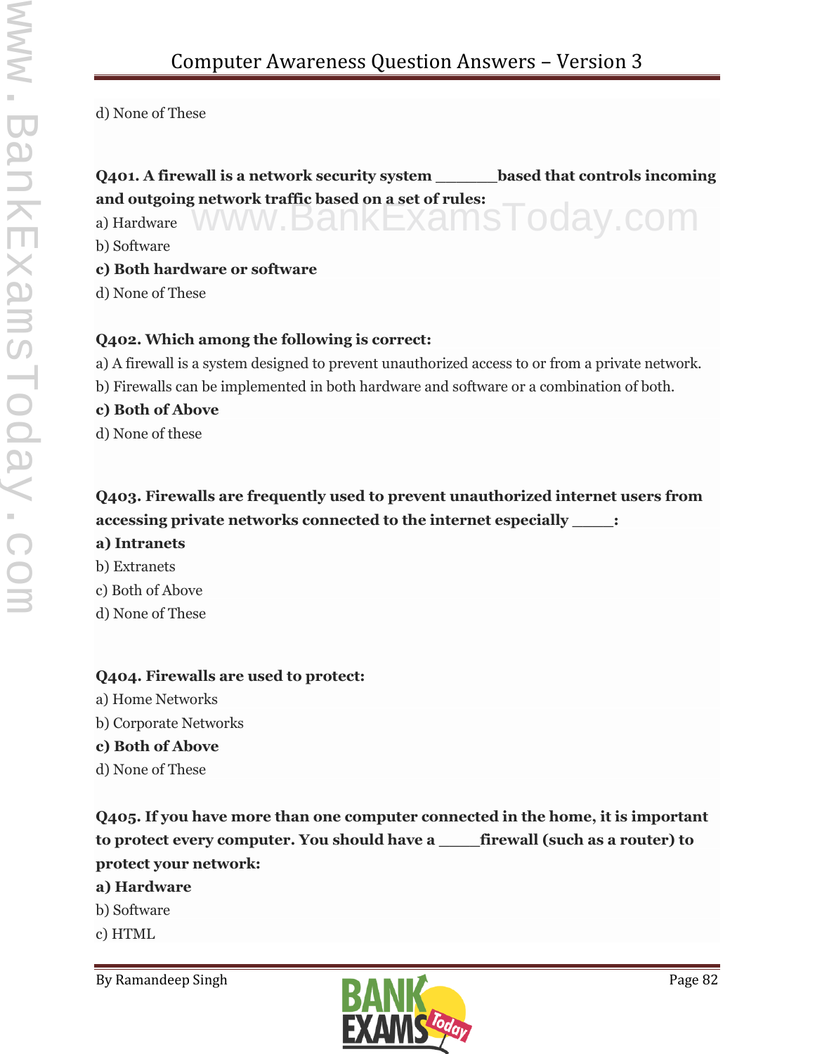d) None of These

**Q401. A firewall is a network security system _______based that controls incoming and outgoing network traffic based on a set of rules:**

a) Hardware

b) Software

**c) Both hardware or software**

d) None of These

**Q402. Which among the following is correct:**

a) A firewall is a system designed to prevent unauthorized access to or from a private network.

b) Firewalls can be implemented in both hardware and software or a combination of both.

**c) Both of Above**

d) None of these

**Q403. Firewalls are frequently used to prevent unauthorized internet users from accessing private networks connected to the internet especially _____:**

**a) Intranets**

b) Extranets

c) Both of Above

d) None of These

**Q404. Firewalls are used to protect:**

a) Home Networks

b) Corporate Networks

**c) Both of Above**

d) None of These

**Q405. If you have more than one computer connected in the home, it is important to protect every computer. You should have a _____firewall (such as a router) to protect your network:**

**a) Hardware**

b) Software

c) HTML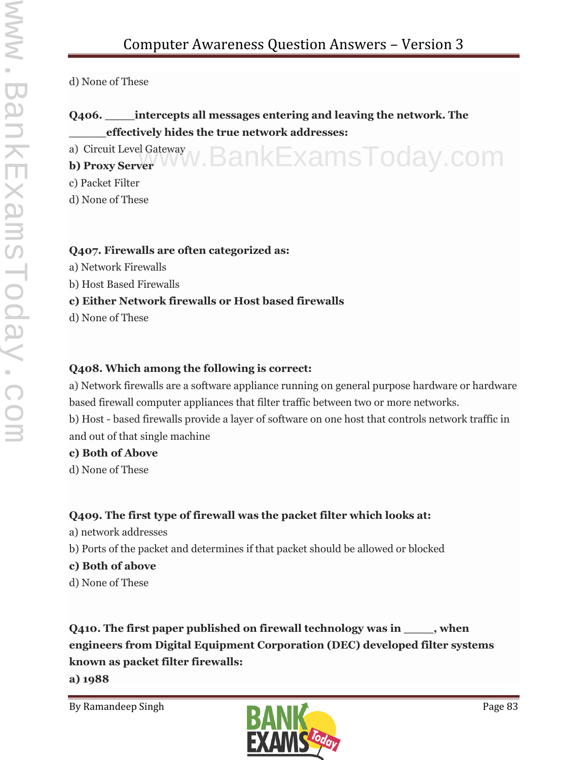d) None of These

**Q406. _____intercepts all messages entering and leaving the network. The ______effectively hides the true network addresses:**

a) Circuit Level Gateway

**b) Proxy Server**

c) Packet Filter

d) None of These

**Q407. Firewalls are often categorized as:**

a) Network Firewalls

b) Host Based Firewalls

**c) Either Network firewalls or Host based firewalls**

d) None of These

**Q408. Which among the following is correct:**

a) Network firewalls are a software appliance running on general purpose hardware or hardware based firewall computer appliances that filter traffic between two or more networks.

b) Host - based firewalls provide a layer of software on one host that controls network traffic in and out of that single machine

**c) Both of Above**

d) None of These

**Q409. The first type of firewall was the packet filter which looks at:**

a) network addresses

b) Ports of the packet and determines if that packet should be allowed or blocked

**c) Both of above**

d) None of These

**Q410. The first paper published on firewall technology was in _____, when engineers from Digital Equipment Corporation (DEC) developed filter systems known as packet filter firewalls:**

**a) 1988**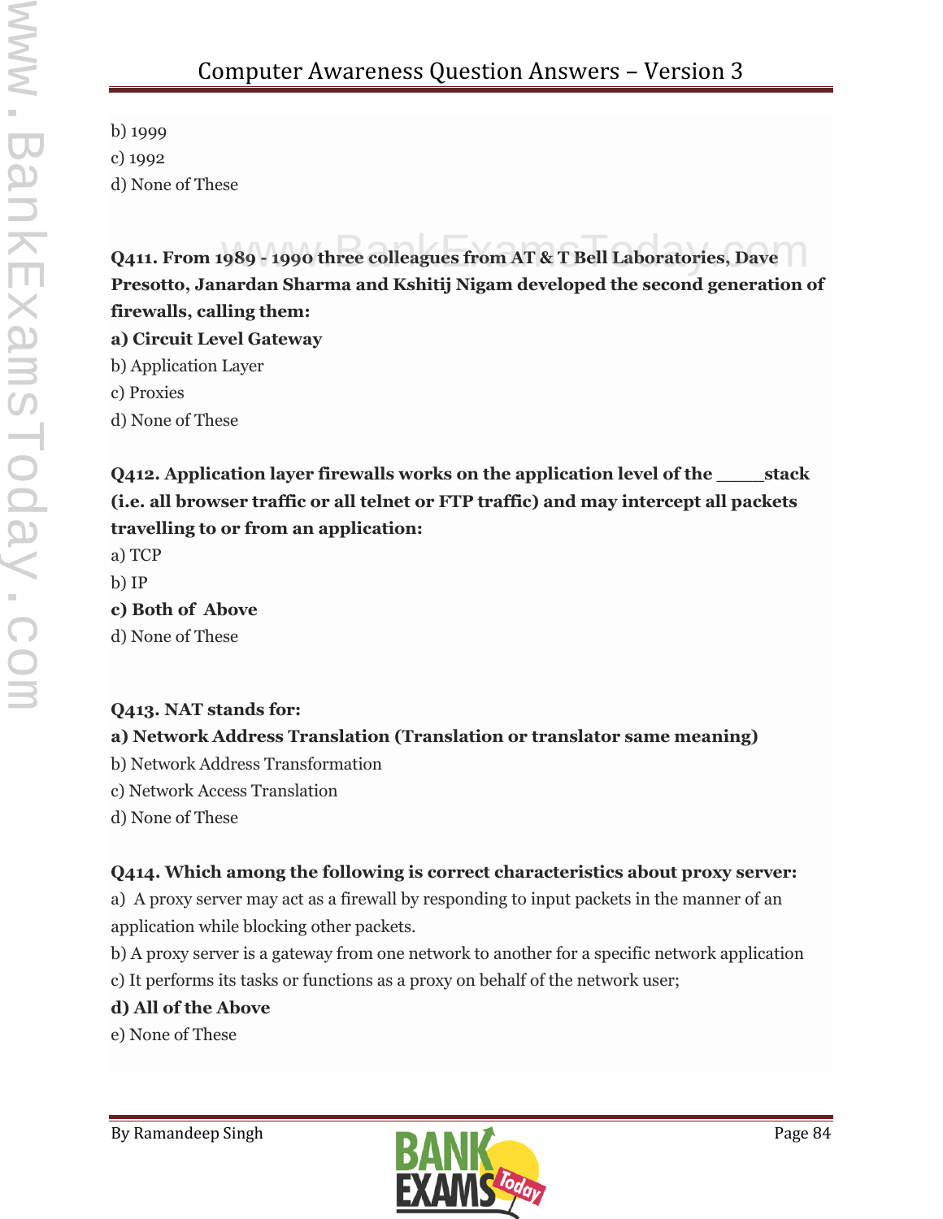b) 1999

c) 1992

d) None of These

**Q411. From 1989 - 1990 three colleagues from AT & T Bell Laboratories, Dave Presotto, Janardan Sharma and Kshitij Nigam developed the second generation of firewalls, calling them:**

**a) Circuit Level Gateway**

b) Application Layer

c) Proxies

d) None of These

**Q412. Application layer firewalls works on the application level of the ____stack (i.e. all browser traffic or all telnet or FTP traffic) and may intercept all packets travelling to or from an application:**

a) TCP

b) IP

**c) Both of Above**

d) None of These

**Q413. NAT stands for:**

**a) Network Address Translation (Translation or translator same meaning)**

b) Network Address Transformation

c) Network Access Translation

d) None of These

**Q414. Which among the following is correct characteristics about proxy server:**

a) A proxy server may act as a firewall by responding to input packets in the manner of an application while blocking other packets.

b) A proxy server is a gateway from one network to another for a specific network application

c) It performs its tasks or functions as a proxy on behalf of the network user;

**d) All of the Above**

e) None of These